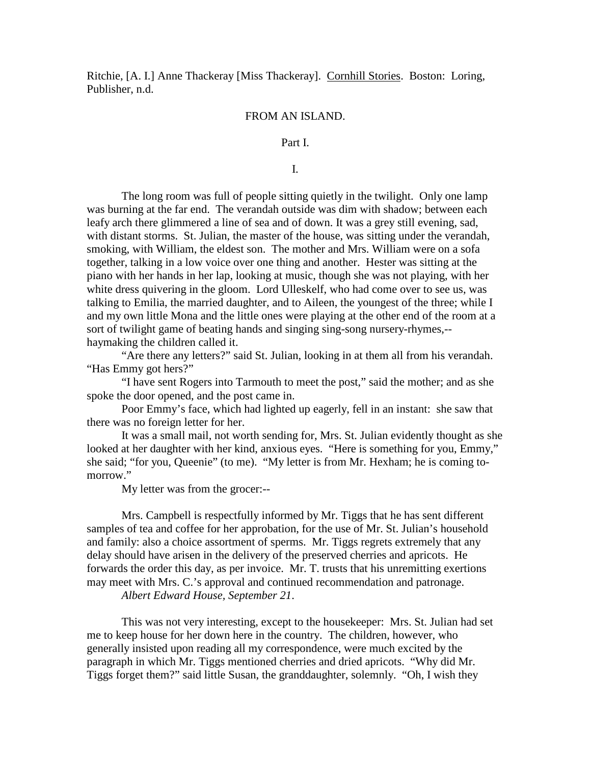Ritchie, [A. I.] Anne Thackeray [Miss Thackeray]. Cornhill Stories. Boston: Loring, Publisher, n.d.

# FROM AN ISLAND.

## Part I.

### I.

The long room was full of people sitting quietly in the twilight. Only one lamp was burning at the far end. The verandah outside was dim with shadow; between each leafy arch there glimmered a line of sea and of down. It was a grey still evening, sad, with distant storms. St. Julian, the master of the house, was sitting under the verandah, smoking, with William, the eldest son. The mother and Mrs. William were on a sofa together, talking in a low voice over one thing and another. Hester was sitting at the piano with her hands in her lap, looking at music, though she was not playing, with her white dress quivering in the gloom. Lord Ulleskelf, who had come over to see us, was talking to Emilia, the married daughter, and to Aileen, the youngest of the three; while I and my own little Mona and the little ones were playing at the other end of the room at a sort of twilight game of beating hands and singing sing-song nursery-rhymes,--haymaking the children called it.

"Are there any letters?" said St. Julian, looking in at them all from his verandah. "Has Emmy got hers?"

"I have sent Rogers into Tarmouth to meet the post," said the mother; and as she spoke the door opened, and the post came in.

Poor Emmy's face, which had lighted up eagerly, fell in an instant: she saw that there was no foreign letter for her.

It was a small mail, not worth sending for, Mrs. St. Julian evidently thought as she looked at her daughter with her kind, anxious eyes. "Here is something for you, Emmy," she said; "for you, Queenie" (to me). "My letter is from Mr. Hexham; he is coming to-morrow."

My letter was from the grocer:--

Mrs. Campbell is respectfully informed by Mr. Tiggs that he has sent different samples of tea and coffee for her approbation, for the use of Mr. St. Julian's household and family: also a choice assortment of sperms. Mr. Tiggs regrets extremely that any delay should have arisen in the delivery of the preserved cherries and apricots. He forwards the order this day, as per invoice. Mr. T. trusts that his unremitting exertions may meet with Mrs. C.'s approval and continued recommendation and patronage.

*Albert Edward House, September 21.*

This was not very interesting, except to the housekeeper: Mrs. St. Julian had set me to keep house for her down here in the country. The children, however, who generally insisted upon reading all my correspondence, were much excited by the paragraph in which Mr. Tiggs mentioned cherries and dried apricots. "Why did Mr. Tiggs forget them?" said little Susan, the granddaughter, solemnly. "Oh, I wish they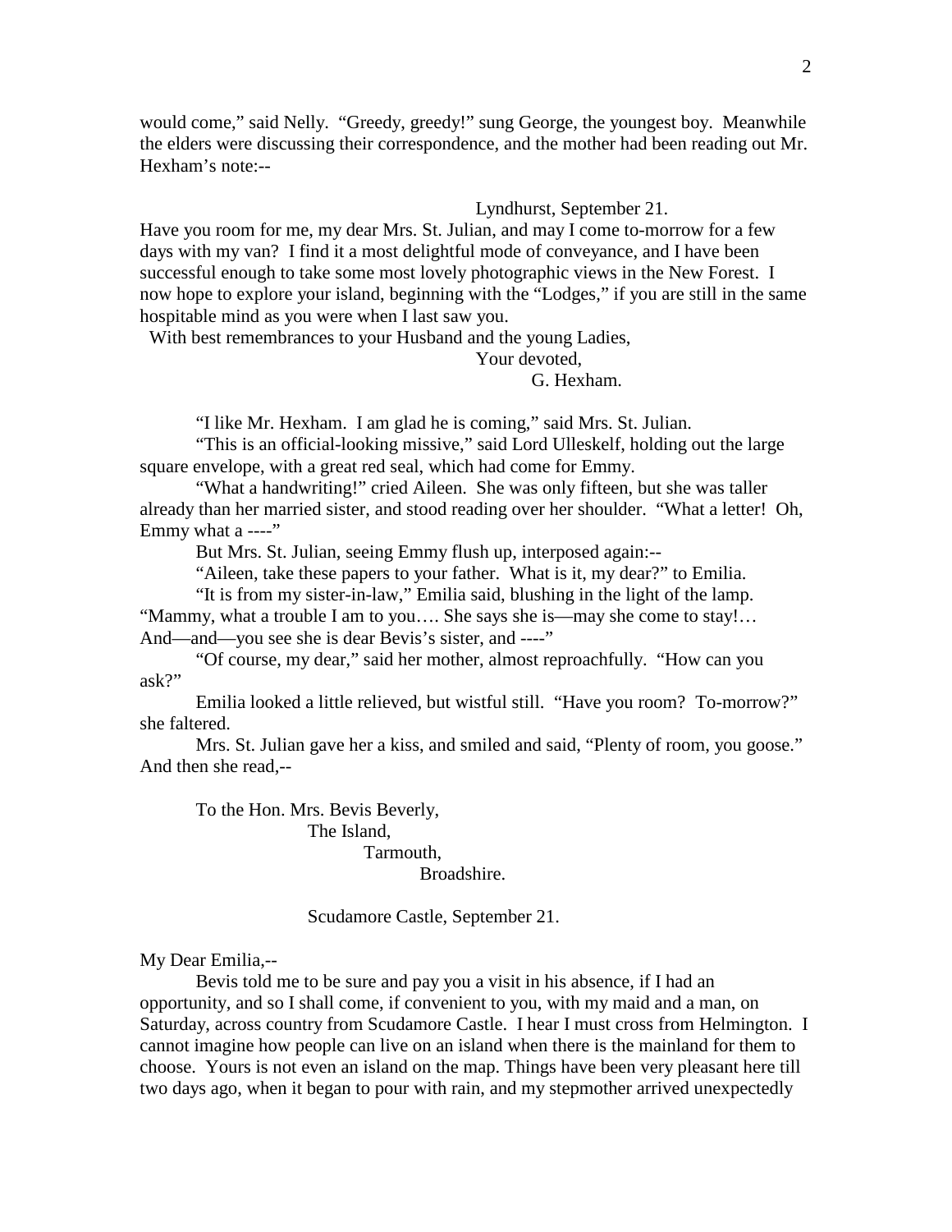would come," said Nelly. "Greedy, greedy!" sung George, the youngest boy. Meanwhile the elders were discussing their correspondence, and the mother had been reading out Mr. Hexham's note:--

Lyndhurst, September 21.

Have you room for me, my dear Mrs. St. Julian, and may I come to-morrow for a few days with my van? I find it a most delightful mode of conveyance, and I have been successful enough to take some most lovely photographic views in the New Forest. I now hope to explore your island, beginning with the "Lodges," if you are still in the same hospitable mind as you were when I last saw you.

With best remembrances to your Husband and the young Ladies,

Your devoted,

G. Hexham.

"I like Mr. Hexham. I am glad he is coming," said Mrs. St. Julian.

"This is an official-looking missive," said Lord Ulleskelf, holding out the large square envelope, with a great red seal, which had come for Emmy.

"What a handwriting!" cried Aileen. She was only fifteen, but she was taller already than her married sister, and stood reading over her shoulder. "What a letter! Oh, Emmy what a ----"

But Mrs. St. Julian, seeing Emmy flush up, interposed again:--

"Aileen, take these papers to your father. What is it, my dear?" to Emilia.

"It is from my sister-in-law," Emilia said, blushing in the light of the lamp. "Mammy, what a trouble I am to you…. She says she is—may she come to stay!… And—and—you see she is dear Bevis's sister, and ----"

"Of course, my dear," said her mother, almost reproachfully. "How can you ask?"

Emilia looked a little relieved, but wistful still. "Have you room? To-morrow?" she faltered.

Mrs. St. Julian gave her a kiss, and smiled and said, "Plenty of room, you goose." And then she read,--

To the Hon. Mrs. Bevis Beverly,
The Island,
Tarmouth,
Broadshire.

Scudamore Castle, September 21.

My Dear Emilia,--

Bevis told me to be sure and pay you a visit in his absence, if I had an opportunity, and so I shall come, if convenient to you, with my maid and a man, on Saturday, across country from Scudamore Castle. I hear I must cross from Helmington. I cannot imagine how people can live on an island when there is the mainland for them to choose. Yours is not even an island on the map. Things have been very pleasant here till two days ago, when it began to pour with rain, and my stepmother arrived unexpectedly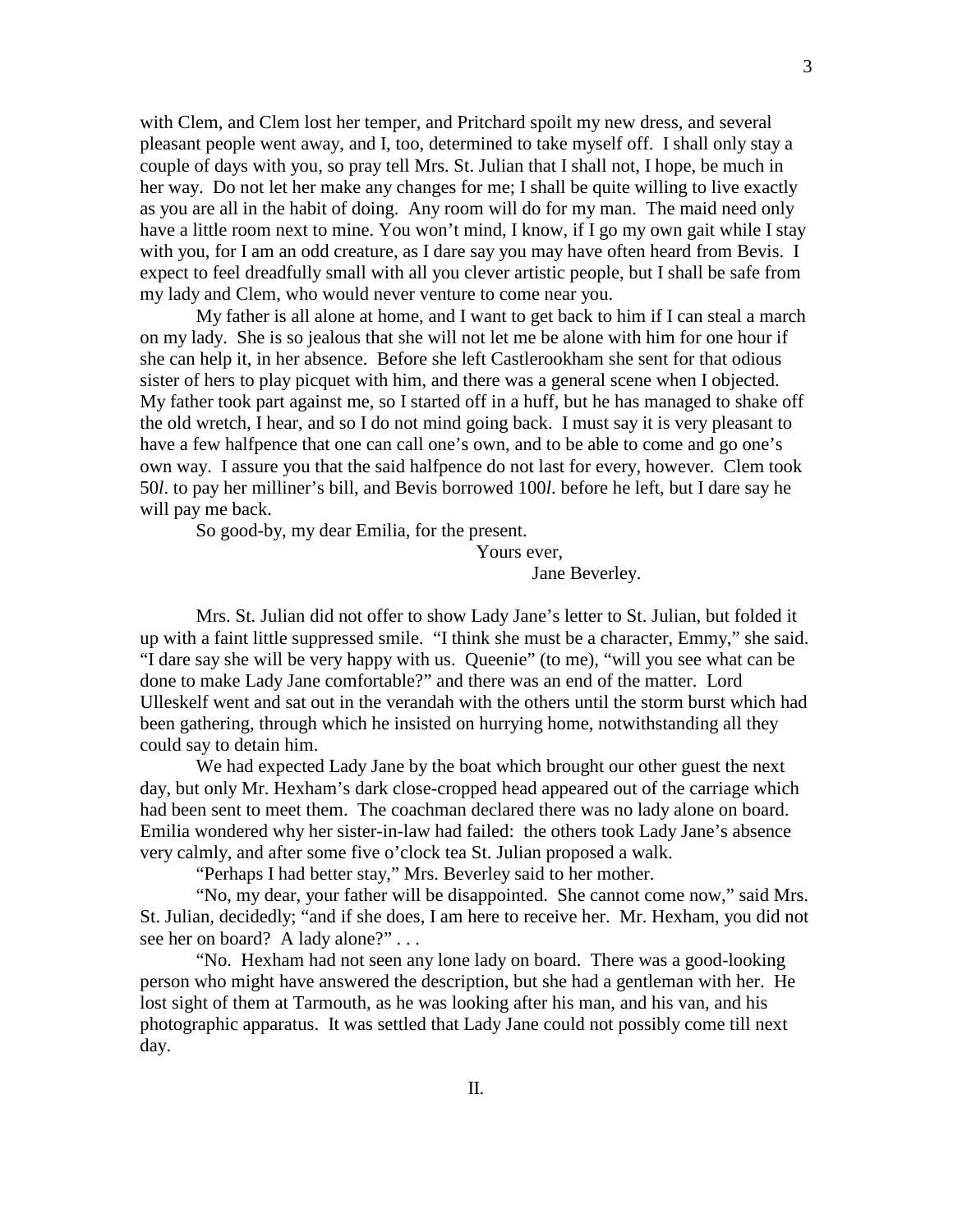with Clem, and Clem lost her temper, and Pritchard spoilt my new dress, and several pleasant people went away, and I, too, determined to take myself off. I shall only stay a couple of days with you, so pray tell Mrs. St. Julian that I shall not, I hope, be much in her way. Do not let her make any changes for me; I shall be quite willing to live exactly as you are all in the habit of doing. Any room will do for my man. The maid need only have a little room next to mine. You won't mind, I know, if I go my own gait while I stay with you, for I am an odd creature, as I dare say you may have often heard from Bevis. I expect to feel dreadfully small with all you clever artistic people, but I shall be safe from my lady and Clem, who would never venture to come near you.

My father is all alone at home, and I want to get back to him if I can steal a march on my lady. She is so jealous that she will not let me be alone with him for one hour if she can help it, in her absence. Before she left Castlerookham she sent for that odious sister of hers to play picquet with him, and there was a general scene when I objected. My father took part against me, so I started off in a huff, but he has managed to shake off the old wretch, I hear, and so I do not mind going back. I must say it is very pleasant to have a few halfpence that one can call one's own, and to be able to come and go one's own way. I assure you that the said halfpence do not last for every, however. Clem took 50*l*. to pay her milliner's bill, and Bevis borrowed 100*l*. before he left, but I dare say he will pay me back.

So good-by, my dear Emilia, for the present.

Yours ever,
Jane Beverley.

Mrs. St. Julian did not offer to show Lady Jane's letter to St. Julian, but folded it up with a faint little suppressed smile. "I think she must be a character, Emmy," she said. "I dare say she will be very happy with us. Queenie" (to me), "will you see what can be done to make Lady Jane comfortable?" and there was an end of the matter. Lord Ulleskelf went and sat out in the verandah with the others until the storm burst which had been gathering, through which he insisted on hurrying home, notwithstanding all they could say to detain him.

We had expected Lady Jane by the boat which brought our other guest the next day, but only Mr. Hexham's dark close-cropped head appeared out of the carriage which had been sent to meet them. The coachman declared there was no lady alone on board. Emilia wondered why her sister-in-law had failed: the others took Lady Jane's absence very calmly, and after some five o'clock tea St. Julian proposed a walk.

"Perhaps I had better stay," Mrs. Beverley said to her mother.

"No, my dear, your father will be disappointed. She cannot come now," said Mrs. St. Julian, decidedly; "and if she does, I am here to receive her. Mr. Hexham, you did not see her on board? A lady alone?" . . .

"No. Hexham had not seen any lone lady on board. There was a good-looking person who might have answered the description, but she had a gentleman with her. He lost sight of them at Tarmouth, as he was looking after his man, and his van, and his photographic apparatus. It was settled that Lady Jane could not possibly come till next day.

## II.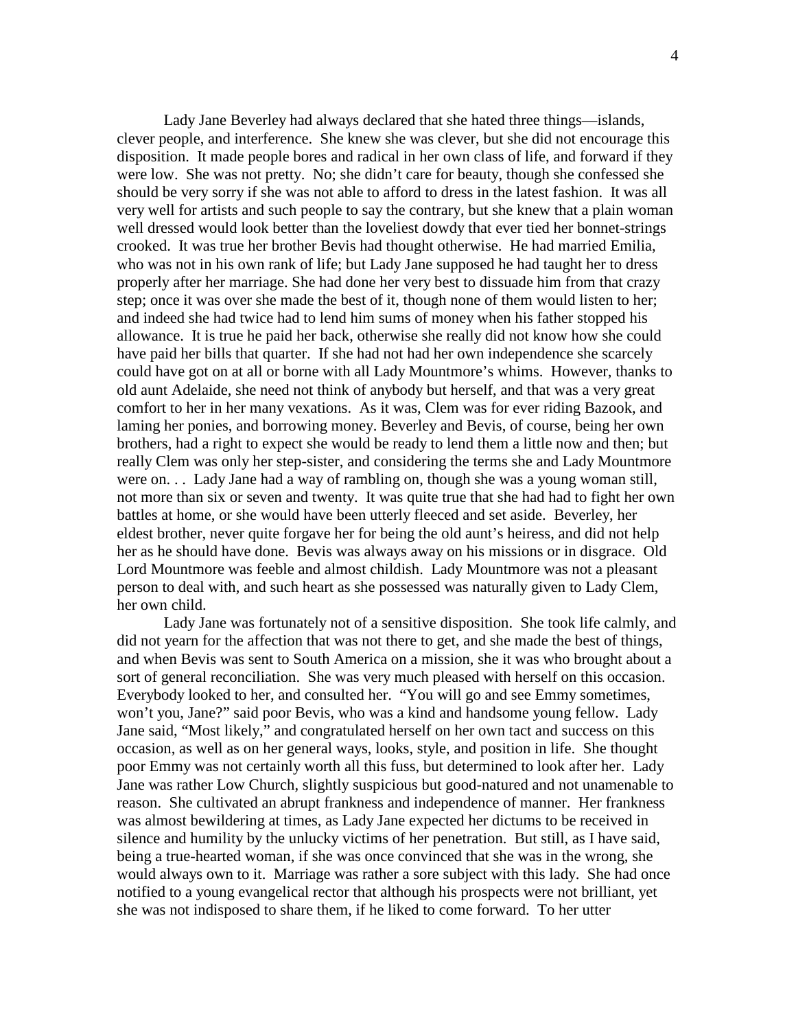Lady Jane Beverley had always declared that she hated three things—islands, clever people, and interference. She knew she was clever, but she did not encourage this disposition. It made people bores and radical in her own class of life, and forward if they were low. She was not pretty. No; she didn't care for beauty, though she confessed she should be very sorry if she was not able to afford to dress in the latest fashion. It was all very well for artists and such people to say the contrary, but she knew that a plain woman well dressed would look better than the loveliest dowdy that ever tied her bonnet-strings crooked. It was true her brother Bevis had thought otherwise. He had married Emilia, who was not in his own rank of life; but Lady Jane supposed he had taught her to dress properly after her marriage. She had done her very best to dissuade him from that crazy step; once it was over she made the best of it, though none of them would listen to her; and indeed she had twice had to lend him sums of money when his father stopped his allowance. It is true he paid her back, otherwise she really did not know how she could have paid her bills that quarter. If she had not had her own independence she scarcely could have got on at all or borne with all Lady Mountmore's whims. However, thanks to old aunt Adelaide, she need not think of anybody but herself, and that was a very great comfort to her in her many vexations. As it was, Clem was for ever riding Bazook, and laming her ponies, and borrowing money. Beverley and Bevis, of course, being her own brothers, had a right to expect she would be ready to lend them a little now and then; but really Clem was only her step-sister, and considering the terms she and Lady Mountmore were on. . . Lady Jane had a way of rambling on, though she was a young woman still, not more than six or seven and twenty. It was quite true that she had had to fight her own battles at home, or she would have been utterly fleeced and set aside. Beverley, her eldest brother, never quite forgave her for being the old aunt's heiress, and did not help her as he should have done. Bevis was always away on his missions or in disgrace. Old Lord Mountmore was feeble and almost childish. Lady Mountmore was not a pleasant person to deal with, and such heart as she possessed was naturally given to Lady Clem, her own child.

Lady Jane was fortunately not of a sensitive disposition. She took life calmly, and did not yearn for the affection that was not there to get, and she made the best of things, and when Bevis was sent to South America on a mission, she it was who brought about a sort of general reconciliation. She was very much pleased with herself on this occasion. Everybody looked to her, and consulted her. "You will go and see Emmy sometimes, won't you, Jane?" said poor Bevis, who was a kind and handsome young fellow. Lady Jane said, "Most likely," and congratulated herself on her own tact and success on this occasion, as well as on her general ways, looks, style, and position in life. She thought poor Emmy was not certainly worth all this fuss, but determined to look after her. Lady Jane was rather Low Church, slightly suspicious but good-natured and not unamenable to reason. She cultivated an abrupt frankness and independence of manner. Her frankness was almost bewildering at times, as Lady Jane expected her dictums to be received in silence and humility by the unlucky victims of her penetration. But still, as I have said, being a true-hearted woman, if she was once convinced that she was in the wrong, she would always own to it. Marriage was rather a sore subject with this lady. She had once notified to a young evangelical rector that although his prospects were not brilliant, yet she was not indisposed to share them, if he liked to come forward. To her utter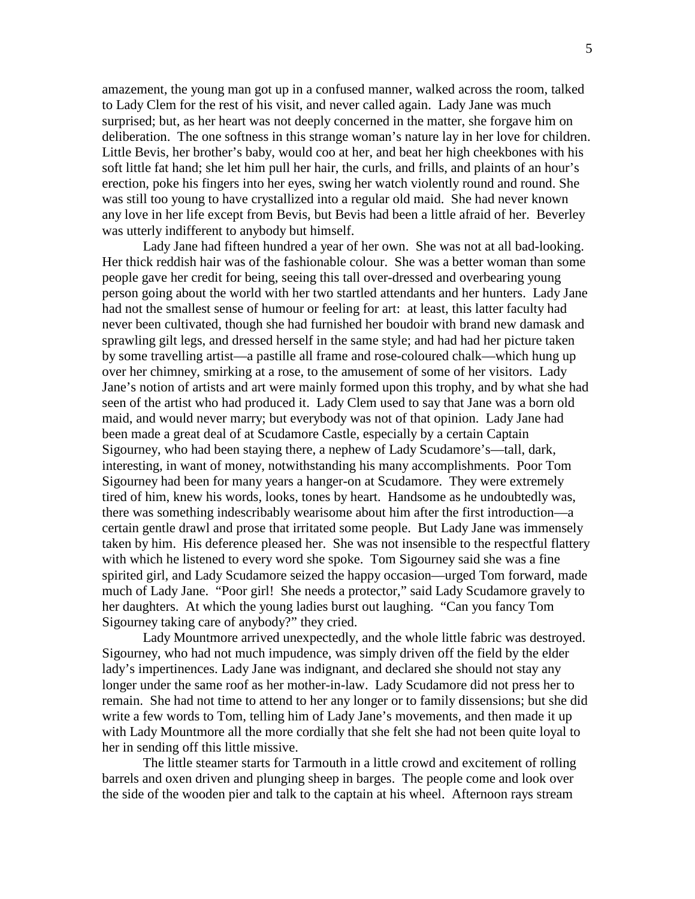amazement, the young man got up in a confused manner, walked across the room, talked to Lady Clem for the rest of his visit, and never called again. Lady Jane was much surprised; but, as her heart was not deeply concerned in the matter, she forgave him on deliberation. The one softness in this strange woman's nature lay in her love for children. Little Bevis, her brother's baby, would coo at her, and beat her high cheekbones with his soft little fat hand; she let him pull her hair, the curls, and frills, and plaints of an hour's erection, poke his fingers into her eyes, swing her watch violently round and round. She was still too young to have crystallized into a regular old maid. She had never known any love in her life except from Bevis, but Bevis had been a little afraid of her. Beverley was utterly indifferent to anybody but himself.

Lady Jane had fifteen hundred a year of her own. She was not at all bad-looking. Her thick reddish hair was of the fashionable colour. She was a better woman than some people gave her credit for being, seeing this tall over-dressed and overbearing young person going about the world with her two startled attendants and her hunters. Lady Jane had not the smallest sense of humour or feeling for art: at least, this latter faculty had never been cultivated, though she had furnished her boudoir with brand new damask and sprawling gilt legs, and dressed herself in the same style; and had had her picture taken by some travelling artist—a pastille all frame and rose-coloured chalk—which hung up over her chimney, smirking at a rose, to the amusement of some of her visitors. Lady Jane's notion of artists and art were mainly formed upon this trophy, and by what she had seen of the artist who had produced it. Lady Clem used to say that Jane was a born old maid, and would never marry; but everybody was not of that opinion. Lady Jane had been made a great deal of at Scudamore Castle, especially by a certain Captain Sigourney, who had been staying there, a nephew of Lady Scudamore's—tall, dark, interesting, in want of money, notwithstanding his many accomplishments. Poor Tom Sigourney had been for many years a hanger-on at Scudamore. They were extremely tired of him, knew his words, looks, tones by heart. Handsome as he undoubtedly was, there was something indescribably wearisome about him after the first introduction—a certain gentle drawl and prose that irritated some people. But Lady Jane was immensely taken by him. His deference pleased her. She was not insensible to the respectful flattery with which he listened to every word she spoke. Tom Sigourney said she was a fine spirited girl, and Lady Scudamore seized the happy occasion—urged Tom forward, made much of Lady Jane. "Poor girl! She needs a protector," said Lady Scudamore gravely to her daughters. At which the young ladies burst out laughing. "Can you fancy Tom Sigourney taking care of anybody?" they cried.

Lady Mountmore arrived unexpectedly, and the whole little fabric was destroyed. Sigourney, who had not much impudence, was simply driven off the field by the elder lady's impertinences. Lady Jane was indignant, and declared she should not stay any longer under the same roof as her mother-in-law. Lady Scudamore did not press her to remain. She had not time to attend to her any longer or to family dissensions; but she did write a few words to Tom, telling him of Lady Jane's movements, and then made it up with Lady Mountmore all the more cordially that she felt she had not been quite loyal to her in sending off this little missive.

The little steamer starts for Tarmouth in a little crowd and excitement of rolling barrels and oxen driven and plunging sheep in barges. The people come and look over the side of the wooden pier and talk to the captain at his wheel. Afternoon rays stream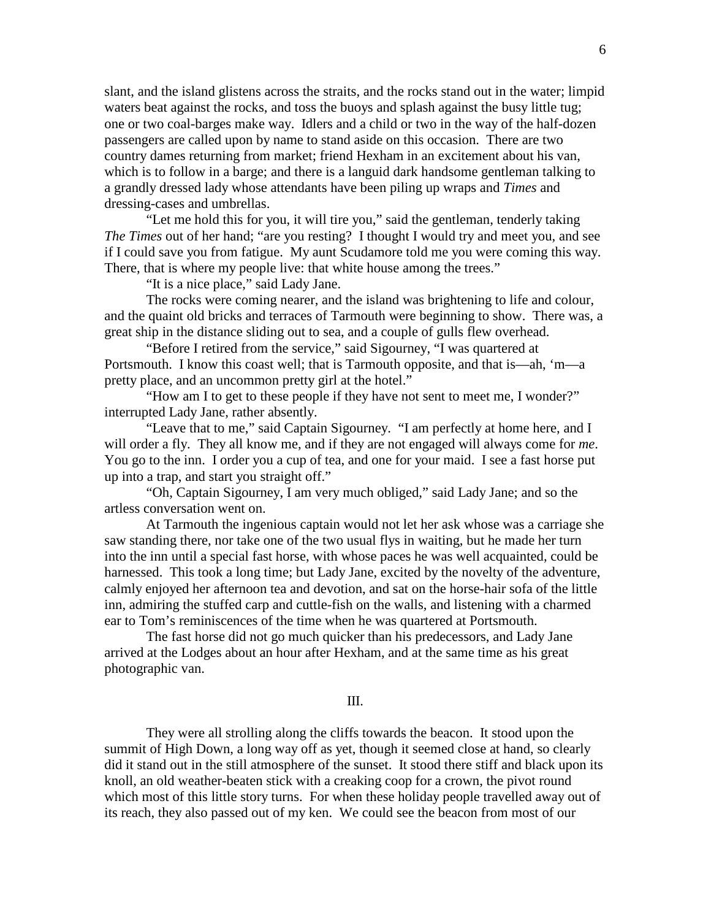slant, and the island glistens across the straits, and the rocks stand out in the water; limpid waters beat against the rocks, and toss the buoys and splash against the busy little tug; one or two coal-barges make way. Idlers and a child or two in the way of the half-dozen passengers are called upon by name to stand aside on this occasion. There are two country dames returning from market; friend Hexham in an excitement about his van, which is to follow in a barge; and there is a languid dark handsome gentleman talking to a grandly dressed lady whose attendants have been piling up wraps and *Times* and dressing-cases and umbrellas.

"Let me hold this for you, it will tire you," said the gentleman, tenderly taking *The Times* out of her hand; "are you resting? I thought I would try and meet you, and see if I could save you from fatigue. My aunt Scudamore told me you were coming this way. There, that is where my people live: that white house among the trees."

"It is a nice place," said Lady Jane.

The rocks were coming nearer, and the island was brightening to life and colour, and the quaint old bricks and terraces of Tarmouth were beginning to show. There was, a great ship in the distance sliding out to sea, and a couple of gulls flew overhead.

"Before I retired from the service," said Sigourney, "I was quartered at Portsmouth. I know this coast well; that is Tarmouth opposite, and that is—ah, 'm—a pretty place, and an uncommon pretty girl at the hotel."

"How am I to get to these people if they have not sent to meet me, I wonder?" interrupted Lady Jane, rather absently.

"Leave that to me," said Captain Sigourney. "I am perfectly at home here, and I will order a fly. They all know me, and if they are not engaged will always come for *me*. You go to the inn. I order you a cup of tea, and one for your maid. I see a fast horse put up into a trap, and start you straight off."

"Oh, Captain Sigourney, I am very much obliged," said Lady Jane; and so the artless conversation went on.

At Tarmouth the ingenious captain would not let her ask whose was a carriage she saw standing there, nor take one of the two usual flys in waiting, but he made her turn into the inn until a special fast horse, with whose paces he was well acquainted, could be harnessed. This took a long time; but Lady Jane, excited by the novelty of the adventure, calmly enjoyed her afternoon tea and devotion, and sat on the horse-hair sofa of the little inn, admiring the stuffed carp and cuttle-fish on the walls, and listening with a charmed ear to Tom's reminiscences of the time when he was quartered at Portsmouth.

The fast horse did not go much quicker than his predecessors, and Lady Jane arrived at the Lodges about an hour after Hexham, and at the same time as his great photographic van.

## III.

They were all strolling along the cliffs towards the beacon. It stood upon the summit of High Down, a long way off as yet, though it seemed close at hand, so clearly did it stand out in the still atmosphere of the sunset. It stood there stiff and black upon its knoll, an old weather-beaten stick with a creaking coop for a crown, the pivot round which most of this little story turns. For when these holiday people travelled away out of its reach, they also passed out of my ken. We could see the beacon from most of our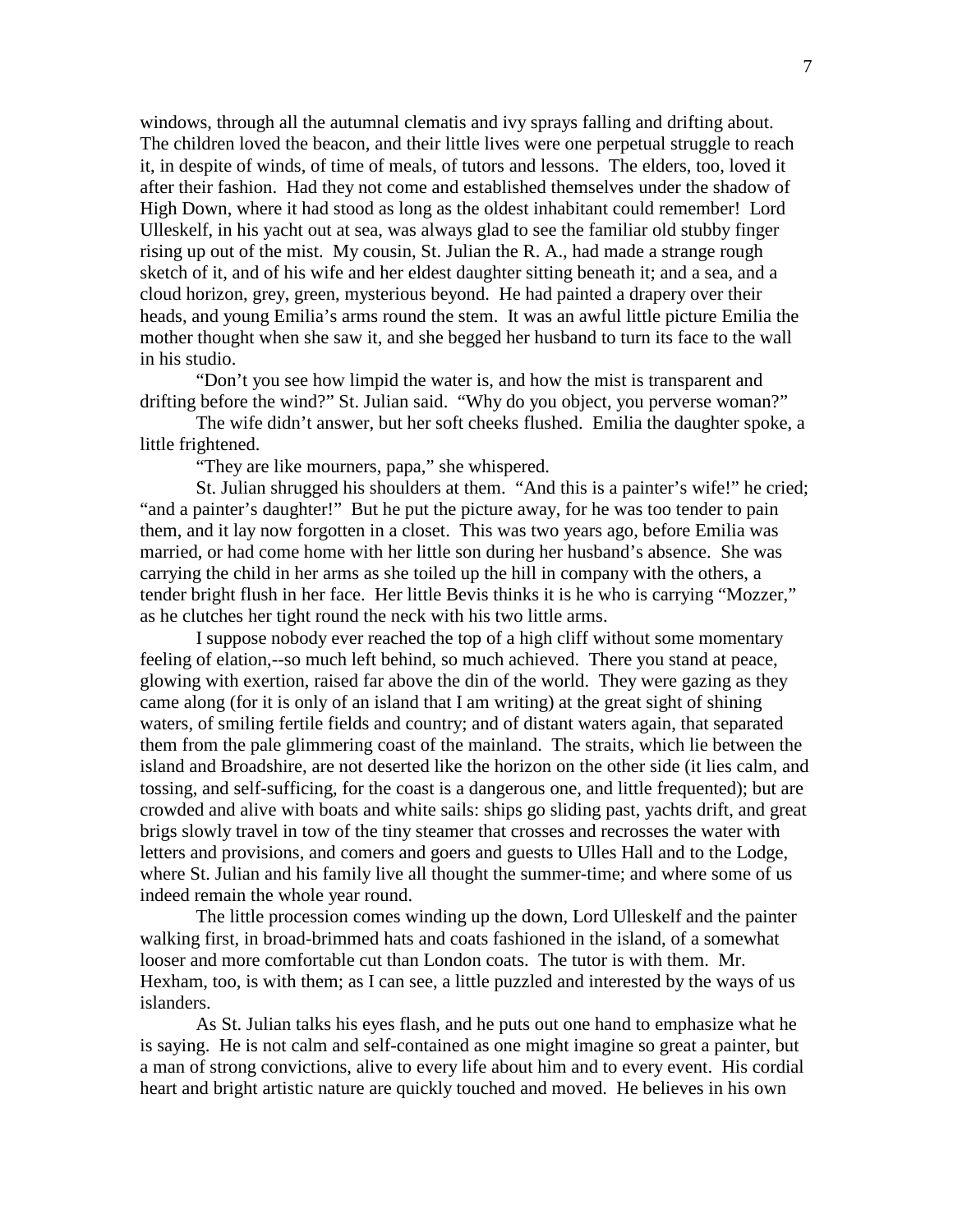windows, through all the autumnal clematis and ivy sprays falling and drifting about. The children loved the beacon, and their little lives were one perpetual struggle to reach it, in despite of winds, of time of meals, of tutors and lessons. The elders, too, loved it after their fashion. Had they not come and established themselves under the shadow of High Down, where it had stood as long as the oldest inhabitant could remember! Lord Ulleskelf, in his yacht out at sea, was always glad to see the familiar old stubby finger rising up out of the mist. My cousin, St. Julian the R. A., had made a strange rough sketch of it, and of his wife and her eldest daughter sitting beneath it; and a sea, and a cloud horizon, grey, green, mysterious beyond. He had painted a drapery over their heads, and young Emilia's arms round the stem. It was an awful little picture Emilia the mother thought when she saw it, and she begged her husband to turn its face to the wall in his studio.

"Don't you see how limpid the water is, and how the mist is transparent and drifting before the wind?" St. Julian said. "Why do you object, you perverse woman?"

The wife didn't answer, but her soft cheeks flushed. Emilia the daughter spoke, a little frightened.

"They are like mourners, papa," she whispered.

St. Julian shrugged his shoulders at them. "And this is a painter's wife!" he cried; "and a painter's daughter!" But he put the picture away, for he was too tender to pain them, and it lay now forgotten in a closet. This was two years ago, before Emilia was married, or had come home with her little son during her husband's absence. She was carrying the child in her arms as she toiled up the hill in company with the others, a tender bright flush in her face. Her little Bevis thinks it is he who is carrying "Mozzer," as he clutches her tight round the neck with his two little arms.

I suppose nobody ever reached the top of a high cliff without some momentary feeling of elation,--so much left behind, so much achieved. There you stand at peace, glowing with exertion, raised far above the din of the world. They were gazing as they came along (for it is only of an island that I am writing) at the great sight of shining waters, of smiling fertile fields and country; and of distant waters again, that separated them from the pale glimmering coast of the mainland. The straits, which lie between the island and Broadshire, are not deserted like the horizon on the other side (it lies calm, and tossing, and self-sufficing, for the coast is a dangerous one, and little frequented); but are crowded and alive with boats and white sails: ships go sliding past, yachts drift, and great brigs slowly travel in tow of the tiny steamer that crosses and recrosses the water with letters and provisions, and comers and goers and guests to Ulles Hall and to the Lodge, where St. Julian and his family live all thought the summer-time; and where some of us indeed remain the whole year round.

The little procession comes winding up the down, Lord Ulleskelf and the painter walking first, in broad-brimmed hats and coats fashioned in the island, of a somewhat looser and more comfortable cut than London coats. The tutor is with them. Mr. Hexham, too, is with them; as I can see, a little puzzled and interested by the ways of us islanders.

As St. Julian talks his eyes flash, and he puts out one hand to emphasize what he is saying. He is not calm and self-contained as one might imagine so great a painter, but a man of strong convictions, alive to every life about him and to every event. His cordial heart and bright artistic nature are quickly touched and moved. He believes in his own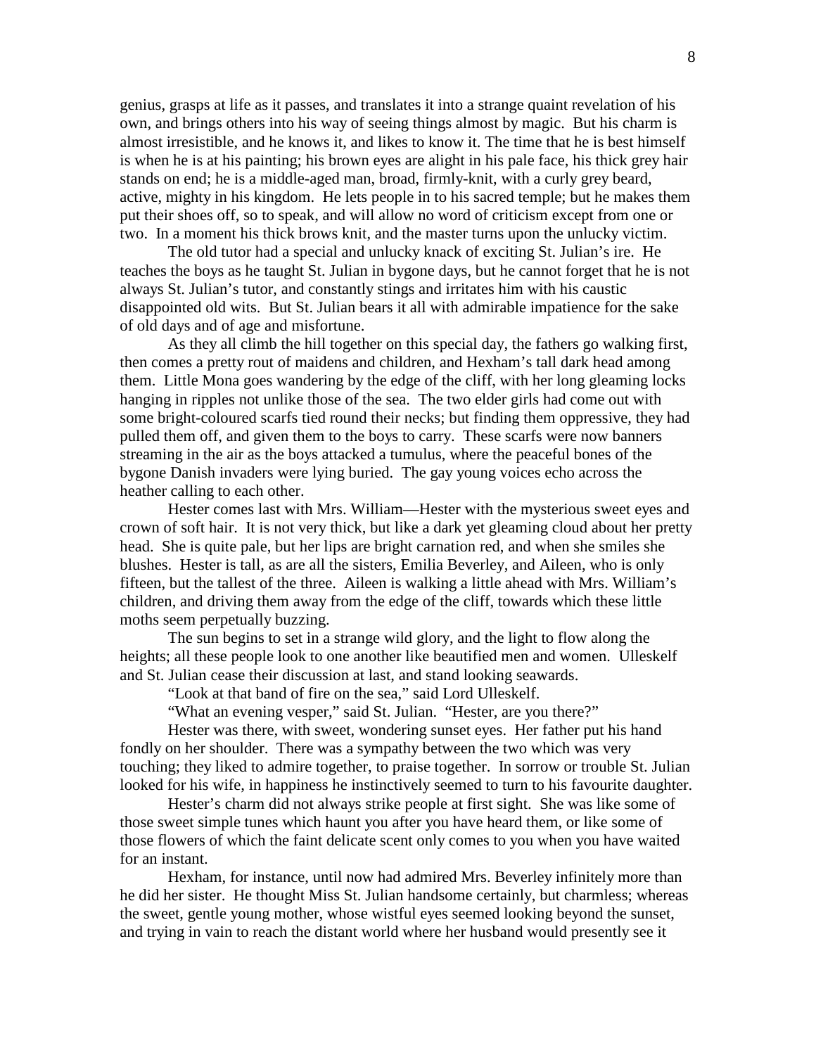genius, grasps at life as it passes, and translates it into a strange quaint revelation of his own, and brings others into his way of seeing things almost by magic. But his charm is almost irresistible, and he knows it, and likes to know it. The time that he is best himself is when he is at his painting; his brown eyes are alight in his pale face, his thick grey hair stands on end; he is a middle-aged man, broad, firmly-knit, with a curly grey beard, active, mighty in his kingdom. He lets people in to his sacred temple; but he makes them put their shoes off, so to speak, and will allow no word of criticism except from one or two. In a moment his thick brows knit, and the master turns upon the unlucky victim.

The old tutor had a special and unlucky knack of exciting St. Julian's ire. He teaches the boys as he taught St. Julian in bygone days, but he cannot forget that he is not always St. Julian's tutor, and constantly stings and irritates him with his caustic disappointed old wits. But St. Julian bears it all with admirable impatience for the sake of old days and of age and misfortune.

As they all climb the hill together on this special day, the fathers go walking first, then comes a pretty rout of maidens and children, and Hexham's tall dark head among them. Little Mona goes wandering by the edge of the cliff, with her long gleaming locks hanging in ripples not unlike those of the sea. The two elder girls had come out with some bright-coloured scarfs tied round their necks; but finding them oppressive, they had pulled them off, and given them to the boys to carry. These scarfs were now banners streaming in the air as the boys attacked a tumulus, where the peaceful bones of the bygone Danish invaders were lying buried. The gay young voices echo across the heather calling to each other.

Hester comes last with Mrs. William—Hester with the mysterious sweet eyes and crown of soft hair. It is not very thick, but like a dark yet gleaming cloud about her pretty head. She is quite pale, but her lips are bright carnation red, and when she smiles she blushes. Hester is tall, as are all the sisters, Emilia Beverley, and Aileen, who is only fifteen, but the tallest of the three. Aileen is walking a little ahead with Mrs. William's children, and driving them away from the edge of the cliff, towards which these little moths seem perpetually buzzing.

The sun begins to set in a strange wild glory, and the light to flow along the heights; all these people look to one another like beautified men and women. Ulleskelf and St. Julian cease their discussion at last, and stand looking seawards.

"Look at that band of fire on the sea," said Lord Ulleskelf.

"What an evening vesper," said St. Julian. "Hester, are you there?"

Hester was there, with sweet, wondering sunset eyes. Her father put his hand fondly on her shoulder. There was a sympathy between the two which was very touching; they liked to admire together, to praise together. In sorrow or trouble St. Julian looked for his wife, in happiness he instinctively seemed to turn to his favourite daughter.

Hester's charm did not always strike people at first sight. She was like some of those sweet simple tunes which haunt you after you have heard them, or like some of those flowers of which the faint delicate scent only comes to you when you have waited for an instant.

Hexham, for instance, until now had admired Mrs. Beverley infinitely more than he did her sister. He thought Miss St. Julian handsome certainly, but charmless; whereas the sweet, gentle young mother, whose wistful eyes seemed looking beyond the sunset, and trying in vain to reach the distant world where her husband would presently see it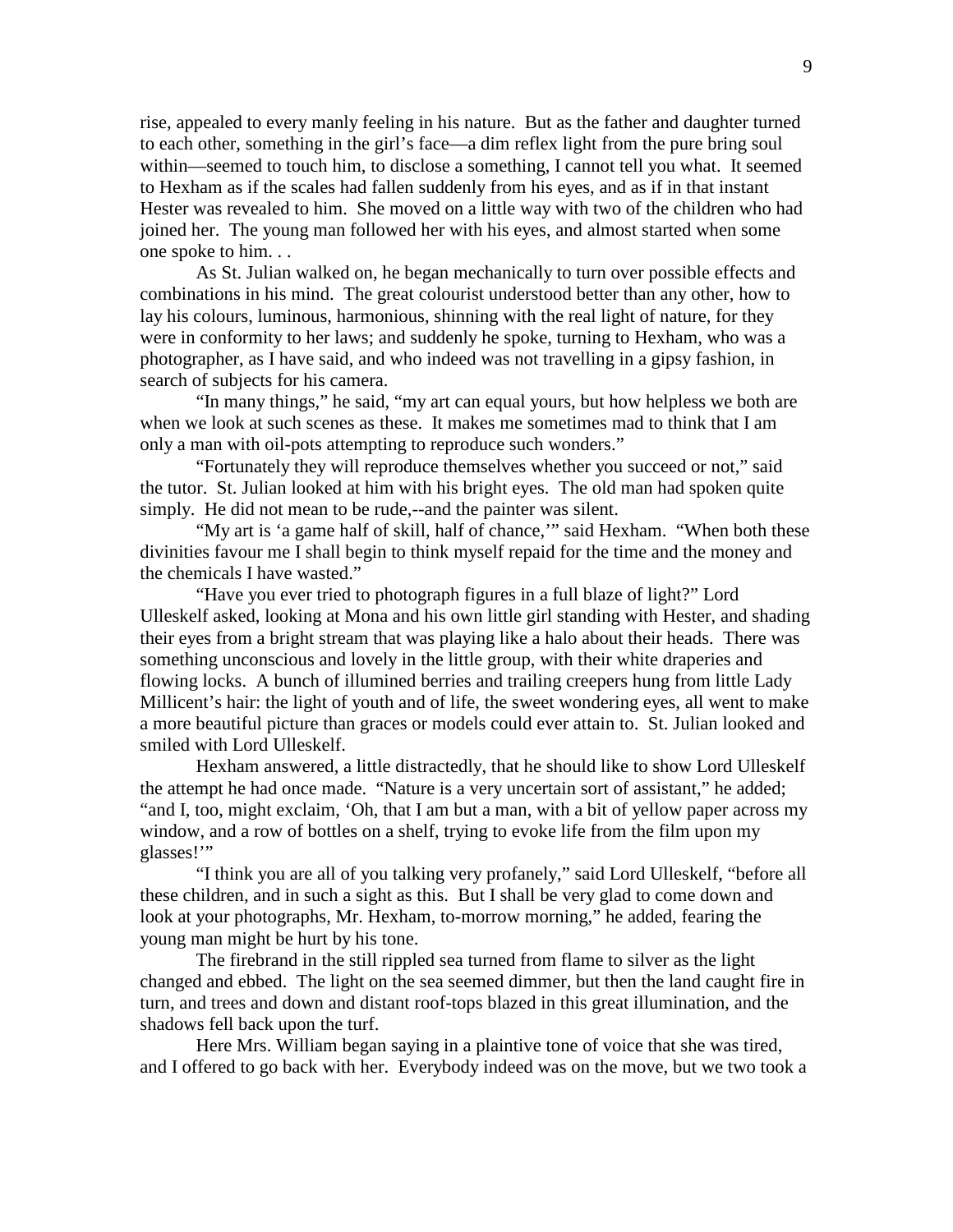rise, appealed to every manly feeling in his nature. But as the father and daughter turned to each other, something in the girl's face—a dim reflex light from the pure bring soul within—seemed to touch him, to disclose a something, I cannot tell you what. It seemed to Hexham as if the scales had fallen suddenly from his eyes, and as if in that instant Hester was revealed to him. She moved on a little way with two of the children who had joined her. The young man followed her with his eyes, and almost started when some one spoke to him. . .

As St. Julian walked on, he began mechanically to turn over possible effects and combinations in his mind. The great colourist understood better than any other, how to lay his colours, luminous, harmonious, shinning with the real light of nature, for they were in conformity to her laws; and suddenly he spoke, turning to Hexham, who was a photographer, as I have said, and who indeed was not travelling in a gipsy fashion, in search of subjects for his camera.

"In many things," he said, "my art can equal yours, but how helpless we both are when we look at such scenes as these. It makes me sometimes mad to think that I am only a man with oil-pots attempting to reproduce such wonders."

"Fortunately they will reproduce themselves whether you succeed or not," said the tutor. St. Julian looked at him with his bright eyes. The old man had spoken quite simply. He did not mean to be rude,--and the painter was silent.

"My art is 'a game half of skill, half of chance,'" said Hexham. "When both these divinities favour me I shall begin to think myself repaid for the time and the money and the chemicals I have wasted."

"Have you ever tried to photograph figures in a full blaze of light?" Lord Ulleskelf asked, looking at Mona and his own little girl standing with Hester, and shading their eyes from a bright stream that was playing like a halo about their heads. There was something unconscious and lovely in the little group, with their white draperies and flowing locks. A bunch of illumined berries and trailing creepers hung from little Lady Millicent's hair: the light of youth and of life, the sweet wondering eyes, all went to make a more beautiful picture than graces or models could ever attain to. St. Julian looked and smiled with Lord Ulleskelf.

Hexham answered, a little distractedly, that he should like to show Lord Ulleskelf the attempt he had once made. "Nature is a very uncertain sort of assistant," he added; "and I, too, might exclaim, 'Oh, that I am but a man, with a bit of yellow paper across my window, and a row of bottles on a shelf, trying to evoke life from the film upon my glasses!'"

"I think you are all of you talking very profanely," said Lord Ulleskelf, "before all these children, and in such a sight as this. But I shall be very glad to come down and look at your photographs, Mr. Hexham, to-morrow morning," he added, fearing the young man might be hurt by his tone.

The firebrand in the still rippled sea turned from flame to silver as the light changed and ebbed. The light on the sea seemed dimmer, but then the land caught fire in turn, and trees and down and distant roof-tops blazed in this great illumination, and the shadows fell back upon the turf.

Here Mrs. William began saying in a plaintive tone of voice that she was tired, and I offered to go back with her. Everybody indeed was on the move, but we two took a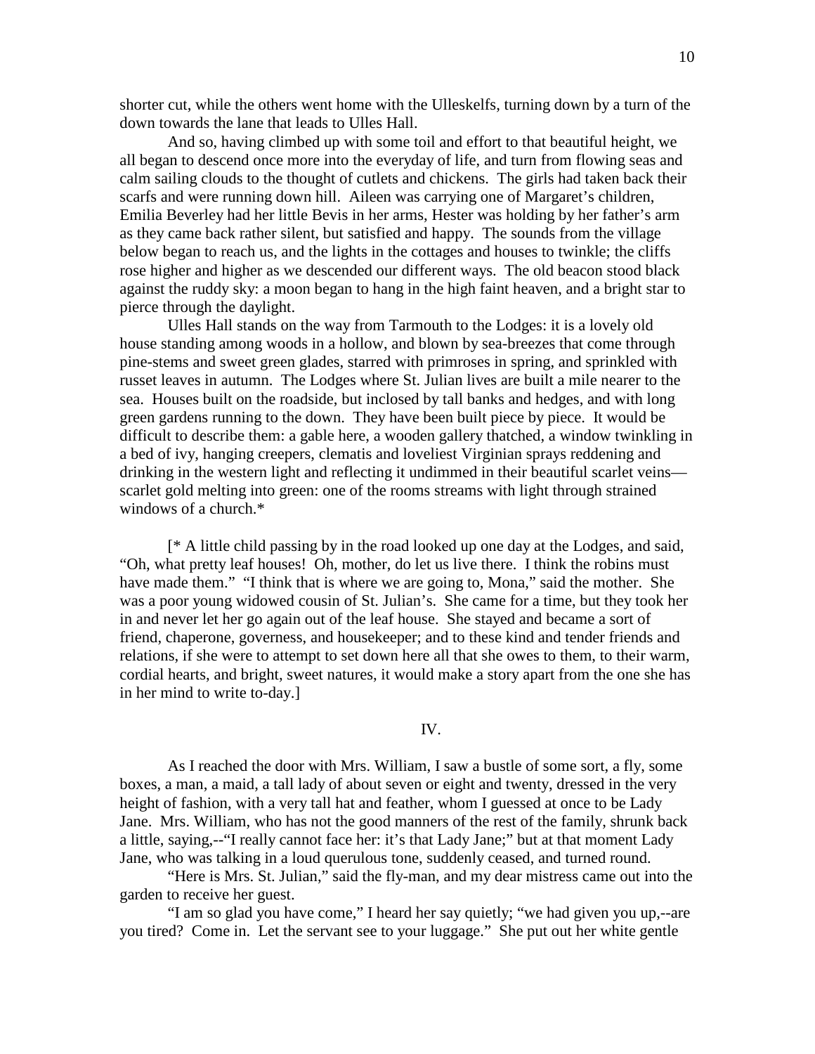shorter cut, while the others went home with the Ulleskelfs, turning down by a turn of the down towards the lane that leads to Ulles Hall.

And so, having climbed up with some toil and effort to that beautiful height, we all began to descend once more into the everyday of life, and turn from flowing seas and calm sailing clouds to the thought of cutlets and chickens. The girls had taken back their scarfs and were running down hill. Aileen was carrying one of Margaret's children, Emilia Beverley had her little Bevis in her arms, Hester was holding by her father's arm as they came back rather silent, but satisfied and happy. The sounds from the village below began to reach us, and the lights in the cottages and houses to twinkle; the cliffs rose higher and higher as we descended our different ways. The old beacon stood black against the ruddy sky: a moon began to hang in the high faint heaven, and a bright star to pierce through the daylight.

Ulles Hall stands on the way from Tarmouth to the Lodges: it is a lovely old house standing among woods in a hollow, and blown by sea-breezes that come through pine-stems and sweet green glades, starred with primroses in spring, and sprinkled with russet leaves in autumn. The Lodges where St. Julian lives are built a mile nearer to the sea. Houses built on the roadside, but inclosed by tall banks and hedges, and with long green gardens running to the down. They have been built piece by piece. It would be difficult to describe them: a gable here, a wooden gallery thatched, a window twinkling in a bed of ivy, hanging creepers, clematis and loveliest Virginian sprays reddening and drinking in the western light and reflecting it undimmed in their beautiful scarlet veins—scarlet gold melting into green: one of the rooms streams with light through strained windows of a church.*

[* A little child passing by in the road looked up one day at the Lodges, and said, "Oh, what pretty leaf houses! Oh, mother, do let us live there. I think the robins must have made them." "I think that is where we are going to, Mona," said the mother. She was a poor young widowed cousin of St. Julian's. She came for a time, but they took her in and never let her go again out of the leaf house. She stayed and became a sort of friend, chaperone, governess, and housekeeper; and to these kind and tender friends and relations, if she were to attempt to set down here all that she owes to them, to their warm, cordial hearts, and bright, sweet natures, it would make a story apart from the one she has in her mind to write to-day.]

## IV.

As I reached the door with Mrs. William, I saw a bustle of some sort, a fly, some boxes, a man, a maid, a tall lady of about seven or eight and twenty, dressed in the very height of fashion, with a very tall hat and feather, whom I guessed at once to be Lady Jane. Mrs. William, who has not the good manners of the rest of the family, shrunk back a little, saying,--"I really cannot face her: it's that Lady Jane;" but at that moment Lady Jane, who was talking in a loud querulous tone, suddenly ceased, and turned round.

"Here is Mrs. St. Julian," said the fly-man, and my dear mistress came out into the garden to receive her guest.

"I am so glad you have come," I heard her say quietly; "we had given you up,--are you tired? Come in. Let the servant see to your luggage." She put out her white gentle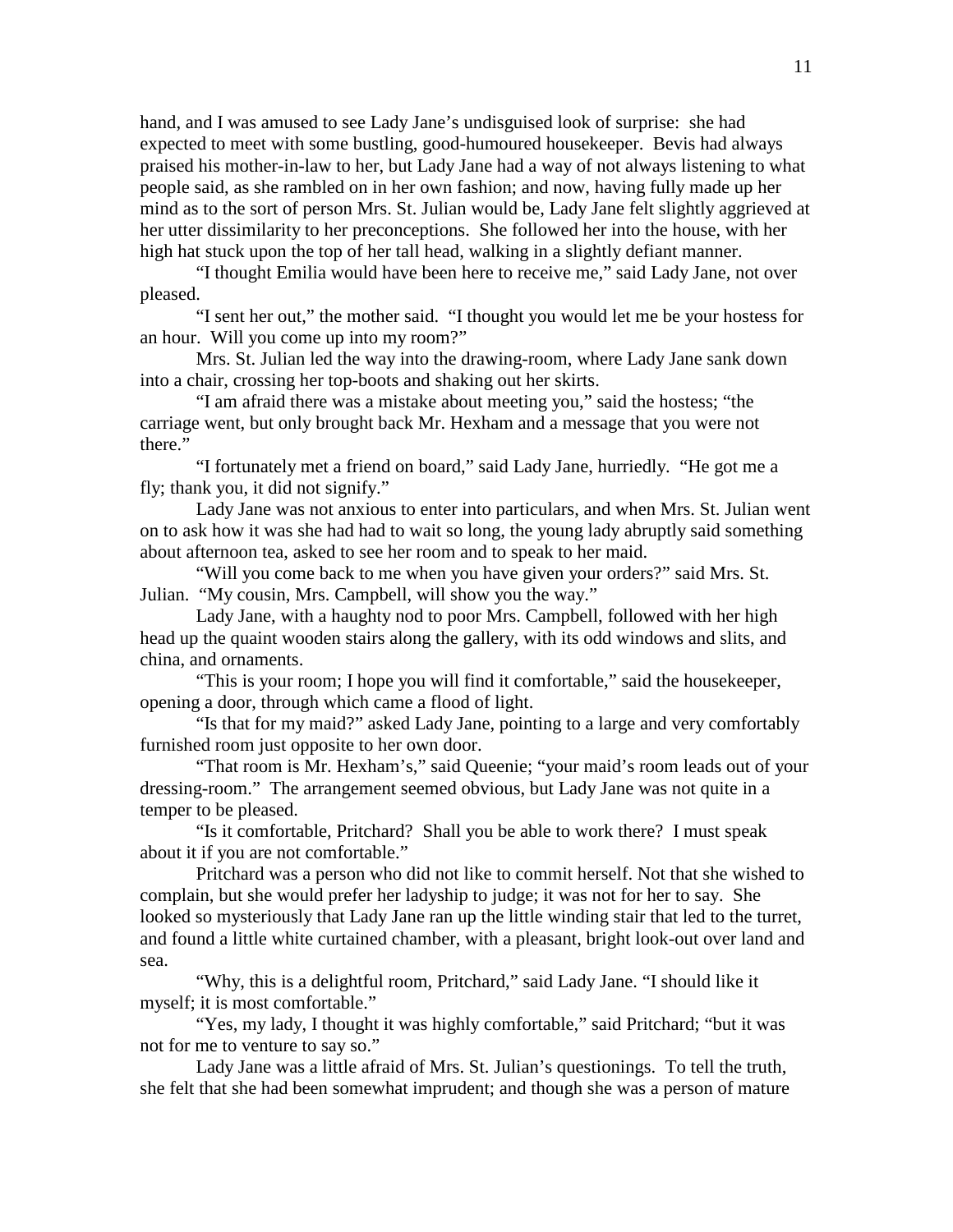hand, and I was amused to see Lady Jane's undisguised look of surprise: she had expected to meet with some bustling, good-humoured housekeeper. Bevis had always praised his mother-in-law to her, but Lady Jane had a way of not always listening to what people said, as she rambled on in her own fashion; and now, having fully made up her mind as to the sort of person Mrs. St. Julian would be, Lady Jane felt slightly aggrieved at her utter dissimilarity to her preconceptions. She followed her into the house, with her high hat stuck upon the top of her tall head, walking in a slightly defiant manner.

"I thought Emilia would have been here to receive me," said Lady Jane, not over pleased.

"I sent her out," the mother said. "I thought you would let me be your hostess for an hour. Will you come up into my room?"

Mrs. St. Julian led the way into the drawing-room, where Lady Jane sank down into a chair, crossing her top-boots and shaking out her skirts.

"I am afraid there was a mistake about meeting you," said the hostess; "the carriage went, but only brought back Mr. Hexham and a message that you were not there."

"I fortunately met a friend on board," said Lady Jane, hurriedly. "He got me a fly; thank you, it did not signify."

Lady Jane was not anxious to enter into particulars, and when Mrs. St. Julian went on to ask how it was she had had to wait so long, the young lady abruptly said something about afternoon tea, asked to see her room and to speak to her maid.

"Will you come back to me when you have given your orders?" said Mrs. St. Julian. "My cousin, Mrs. Campbell, will show you the way."

Lady Jane, with a haughty nod to poor Mrs. Campbell, followed with her high head up the quaint wooden stairs along the gallery, with its odd windows and slits, and china, and ornaments.

"This is your room; I hope you will find it comfortable," said the housekeeper, opening a door, through which came a flood of light.

"Is that for my maid?" asked Lady Jane, pointing to a large and very comfortably furnished room just opposite to her own door.

"That room is Mr. Hexham's," said Queenie; "your maid's room leads out of your dressing-room." The arrangement seemed obvious, but Lady Jane was not quite in a temper to be pleased.

"Is it comfortable, Pritchard? Shall you be able to work there? I must speak about it if you are not comfortable."

Pritchard was a person who did not like to commit herself. Not that she wished to complain, but she would prefer her ladyship to judge; it was not for her to say. She looked so mysteriously that Lady Jane ran up the little winding stair that led to the turret, and found a little white curtained chamber, with a pleasant, bright look-out over land and sea.

"Why, this is a delightful room, Pritchard," said Lady Jane. "I should like it myself; it is most comfortable."

"Yes, my lady, I thought it was highly comfortable," said Pritchard; "but it was not for me to venture to say so."

Lady Jane was a little afraid of Mrs. St. Julian's questionings. To tell the truth, she felt that she had been somewhat imprudent; and though she was a person of mature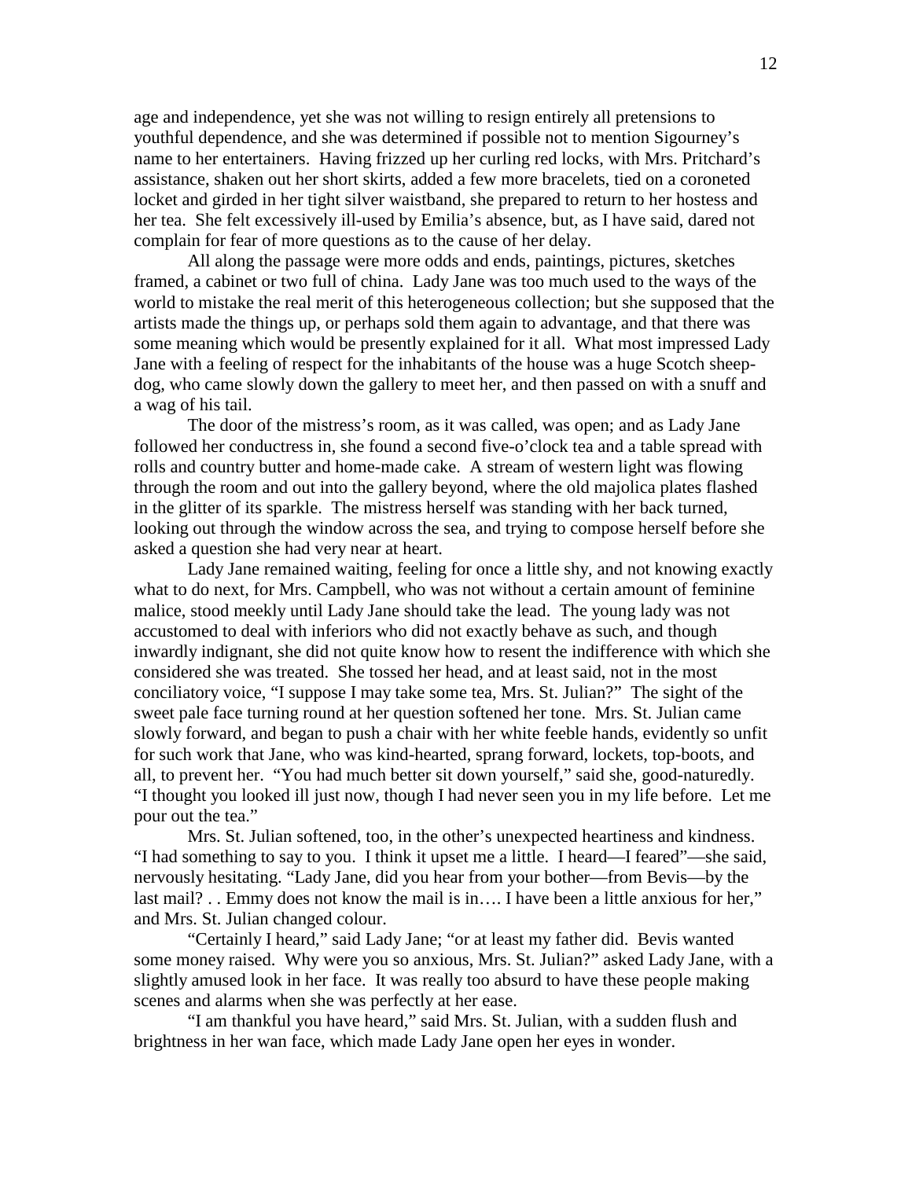age and independence, yet she was not willing to resign entirely all pretensions to youthful dependence, and she was determined if possible not to mention Sigourney's name to her entertainers. Having frizzed up her curling red locks, with Mrs. Pritchard's assistance, shaken out her short skirts, added a few more bracelets, tied on a coroneted locket and girded in her tight silver waistband, she prepared to return to her hostess and her tea. She felt excessively ill-used by Emilia's absence, but, as I have said, dared not complain for fear of more questions as to the cause of her delay.

All along the passage were more odds and ends, paintings, pictures, sketches framed, a cabinet or two full of china. Lady Jane was too much used to the ways of the world to mistake the real merit of this heterogeneous collection; but she supposed that the artists made the things up, or perhaps sold them again to advantage, and that there was some meaning which would be presently explained for it all. What most impressed Lady Jane with a feeling of respect for the inhabitants of the house was a huge Scotch sheep-dog, who came slowly down the gallery to meet her, and then passed on with a snuff and a wag of his tail.

The door of the mistress's room, as it was called, was open; and as Lady Jane followed her conductress in, she found a second five-o'clock tea and a table spread with rolls and country butter and home-made cake. A stream of western light was flowing through the room and out into the gallery beyond, where the old majolica plates flashed in the glitter of its sparkle. The mistress herself was standing with her back turned, looking out through the window across the sea, and trying to compose herself before she asked a question she had very near at heart.

Lady Jane remained waiting, feeling for once a little shy, and not knowing exactly what to do next, for Mrs. Campbell, who was not without a certain amount of feminine malice, stood meekly until Lady Jane should take the lead. The young lady was not accustomed to deal with inferiors who did not exactly behave as such, and though inwardly indignant, she did not quite know how to resent the indifference with which she considered she was treated. She tossed her head, and at least said, not in the most conciliatory voice, "I suppose I may take some tea, Mrs. St. Julian?" The sight of the sweet pale face turning round at her question softened her tone. Mrs. St. Julian came slowly forward, and began to push a chair with her white feeble hands, evidently so unfit for such work that Jane, who was kind-hearted, sprang forward, lockets, top-boots, and all, to prevent her. "You had much better sit down yourself," said she, good-naturedly. "I thought you looked ill just now, though I had never seen you in my life before. Let me pour out the tea."

Mrs. St. Julian softened, too, in the other's unexpected heartiness and kindness. "I had something to say to you. I think it upset me a little. I heard—I feared"—she said, nervously hesitating. "Lady Jane, did you hear from your bother—from Bevis—by the last mail? . . Emmy does not know the mail is in…. I have been a little anxious for her," and Mrs. St. Julian changed colour.

"Certainly I heard," said Lady Jane; "or at least my father did. Bevis wanted some money raised. Why were you so anxious, Mrs. St. Julian?" asked Lady Jane, with a slightly amused look in her face. It was really too absurd to have these people making scenes and alarms when she was perfectly at her ease.

"I am thankful you have heard," said Mrs. St. Julian, with a sudden flush and brightness in her wan face, which made Lady Jane open her eyes in wonder.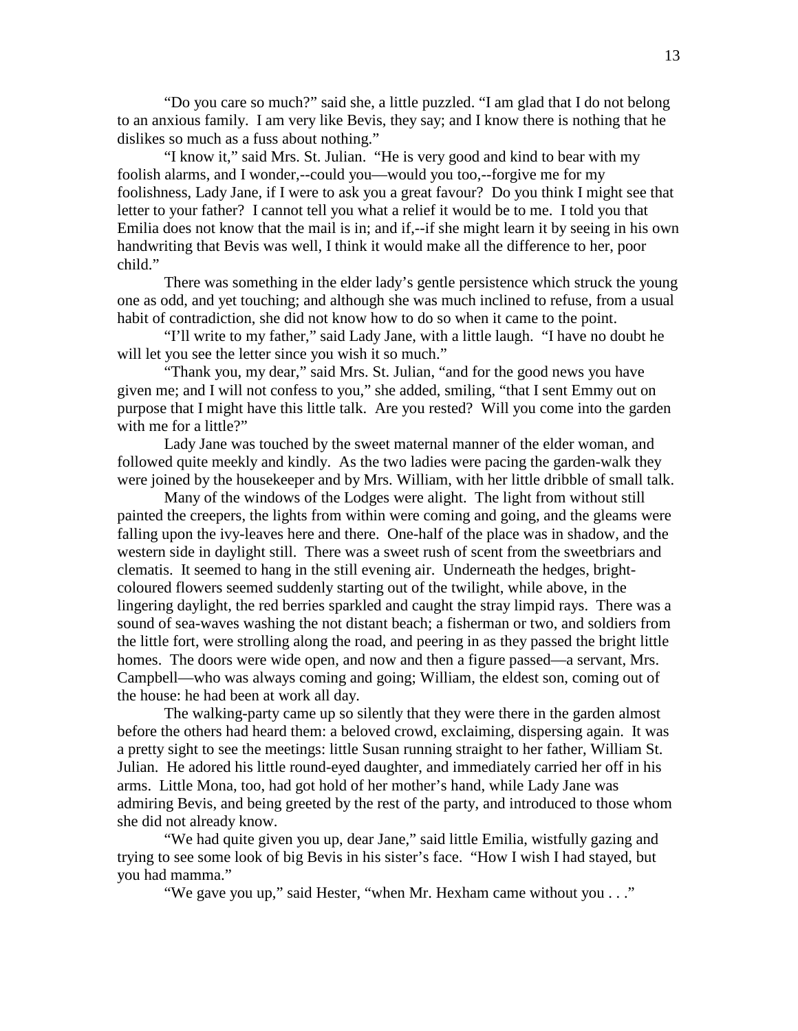"Do you care so much?" said she, a little puzzled. "I am glad that I do not belong to an anxious family. I am very like Bevis, they say; and I know there is nothing that he dislikes so much as a fuss about nothing."

"I know it," said Mrs. St. Julian. "He is very good and kind to bear with my foolish alarms, and I wonder,--could you—would you too,--forgive me for my foolishness, Lady Jane, if I were to ask you a great favour? Do you think I might see that letter to your father? I cannot tell you what a relief it would be to me. I told you that Emilia does not know that the mail is in; and if,--if she might learn it by seeing in his own handwriting that Bevis was well, I think it would make all the difference to her, poor child."

There was something in the elder lady's gentle persistence which struck the young one as odd, and yet touching; and although she was much inclined to refuse, from a usual habit of contradiction, she did not know how to do so when it came to the point.

"I'll write to my father," said Lady Jane, with a little laugh. "I have no doubt he will let you see the letter since you wish it so much."

"Thank you, my dear," said Mrs. St. Julian, "and for the good news you have given me; and I will not confess to you," she added, smiling, "that I sent Emmy out on purpose that I might have this little talk. Are you rested? Will you come into the garden with me for a little?"

Lady Jane was touched by the sweet maternal manner of the elder woman, and followed quite meekly and kindly. As the two ladies were pacing the garden-walk they were joined by the housekeeper and by Mrs. William, with her little dribble of small talk.

Many of the windows of the Lodges were alight. The light from without still painted the creepers, the lights from within were coming and going, and the gleams were falling upon the ivy-leaves here and there. One-half of the place was in shadow, and the western side in daylight still. There was a sweet rush of scent from the sweetbriars and clematis. It seemed to hang in the still evening air. Underneath the hedges, bright-coloured flowers seemed suddenly starting out of the twilight, while above, in the lingering daylight, the red berries sparkled and caught the stray limpid rays. There was a sound of sea-waves washing the not distant beach; a fisherman or two, and soldiers from the little fort, were strolling along the road, and peering in as they passed the bright little homes. The doors were wide open, and now and then a figure passed—a servant, Mrs. Campbell—who was always coming and going; William, the eldest son, coming out of the house: he had been at work all day.

The walking-party came up so silently that they were there in the garden almost before the others had heard them: a beloved crowd, exclaiming, dispersing again. It was a pretty sight to see the meetings: little Susan running straight to her father, William St. Julian. He adored his little round-eyed daughter, and immediately carried her off in his arms. Little Mona, too, had got hold of her mother's hand, while Lady Jane was admiring Bevis, and being greeted by the rest of the party, and introduced to those whom she did not already know.

"We had quite given you up, dear Jane," said little Emilia, wistfully gazing and trying to see some look of big Bevis in his sister's face. "How I wish I had stayed, but you had mamma."

"We gave you up," said Hester, "when Mr. Hexham came without you . . ."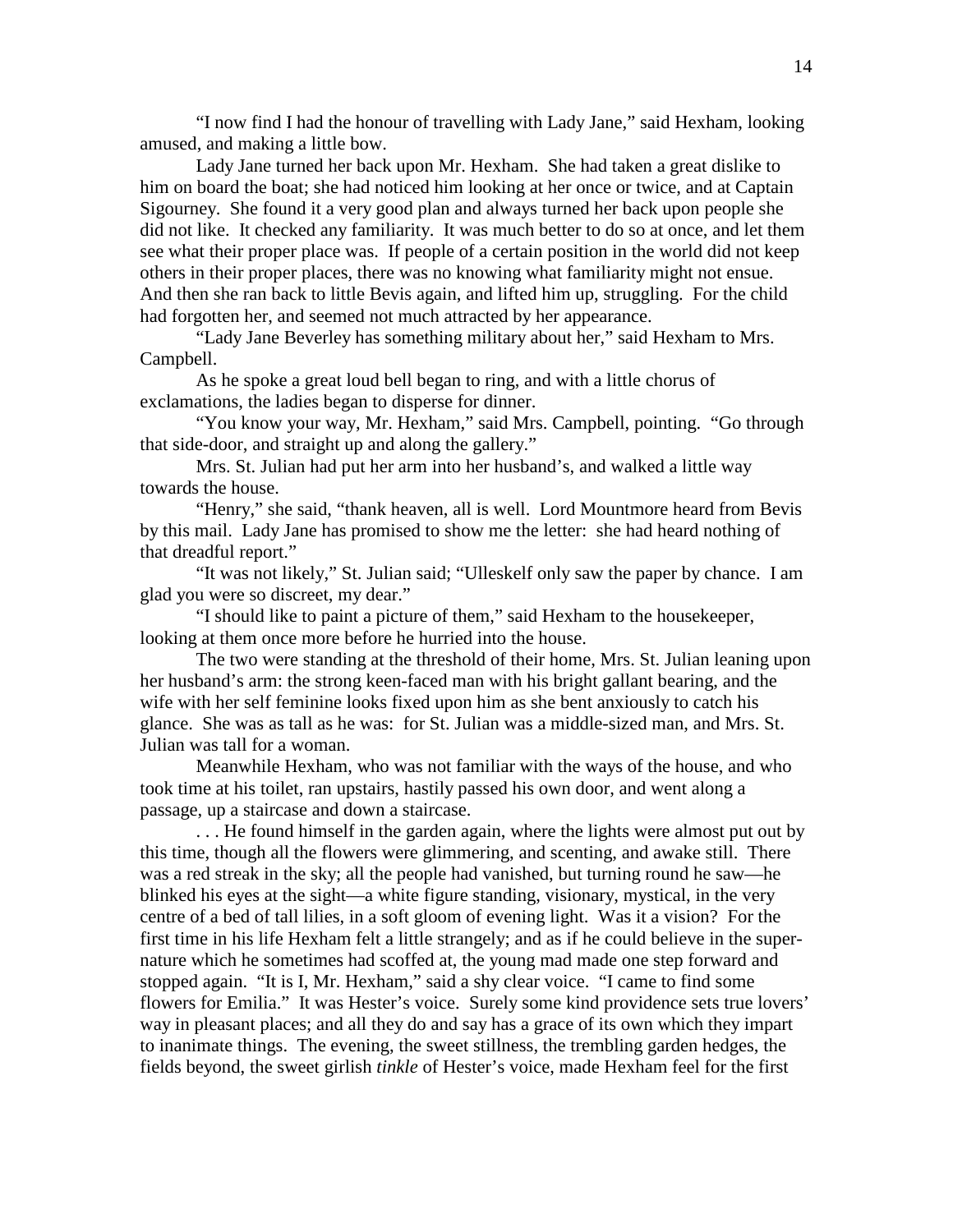"I now find I had the honour of travelling with Lady Jane," said Hexham, looking amused, and making a little bow.

Lady Jane turned her back upon Mr. Hexham. She had taken a great dislike to him on board the boat; she had noticed him looking at her once or twice, and at Captain Sigourney. She found it a very good plan and always turned her back upon people she did not like. It checked any familiarity. It was much better to do so at once, and let them see what their proper place was. If people of a certain position in the world did not keep others in their proper places, there was no knowing what familiarity might not ensue. And then she ran back to little Bevis again, and lifted him up, struggling. For the child had forgotten her, and seemed not much attracted by her appearance.

"Lady Jane Beverley has something military about her," said Hexham to Mrs. Campbell.

As he spoke a great loud bell began to ring, and with a little chorus of exclamations, the ladies began to disperse for dinner.

"You know your way, Mr. Hexham," said Mrs. Campbell, pointing. "Go through that side-door, and straight up and along the gallery."

Mrs. St. Julian had put her arm into her husband's, and walked a little way towards the house.

"Henry," she said, "thank heaven, all is well. Lord Mountmore heard from Bevis by this mail. Lady Jane has promised to show me the letter: she had heard nothing of that dreadful report."

"It was not likely," St. Julian said; "Ulleskelf only saw the paper by chance. I am glad you were so discreet, my dear."

"I should like to paint a picture of them," said Hexham to the housekeeper, looking at them once more before he hurried into the house.

The two were standing at the threshold of their home, Mrs. St. Julian leaning upon her husband's arm: the strong keen-faced man with his bright gallant bearing, and the wife with her self feminine looks fixed upon him as she bent anxiously to catch his glance. She was as tall as he was: for St. Julian was a middle-sized man, and Mrs. St. Julian was tall for a woman.

Meanwhile Hexham, who was not familiar with the ways of the house, and who took time at his toilet, ran upstairs, hastily passed his own door, and went along a passage, up a staircase and down a staircase.

. . . He found himself in the garden again, where the lights were almost put out by this time, though all the flowers were glimmering, and scenting, and awake still. There was a red streak in the sky; all the people had vanished, but turning round he saw—he blinked his eyes at the sight—a white figure standing, visionary, mystical, in the very centre of a bed of tall lilies, in a soft gloom of evening light. Was it a vision? For the first time in his life Hexham felt a little strangely; and as if he could believe in the super-nature which he sometimes had scoffed at, the young mad made one step forward and stopped again. "It is I, Mr. Hexham," said a shy clear voice. "I came to find some flowers for Emilia." It was Hester's voice. Surely some kind providence sets true lovers' way in pleasant places; and all they do and say has a grace of its own which they impart to inanimate things. The evening, the sweet stillness, the trembling garden hedges, the fields beyond, the sweet girlish *tinkle* of Hester's voice, made Hexham feel for the first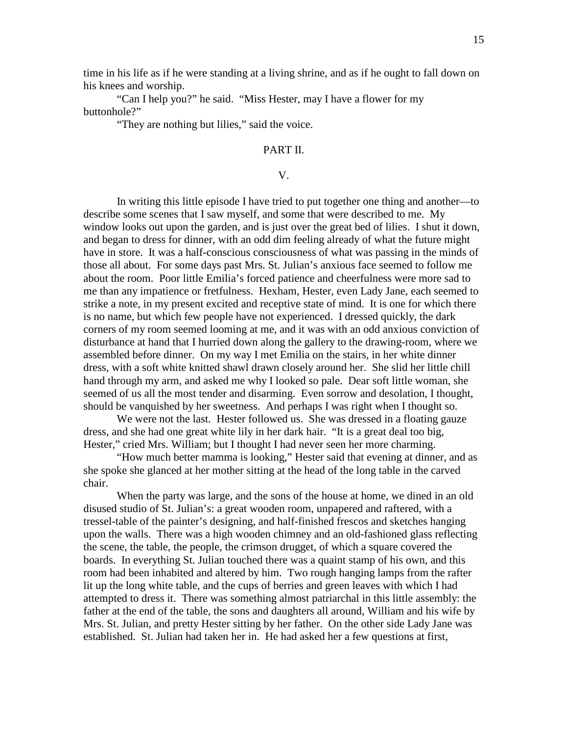time in his life as if he were standing at a living shrine, and as if he ought to fall down on his knees and worship.

"Can I help you?" he said. "Miss Hester, may I have a flower for my buttonhole?"

"They are nothing but lilies," said the voice.

## PART II.

### V.

In writing this little episode I have tried to put together one thing and another—to describe some scenes that I saw myself, and some that were described to me. My window looks out upon the garden, and is just over the great bed of lilies. I shut it down, and began to dress for dinner, with an odd dim feeling already of what the future might have in store. It was a half-conscious consciousness of what was passing in the minds of those all about. For some days past Mrs. St. Julian's anxious face seemed to follow me about the room. Poor little Emilia's forced patience and cheerfulness were more sad to me than any impatience or fretfulness. Hexham, Hester, even Lady Jane, each seemed to strike a note, in my present excited and receptive state of mind. It is one for which there is no name, but which few people have not experienced. I dressed quickly, the dark corners of my room seemed looming at me, and it was with an odd anxious conviction of disturbance at hand that I hurried down along the gallery to the drawing-room, where we assembled before dinner. On my way I met Emilia on the stairs, in her white dinner dress, with a soft white knitted shawl drawn closely around her. She slid her little chill hand through my arm, and asked me why I looked so pale. Dear soft little woman, she seemed of us all the most tender and disarming. Even sorrow and desolation, I thought, should be vanquished by her sweetness. And perhaps I was right when I thought so.

We were not the last. Hester followed us. She was dressed in a floating gauze dress, and she had one great white lily in her dark hair. "It is a great deal too big, Hester," cried Mrs. William; but I thought I had never seen her more charming.

"How much better mamma is looking," Hester said that evening at dinner, and as she spoke she glanced at her mother sitting at the head of the long table in the carved chair.

When the party was large, and the sons of the house at home, we dined in an old disused studio of St. Julian's: a great wooden room, unpapered and raftered, with a tressel-table of the painter's designing, and half-finished frescos and sketches hanging upon the walls. There was a high wooden chimney and an old-fashioned glass reflecting the scene, the table, the people, the crimson drugget, of which a square covered the boards. In everything St. Julian touched there was a quaint stamp of his own, and this room had been inhabited and altered by him. Two rough hanging lamps from the rafter lit up the long white table, and the cups of berries and green leaves with which I had attempted to dress it. There was something almost patriarchal in this little assembly: the father at the end of the table, the sons and daughters all around, William and his wife by Mrs. St. Julian, and pretty Hester sitting by her father. On the other side Lady Jane was established. St. Julian had taken her in. He had asked her a few questions at first,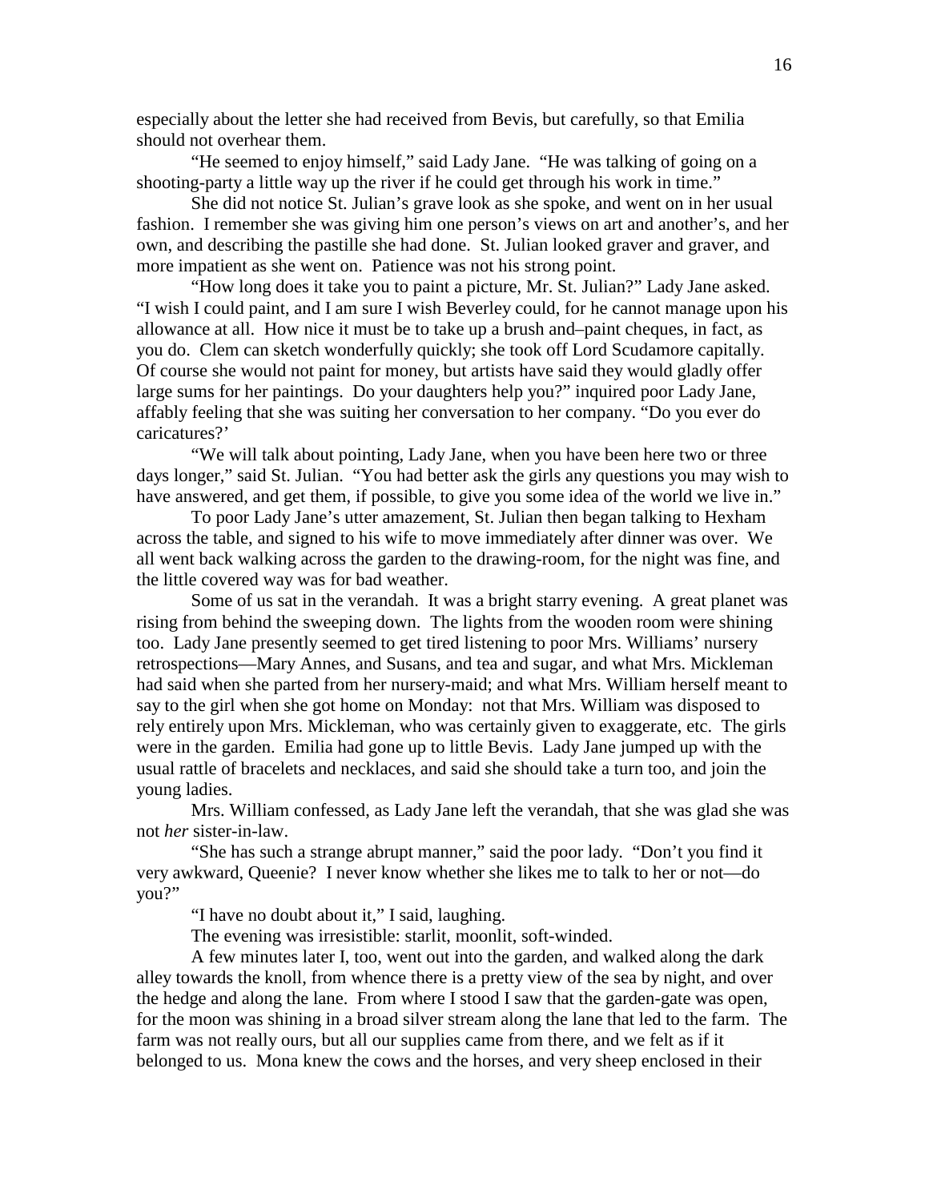especially about the letter she had received from Bevis, but carefully, so that Emilia should not overhear them.

"He seemed to enjoy himself," said Lady Jane. "He was talking of going on a shooting-party a little way up the river if he could get through his work in time."

She did not notice St. Julian's grave look as she spoke, and went on in her usual fashion. I remember she was giving him one person's views on art and another's, and her own, and describing the pastille she had done. St. Julian looked graver and graver, and more impatient as she went on. Patience was not his strong point.

"How long does it take you to paint a picture, Mr. St. Julian?" Lady Jane asked. "I wish I could paint, and I am sure I wish Beverley could, for he cannot manage upon his allowance at all. How nice it must be to take up a brush and–paint cheques, in fact, as you do. Clem can sketch wonderfully quickly; she took off Lord Scudamore capitally. Of course she would not paint for money, but artists have said they would gladly offer large sums for her paintings. Do your daughters help you?" inquired poor Lady Jane, affably feeling that she was suiting her conversation to her company. "Do you ever do caricatures?'

"We will talk about pointing, Lady Jane, when you have been here two or three days longer," said St. Julian. "You had better ask the girls any questions you may wish to have answered, and get them, if possible, to give you some idea of the world we live in."

To poor Lady Jane's utter amazement, St. Julian then began talking to Hexham across the table, and signed to his wife to move immediately after dinner was over. We all went back walking across the garden to the drawing-room, for the night was fine, and the little covered way was for bad weather.

Some of us sat in the verandah. It was a bright starry evening. A great planet was rising from behind the sweeping down. The lights from the wooden room were shining too. Lady Jane presently seemed to get tired listening to poor Mrs. Williams' nursery retrospections—Mary Annes, and Susans, and tea and sugar, and what Mrs. Mickleman had said when she parted from her nursery-maid; and what Mrs. William herself meant to say to the girl when she got home on Monday: not that Mrs. William was disposed to rely entirely upon Mrs. Mickleman, who was certainly given to exaggerate, etc. The girls were in the garden. Emilia had gone up to little Bevis. Lady Jane jumped up with the usual rattle of bracelets and necklaces, and said she should take a turn too, and join the young ladies.

Mrs. William confessed, as Lady Jane left the verandah, that she was glad she was not *her* sister-in-law.

"She has such a strange abrupt manner," said the poor lady. "Don't you find it very awkward, Queenie? I never know whether she likes me to talk to her or not—do you?"

"I have no doubt about it," I said, laughing.

The evening was irresistible: starlit, moonlit, soft-winded.

A few minutes later I, too, went out into the garden, and walked along the dark alley towards the knoll, from whence there is a pretty view of the sea by night, and over the hedge and along the lane. From where I stood I saw that the garden-gate was open, for the moon was shining in a broad silver stream along the lane that led to the farm. The farm was not really ours, but all our supplies came from there, and we felt as if it belonged to us. Mona knew the cows and the horses, and very sheep enclosed in their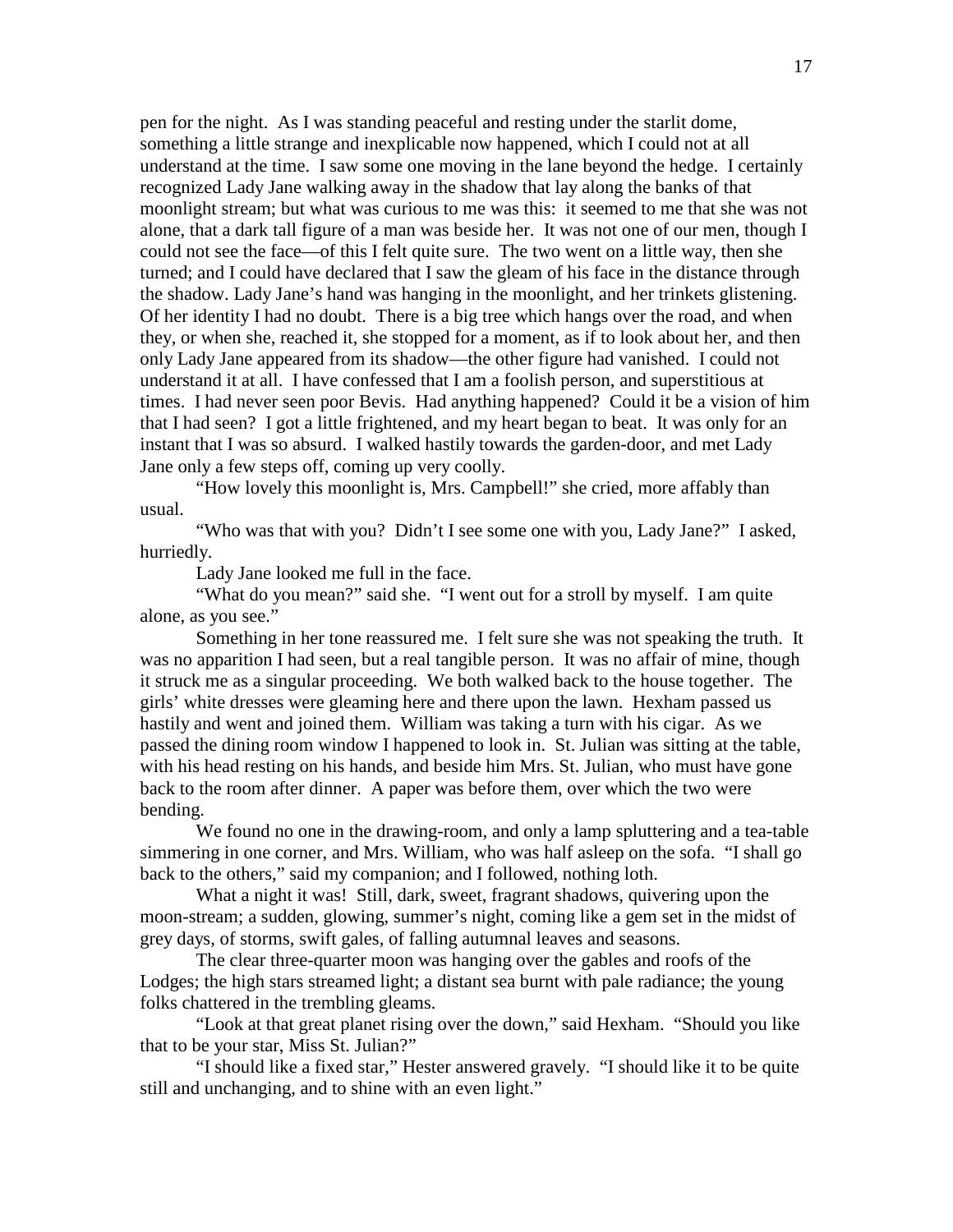pen for the night. As I was standing peaceful and resting under the starlit dome, something a little strange and inexplicable now happened, which I could not at all understand at the time. I saw some one moving in the lane beyond the hedge. I certainly recognized Lady Jane walking away in the shadow that lay along the banks of that moonlight stream; but what was curious to me was this: it seemed to me that she was not alone, that a dark tall figure of a man was beside her. It was not one of our men, though I could not see the face—of this I felt quite sure. The two went on a little way, then she turned; and I could have declared that I saw the gleam of his face in the distance through the shadow. Lady Jane's hand was hanging in the moonlight, and her trinkets glistening. Of her identity I had no doubt. There is a big tree which hangs over the road, and when they, or when she, reached it, she stopped for a moment, as if to look about her, and then only Lady Jane appeared from its shadow—the other figure had vanished. I could not understand it at all. I have confessed that I am a foolish person, and superstitious at times. I had never seen poor Bevis. Had anything happened? Could it be a vision of him that I had seen? I got a little frightened, and my heart began to beat. It was only for an instant that I was so absurd. I walked hastily towards the garden-door, and met Lady Jane only a few steps off, coming up very coolly.

"How lovely this moonlight is, Mrs. Campbell!" she cried, more affably than usual.

"Who was that with you? Didn't I see some one with you, Lady Jane?" I asked, hurriedly.

Lady Jane looked me full in the face.

"What do you mean?" said she. "I went out for a stroll by myself. I am quite alone, as you see."

Something in her tone reassured me. I felt sure she was not speaking the truth. It was no apparition I had seen, but a real tangible person. It was no affair of mine, though it struck me as a singular proceeding. We both walked back to the house together. The girls' white dresses were gleaming here and there upon the lawn. Hexham passed us hastily and went and joined them. William was taking a turn with his cigar. As we passed the dining room window I happened to look in. St. Julian was sitting at the table, with his head resting on his hands, and beside him Mrs. St. Julian, who must have gone back to the room after dinner. A paper was before them, over which the two were bending.

We found no one in the drawing-room, and only a lamp spluttering and a tea-table simmering in one corner, and Mrs. William, who was half asleep on the sofa. "I shall go back to the others," said my companion; and I followed, nothing loth.

What a night it was! Still, dark, sweet, fragrant shadows, quivering upon the moon-stream; a sudden, glowing, summer's night, coming like a gem set in the midst of grey days, of storms, swift gales, of falling autumnal leaves and seasons.

The clear three-quarter moon was hanging over the gables and roofs of the Lodges; the high stars streamed light; a distant sea burnt with pale radiance; the young folks chattered in the trembling gleams.

"Look at that great planet rising over the down," said Hexham. "Should you like that to be your star, Miss St. Julian?"

"I should like a fixed star," Hester answered gravely. "I should like it to be quite still and unchanging, and to shine with an even light."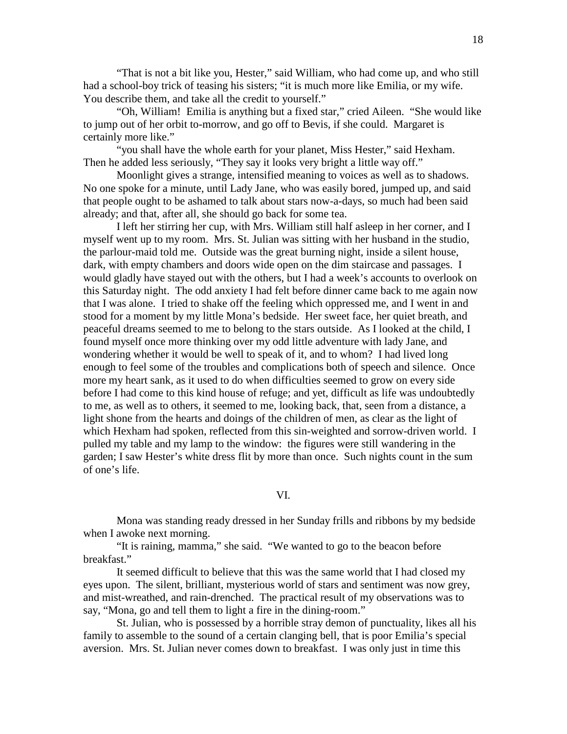"That is not a bit like you, Hester," said William, who had come up, and who still had a school-boy trick of teasing his sisters; "it is much more like Emilia, or my wife. You describe them, and take all the credit to yourself."

"Oh, William! Emilia is anything but a fixed star," cried Aileen. "She would like to jump out of her orbit to-morrow, and go off to Bevis, if she could. Margaret is certainly more like."

"you shall have the whole earth for your planet, Miss Hester," said Hexham. Then he added less seriously, "They say it looks very bright a little way off."

Moonlight gives a strange, intensified meaning to voices as well as to shadows. No one spoke for a minute, until Lady Jane, who was easily bored, jumped up, and said that people ought to be ashamed to talk about stars now-a-days, so much had been said already; and that, after all, she should go back for some tea.

I left her stirring her cup, with Mrs. William still half asleep in her corner, and I myself went up to my room. Mrs. St. Julian was sitting with her husband in the studio, the parlour-maid told me. Outside was the great burning night, inside a silent house, dark, with empty chambers and doors wide open on the dim staircase and passages. I would gladly have stayed out with the others, but I had a week's accounts to overlook on this Saturday night. The odd anxiety I had felt before dinner came back to me again now that I was alone. I tried to shake off the feeling which oppressed me, and I went in and stood for a moment by my little Mona's bedside. Her sweet face, her quiet breath, and peaceful dreams seemed to me to belong to the stars outside. As I looked at the child, I found myself once more thinking over my odd little adventure with lady Jane, and wondering whether it would be well to speak of it, and to whom? I had lived long enough to feel some of the troubles and complications both of speech and silence. Once more my heart sank, as it used to do when difficulties seemed to grow on every side before I had come to this kind house of refuge; and yet, difficult as life was undoubtedly to me, as well as to others, it seemed to me, looking back, that, seen from a distance, a light shone from the hearts and doings of the children of men, as clear as the light of which Hexham had spoken, reflected from this sin-weighted and sorrow-driven world. I pulled my table and my lamp to the window: the figures were still wandering in the garden; I saw Hester's white dress flit by more than once. Such nights count in the sum of one's life.

## VI.

Mona was standing ready dressed in her Sunday frills and ribbons by my bedside when I awoke next morning.

"It is raining, mamma," she said. "We wanted to go to the beacon before breakfast."

It seemed difficult to believe that this was the same world that I had closed my eyes upon. The silent, brilliant, mysterious world of stars and sentiment was now grey, and mist-wreathed, and rain-drenched. The practical result of my observations was to say, "Mona, go and tell them to light a fire in the dining-room."

St. Julian, who is possessed by a horrible stray demon of punctuality, likes all his family to assemble to the sound of a certain clanging bell, that is poor Emilia's special aversion. Mrs. St. Julian never comes down to breakfast. I was only just in time this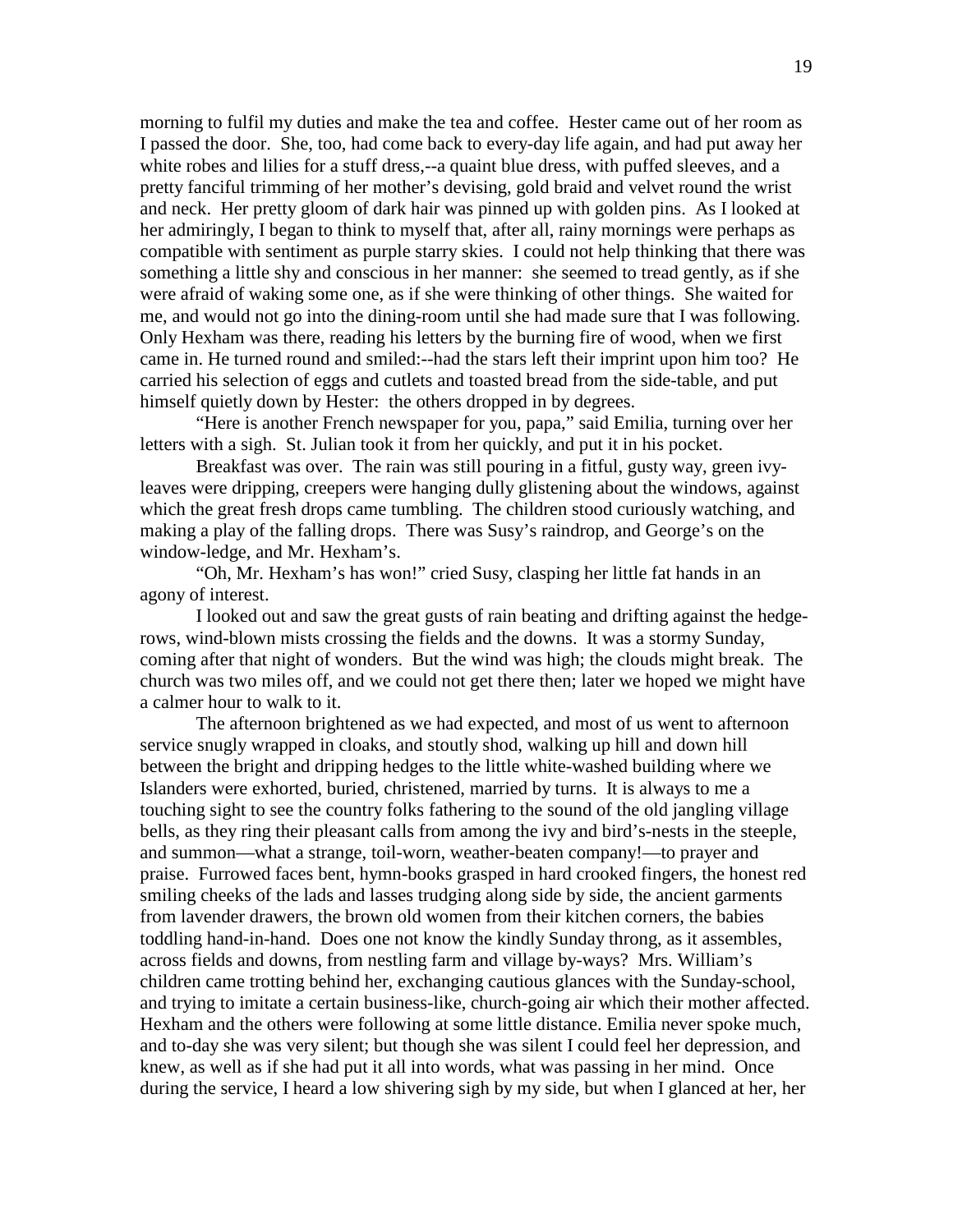morning to fulfil my duties and make the tea and coffee. Hester came out of her room as I passed the door. She, too, had come back to every-day life again, and had put away her white robes and lilies for a stuff dress,--a quaint blue dress, with puffed sleeves, and a pretty fanciful trimming of her mother's devising, gold braid and velvet round the wrist and neck. Her pretty gloom of dark hair was pinned up with golden pins. As I looked at her admiringly, I began to think to myself that, after all, rainy mornings were perhaps as compatible with sentiment as purple starry skies. I could not help thinking that there was something a little shy and conscious in her manner: she seemed to tread gently, as if she were afraid of waking some one, as if she were thinking of other things. She waited for me, and would not go into the dining-room until she had made sure that I was following. Only Hexham was there, reading his letters by the burning fire of wood, when we first came in. He turned round and smiled:--had the stars left their imprint upon him too? He carried his selection of eggs and cutlets and toasted bread from the side-table, and put himself quietly down by Hester: the others dropped in by degrees.

"Here is another French newspaper for you, papa," said Emilia, turning over her letters with a sigh. St. Julian took it from her quickly, and put it in his pocket.

Breakfast was over. The rain was still pouring in a fitful, gusty way, green ivy-leaves were dripping, creepers were hanging dully glistening about the windows, against which the great fresh drops came tumbling. The children stood curiously watching, and making a play of the falling drops. There was Susy's raindrop, and George's on the window-ledge, and Mr. Hexham's.

"Oh, Mr. Hexham's has won!" cried Susy, clasping her little fat hands in an agony of interest.

I looked out and saw the great gusts of rain beating and drifting against the hedge-rows, wind-blown mists crossing the fields and the downs. It was a stormy Sunday, coming after that night of wonders. But the wind was high; the clouds might break. The church was two miles off, and we could not get there then; later we hoped we might have a calmer hour to walk to it.

The afternoon brightened as we had expected, and most of us went to afternoon service snugly wrapped in cloaks, and stoutly shod, walking up hill and down hill between the bright and dripping hedges to the little white-washed building where we Islanders were exhorted, buried, christened, married by turns. It is always to me a touching sight to see the country folks fathering to the sound of the old jangling village bells, as they ring their pleasant calls from among the ivy and bird's-nests in the steeple, and summon—what a strange, toil-worn, weather-beaten company!—to prayer and praise. Furrowed faces bent, hymn-books grasped in hard crooked fingers, the honest red smiling cheeks of the lads and lasses trudging along side by side, the ancient garments from lavender drawers, the brown old women from their kitchen corners, the babies toddling hand-in-hand. Does one not know the kindly Sunday throng, as it assembles, across fields and downs, from nestling farm and village by-ways? Mrs. William's children came trotting behind her, exchanging cautious glances with the Sunday-school, and trying to imitate a certain business-like, church-going air which their mother affected. Hexham and the others were following at some little distance. Emilia never spoke much, and to-day she was very silent; but though she was silent I could feel her depression, and knew, as well as if she had put it all into words, what was passing in her mind. Once during the service, I heard a low shivering sigh by my side, but when I glanced at her, her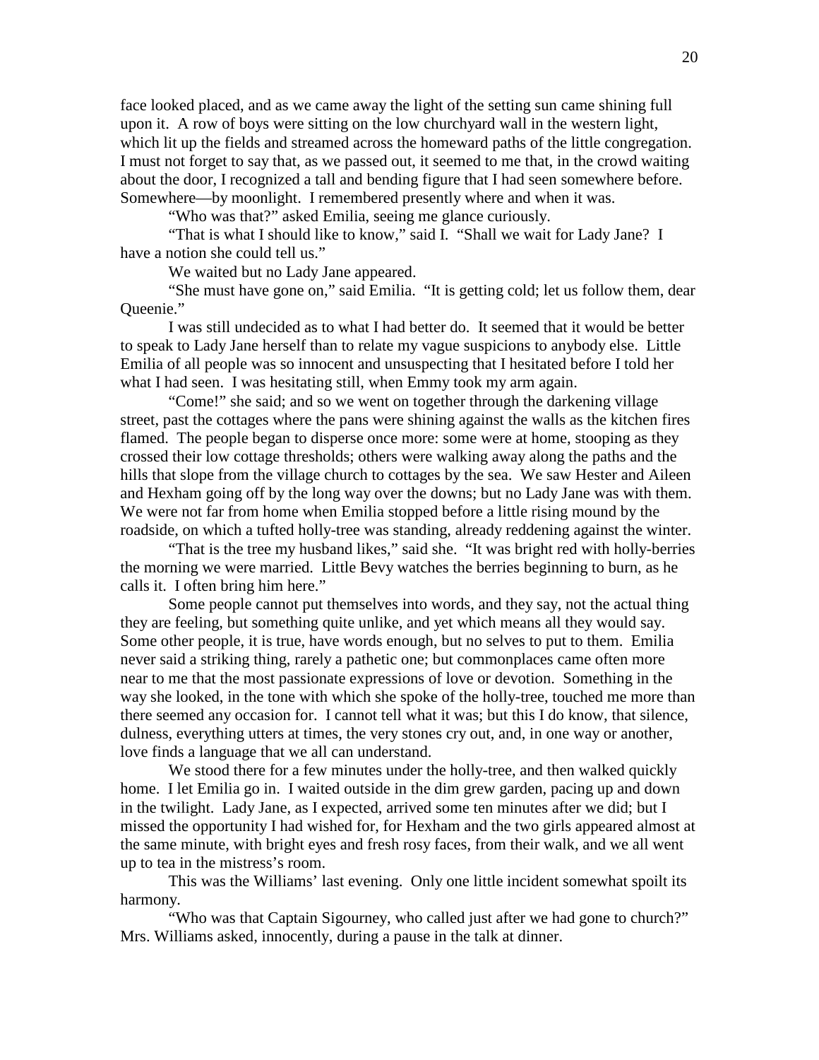face looked placed, and as we came away the light of the setting sun came shining full upon it. A row of boys were sitting on the low churchyard wall in the western light, which lit up the fields and streamed across the homeward paths of the little congregation. I must not forget to say that, as we passed out, it seemed to me that, in the crowd waiting about the door, I recognized a tall and bending figure that I had seen somewhere before. Somewhere—by moonlight. I remembered presently where and when it was.

"Who was that?" asked Emilia, seeing me glance curiously.

"That is what I should like to know," said I. "Shall we wait for Lady Jane? I have a notion she could tell us."

We waited but no Lady Jane appeared.

"She must have gone on," said Emilia. "It is getting cold; let us follow them, dear Queenie."

I was still undecided as to what I had better do. It seemed that it would be better to speak to Lady Jane herself than to relate my vague suspicions to anybody else. Little Emilia of all people was so innocent and unsuspecting that I hesitated before I told her what I had seen. I was hesitating still, when Emmy took my arm again.

"Come!" she said; and so we went on together through the darkening village street, past the cottages where the pans were shining against the walls as the kitchen fires flamed. The people began to disperse once more: some were at home, stooping as they crossed their low cottage thresholds; others were walking away along the paths and the hills that slope from the village church to cottages by the sea. We saw Hester and Aileen and Hexham going off by the long way over the downs; but no Lady Jane was with them. We were not far from home when Emilia stopped before a little rising mound by the roadside, on which a tufted holly-tree was standing, already reddening against the winter.

"That is the tree my husband likes," said she. "It was bright red with holly-berries the morning we were married. Little Bevy watches the berries beginning to burn, as he calls it. I often bring him here."

Some people cannot put themselves into words, and they say, not the actual thing they are feeling, but something quite unlike, and yet which means all they would say. Some other people, it is true, have words enough, but no selves to put to them. Emilia never said a striking thing, rarely a pathetic one; but commonplaces came often more near to me that the most passionate expressions of love or devotion. Something in the way she looked, in the tone with which she spoke of the holly-tree, touched me more than there seemed any occasion for. I cannot tell what it was; but this I do know, that silence, dulness, everything utters at times, the very stones cry out, and, in one way or another, love finds a language that we all can understand.

We stood there for a few minutes under the holly-tree, and then walked quickly home. I let Emilia go in. I waited outside in the dim grew garden, pacing up and down in the twilight. Lady Jane, as I expected, arrived some ten minutes after we did; but I missed the opportunity I had wished for, for Hexham and the two girls appeared almost at the same minute, with bright eyes and fresh rosy faces, from their walk, and we all went up to tea in the mistress's room.

This was the Williams' last evening. Only one little incident somewhat spoilt its harmony.

"Who was that Captain Sigourney, who called just after we had gone to church?" Mrs. Williams asked, innocently, during a pause in the talk at dinner.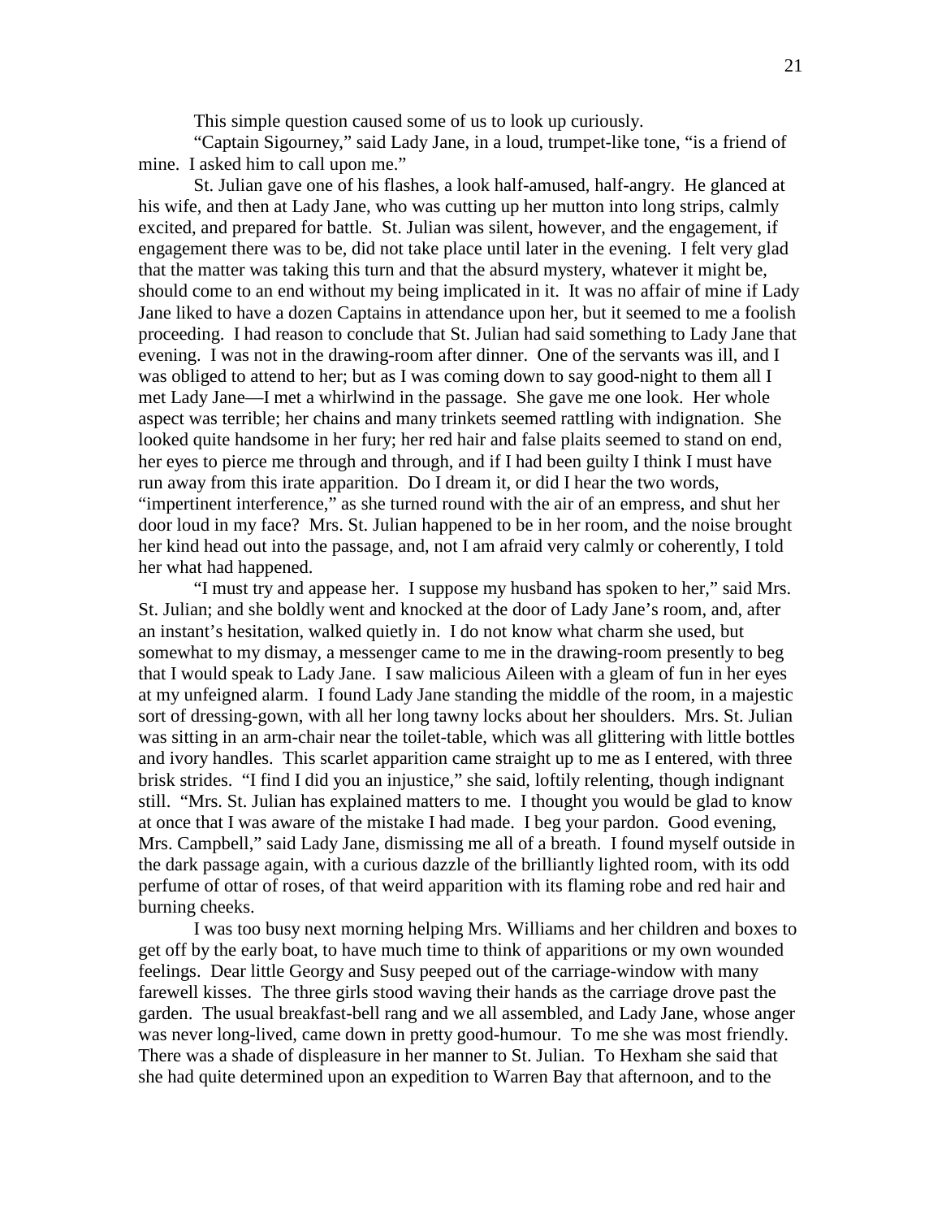This simple question caused some of us to look up curiously.

"Captain Sigourney," said Lady Jane, in a loud, trumpet-like tone, "is a friend of mine. I asked him to call upon me."

St. Julian gave one of his flashes, a look half-amused, half-angry. He glanced at his wife, and then at Lady Jane, who was cutting up her mutton into long strips, calmly excited, and prepared for battle. St. Julian was silent, however, and the engagement, if engagement there was to be, did not take place until later in the evening. I felt very glad that the matter was taking this turn and that the absurd mystery, whatever it might be, should come to an end without my being implicated in it. It was no affair of mine if Lady Jane liked to have a dozen Captains in attendance upon her, but it seemed to me a foolish proceeding. I had reason to conclude that St. Julian had said something to Lady Jane that evening. I was not in the drawing-room after dinner. One of the servants was ill, and I was obliged to attend to her; but as I was coming down to say good-night to them all I met Lady Jane—I met a whirlwind in the passage. She gave me one look. Her whole aspect was terrible; her chains and many trinkets seemed rattling with indignation. She looked quite handsome in her fury; her red hair and false plaits seemed to stand on end, her eyes to pierce me through and through, and if I had been guilty I think I must have run away from this irate apparition. Do I dream it, or did I hear the two words, "impertinent interference," as she turned round with the air of an empress, and shut her door loud in my face? Mrs. St. Julian happened to be in her room, and the noise brought her kind head out into the passage, and, not I am afraid very calmly or coherently, I told her what had happened.

"I must try and appease her. I suppose my husband has spoken to her," said Mrs. St. Julian; and she boldly went and knocked at the door of Lady Jane's room, and, after an instant's hesitation, walked quietly in. I do not know what charm she used, but somewhat to my dismay, a messenger came to me in the drawing-room presently to beg that I would speak to Lady Jane. I saw malicious Aileen with a gleam of fun in her eyes at my unfeigned alarm. I found Lady Jane standing the middle of the room, in a majestic sort of dressing-gown, with all her long tawny locks about her shoulders. Mrs. St. Julian was sitting in an arm-chair near the toilet-table, which was all glittering with little bottles and ivory handles. This scarlet apparition came straight up to me as I entered, with three brisk strides. "I find I did you an injustice," she said, loftily relenting, though indignant still. "Mrs. St. Julian has explained matters to me. I thought you would be glad to know at once that I was aware of the mistake I had made. I beg your pardon. Good evening, Mrs. Campbell," said Lady Jane, dismissing me all of a breath. I found myself outside in the dark passage again, with a curious dazzle of the brilliantly lighted room, with its odd perfume of ottar of roses, of that weird apparition with its flaming robe and red hair and burning cheeks.

I was too busy next morning helping Mrs. Williams and her children and boxes to get off by the early boat, to have much time to think of apparitions or my own wounded feelings. Dear little Georgy and Susy peeped out of the carriage-window with many farewell kisses. The three girls stood waving their hands as the carriage drove past the garden. The usual breakfast-bell rang and we all assembled, and Lady Jane, whose anger was never long-lived, came down in pretty good-humour. To me she was most friendly. There was a shade of displeasure in her manner to St. Julian. To Hexham she said that she had quite determined upon an expedition to Warren Bay that afternoon, and to the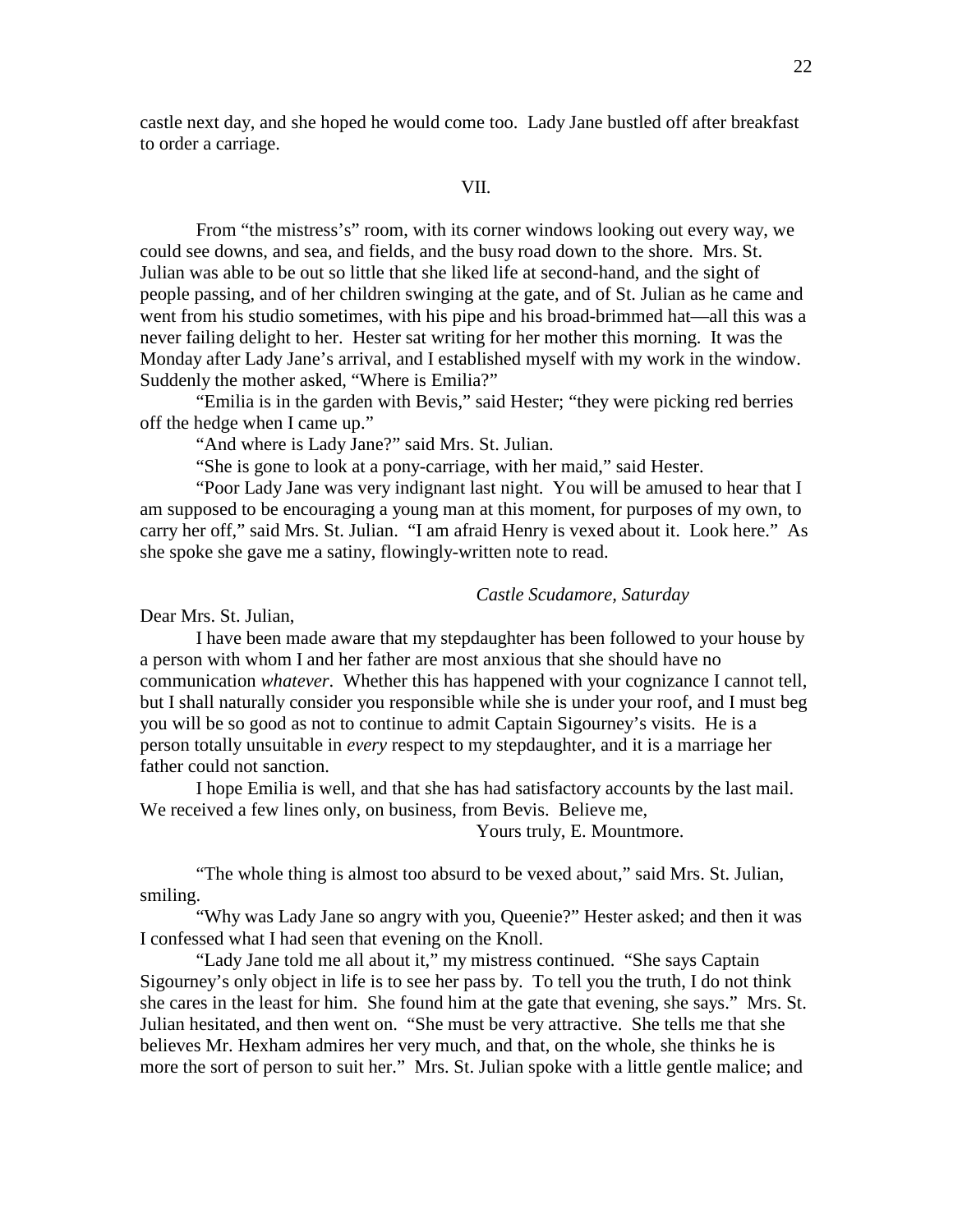castle next day, and she hoped he would come too. Lady Jane bustled off after breakfast to order a carriage.

## VII.

From "the mistress's" room, with its corner windows looking out every way, we could see downs, and sea, and fields, and the busy road down to the shore. Mrs. St. Julian was able to be out so little that she liked life at second-hand, and the sight of people passing, and of her children swinging at the gate, and of St. Julian as he came and went from his studio sometimes, with his pipe and his broad-brimmed hat—all this was a never failing delight to her. Hester sat writing for her mother this morning. It was the Monday after Lady Jane's arrival, and I established myself with my work in the window. Suddenly the mother asked, "Where is Emilia?"

"Emilia is in the garden with Bevis," said Hester; "they were picking red berries off the hedge when I came up."

"And where is Lady Jane?" said Mrs. St. Julian.

"She is gone to look at a pony-carriage, with her maid," said Hester.

"Poor Lady Jane was very indignant last night. You will be amused to hear that I am supposed to be encouraging a young man at this moment, for purposes of my own, to carry her off," said Mrs. St. Julian. "I am afraid Henry is vexed about it. Look here." As she spoke she gave me a satiny, flowingly-written note to read.

*Castle Scudamore, Saturday*

Dear Mrs. St. Julian,

I have been made aware that my stepdaughter has been followed to your house by a person with whom I and her father are most anxious that she should have no communication *whatever*. Whether this has happened with your cognizance I cannot tell, but I shall naturally consider you responsible while she is under your roof, and I must beg you will be so good as not to continue to admit Captain Sigourney's visits. He is a person totally unsuitable in *every* respect to my stepdaughter, and it is a marriage her father could not sanction.

I hope Emilia is well, and that she has had satisfactory accounts by the last mail. We received a few lines only, on business, from Bevis. Believe me,

Yours truly, E. Mountmore.

"The whole thing is almost too absurd to be vexed about," said Mrs. St. Julian, smiling.

"Why was Lady Jane so angry with you, Queenie?" Hester asked; and then it was I confessed what I had seen that evening on the Knoll.

"Lady Jane told me all about it," my mistress continued. "She says Captain Sigourney's only object in life is to see her pass by. To tell you the truth, I do not think she cares in the least for him. She found him at the gate that evening, she says." Mrs. St. Julian hesitated, and then went on. "She must be very attractive. She tells me that she believes Mr. Hexham admires her very much, and that, on the whole, she thinks he is more the sort of person to suit her." Mrs. St. Julian spoke with a little gentle malice; and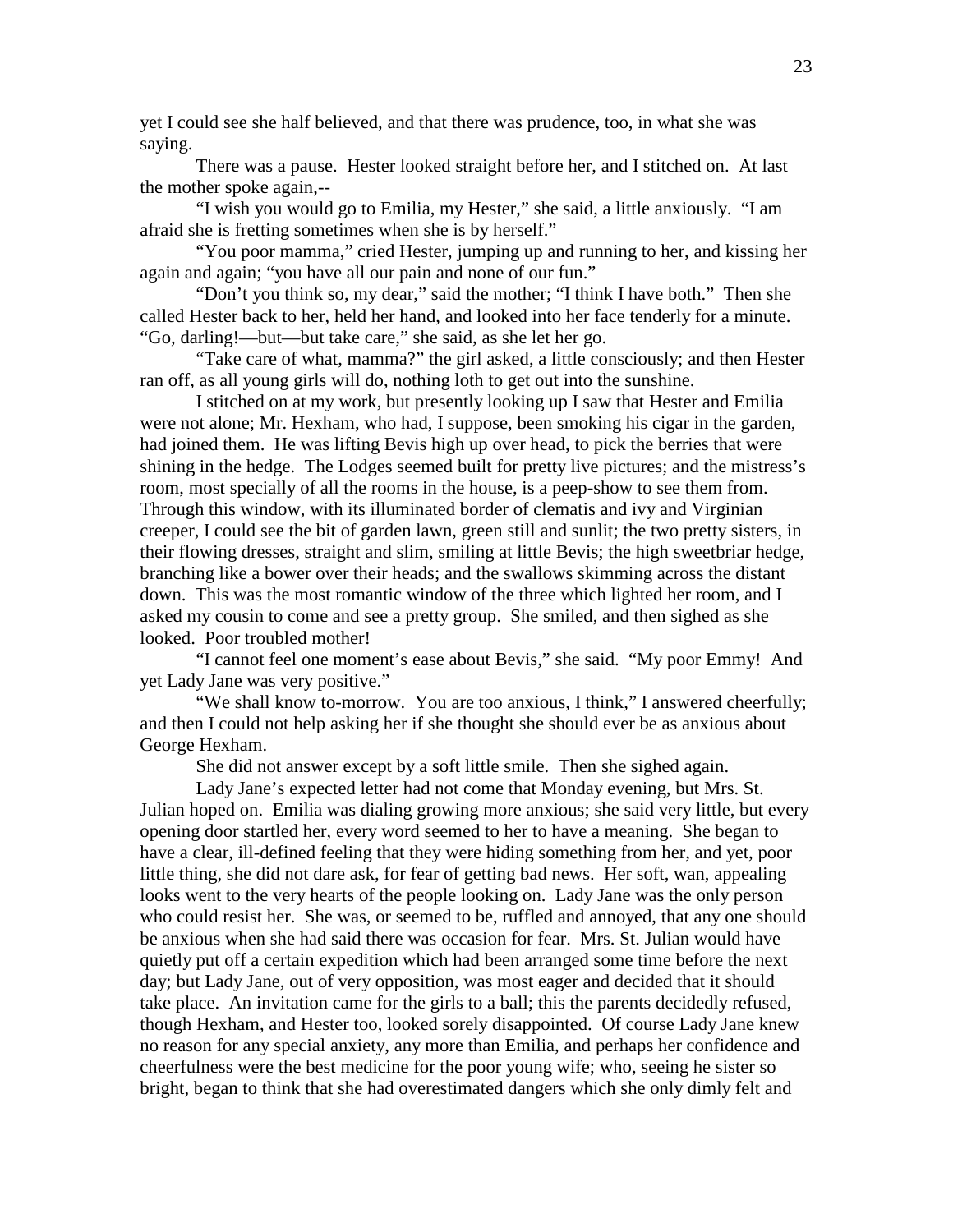yet I could see she half believed, and that there was prudence, too, in what she was saying.

There was a pause. Hester looked straight before her, and I stitched on. At last the mother spoke again,--

"I wish you would go to Emilia, my Hester," she said, a little anxiously. "I am afraid she is fretting sometimes when she is by herself."

"You poor mamma," cried Hester, jumping up and running to her, and kissing her again and again; "you have all our pain and none of our fun."

"Don't you think so, my dear," said the mother; "I think I have both." Then she called Hester back to her, held her hand, and looked into her face tenderly for a minute. "Go, darling!—but—but take care," she said, as she let her go.

"Take care of what, mamma?" the girl asked, a little consciously; and then Hester ran off, as all young girls will do, nothing loth to get out into the sunshine.

I stitched on at my work, but presently looking up I saw that Hester and Emilia were not alone; Mr. Hexham, who had, I suppose, been smoking his cigar in the garden, had joined them. He was lifting Bevis high up over head, to pick the berries that were shining in the hedge. The Lodges seemed built for pretty live pictures; and the mistress's room, most specially of all the rooms in the house, is a peep-show to see them from. Through this window, with its illuminated border of clematis and ivy and Virginian creeper, I could see the bit of garden lawn, green still and sunlit; the two pretty sisters, in their flowing dresses, straight and slim, smiling at little Bevis; the high sweetbriar hedge, branching like a bower over their heads; and the swallows skimming across the distant down. This was the most romantic window of the three which lighted her room, and I asked my cousin to come and see a pretty group. She smiled, and then sighed as she looked. Poor troubled mother!

"I cannot feel one moment's ease about Bevis," she said. "My poor Emmy! And yet Lady Jane was very positive."

"We shall know to-morrow. You are too anxious, I think," I answered cheerfully; and then I could not help asking her if she thought she should ever be as anxious about George Hexham.

She did not answer except by a soft little smile. Then she sighed again.

Lady Jane's expected letter had not come that Monday evening, but Mrs. St. Julian hoped on. Emilia was dialing growing more anxious; she said very little, but every opening door startled her, every word seemed to her to have a meaning. She began to have a clear, ill-defined feeling that they were hiding something from her, and yet, poor little thing, she did not dare ask, for fear of getting bad news. Her soft, wan, appealing looks went to the very hearts of the people looking on. Lady Jane was the only person who could resist her. She was, or seemed to be, ruffled and annoyed, that any one should be anxious when she had said there was occasion for fear. Mrs. St. Julian would have quietly put off a certain expedition which had been arranged some time before the next day; but Lady Jane, out of very opposition, was most eager and decided that it should take place. An invitation came for the girls to a ball; this the parents decidedly refused, though Hexham, and Hester too, looked sorely disappointed. Of course Lady Jane knew no reason for any special anxiety, any more than Emilia, and perhaps her confidence and cheerfulness were the best medicine for the poor young wife; who, seeing he sister so bright, began to think that she had overestimated dangers which she only dimly felt and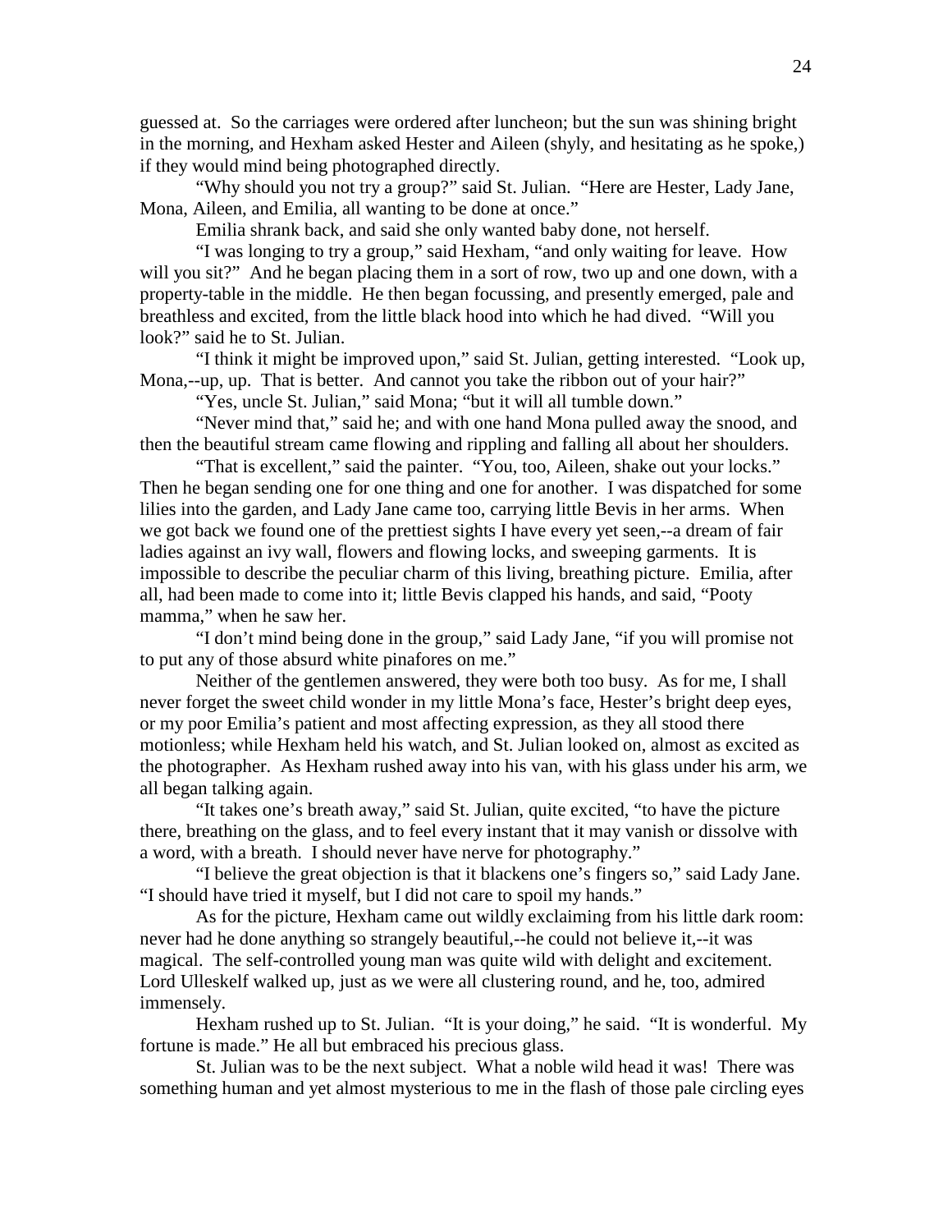guessed at. So the carriages were ordered after luncheon; but the sun was shining bright in the morning, and Hexham asked Hester and Aileen (shyly, and hesitating as he spoke,) if they would mind being photographed directly.

"Why should you not try a group?" said St. Julian. "Here are Hester, Lady Jane, Mona, Aileen, and Emilia, all wanting to be done at once."

Emilia shrank back, and said she only wanted baby done, not herself.

"I was longing to try a group," said Hexham, "and only waiting for leave. How will you sit?" And he began placing them in a sort of row, two up and one down, with a property-table in the middle. He then began focussing, and presently emerged, pale and breathless and excited, from the little black hood into which he had dived. "Will you look?" said he to St. Julian.

"I think it might be improved upon," said St. Julian, getting interested. "Look up, Mona,--up, up. That is better. And cannot you take the ribbon out of your hair?"

"Yes, uncle St. Julian," said Mona; "but it will all tumble down."

"Never mind that," said he; and with one hand Mona pulled away the snood, and then the beautiful stream came flowing and rippling and falling all about her shoulders.

"That is excellent," said the painter. "You, too, Aileen, shake out your locks." Then he began sending one for one thing and one for another. I was dispatched for some lilies into the garden, and Lady Jane came too, carrying little Bevis in her arms. When we got back we found one of the prettiest sights I have every yet seen,--a dream of fair ladies against an ivy wall, flowers and flowing locks, and sweeping garments. It is impossible to describe the peculiar charm of this living, breathing picture. Emilia, after all, had been made to come into it; little Bevis clapped his hands, and said, "Pooty mamma," when he saw her.

"I don't mind being done in the group," said Lady Jane, "if you will promise not to put any of those absurd white pinafores on me."

Neither of the gentlemen answered, they were both too busy. As for me, I shall never forget the sweet child wonder in my little Mona's face, Hester's bright deep eyes, or my poor Emilia's patient and most affecting expression, as they all stood there motionless; while Hexham held his watch, and St. Julian looked on, almost as excited as the photographer. As Hexham rushed away into his van, with his glass under his arm, we all began talking again.

"It takes one's breath away," said St. Julian, quite excited, "to have the picture there, breathing on the glass, and to feel every instant that it may vanish or dissolve with a word, with a breath. I should never have nerve for photography."

"I believe the great objection is that it blackens one's fingers so," said Lady Jane. "I should have tried it myself, but I did not care to spoil my hands."

As for the picture, Hexham came out wildly exclaiming from his little dark room: never had he done anything so strangely beautiful,--he could not believe it,--it was magical. The self-controlled young man was quite wild with delight and excitement. Lord Ulleskelf walked up, just as we were all clustering round, and he, too, admired immensely.

Hexham rushed up to St. Julian. "It is your doing," he said. "It is wonderful. My fortune is made." He all but embraced his precious glass.

St. Julian was to be the next subject. What a noble wild head it was! There was something human and yet almost mysterious to me in the flash of those pale circling eyes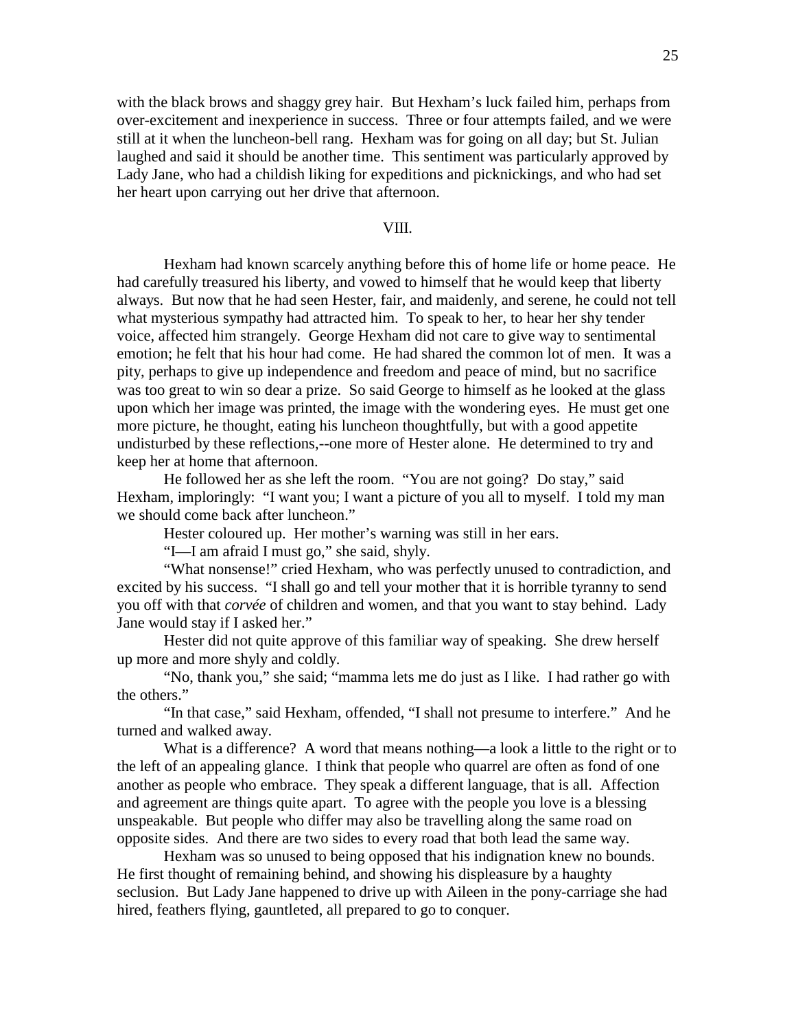with the black brows and shaggy grey hair. But Hexham's luck failed him, perhaps from over-excitement and inexperience in success. Three or four attempts failed, and we were still at it when the luncheon-bell rang. Hexham was for going on all day; but St. Julian laughed and said it should be another time. This sentiment was particularly approved by Lady Jane, who had a childish liking for expeditions and picknickings, and who had set her heart upon carrying out her drive that afternoon.

## VIII.

Hexham had known scarcely anything before this of home life or home peace. He had carefully treasured his liberty, and vowed to himself that he would keep that liberty always. But now that he had seen Hester, fair, and maidenly, and serene, he could not tell what mysterious sympathy had attracted him. To speak to her, to hear her shy tender voice, affected him strangely. George Hexham did not care to give way to sentimental emotion; he felt that his hour had come. He had shared the common lot of men. It was a pity, perhaps to give up independence and freedom and peace of mind, but no sacrifice was too great to win so dear a prize. So said George to himself as he looked at the glass upon which her image was printed, the image with the wondering eyes. He must get one more picture, he thought, eating his luncheon thoughtfully, but with a good appetite undisturbed by these reflections,--one more of Hester alone. He determined to try and keep her at home that afternoon.

He followed her as she left the room. "You are not going? Do stay," said Hexham, imploringly: "I want you; I want a picture of you all to myself. I told my man we should come back after luncheon."

Hester coloured up. Her mother's warning was still in her ears.

"I—I am afraid I must go," she said, shyly.

"What nonsense!" cried Hexham, who was perfectly unused to contradiction, and excited by his success. "I shall go and tell your mother that it is horrible tyranny to send you off with that *corvée* of children and women, and that you want to stay behind. Lady Jane would stay if I asked her."

Hester did not quite approve of this familiar way of speaking. She drew herself up more and more shyly and coldly.

"No, thank you," she said; "mamma lets me do just as I like. I had rather go with the others."

"In that case," said Hexham, offended, "I shall not presume to interfere." And he turned and walked away.

What is a difference? A word that means nothing—a look a little to the right or to the left of an appealing glance. I think that people who quarrel are often as fond of one another as people who embrace. They speak a different language, that is all. Affection and agreement are things quite apart. To agree with the people you love is a blessing unspeakable. But people who differ may also be travelling along the same road on opposite sides. And there are two sides to every road that both lead the same way.

Hexham was so unused to being opposed that his indignation knew no bounds. He first thought of remaining behind, and showing his displeasure by a haughty seclusion. But Lady Jane happened to drive up with Aileen in the pony-carriage she had hired, feathers flying, gauntleted, all prepared to go to conquer.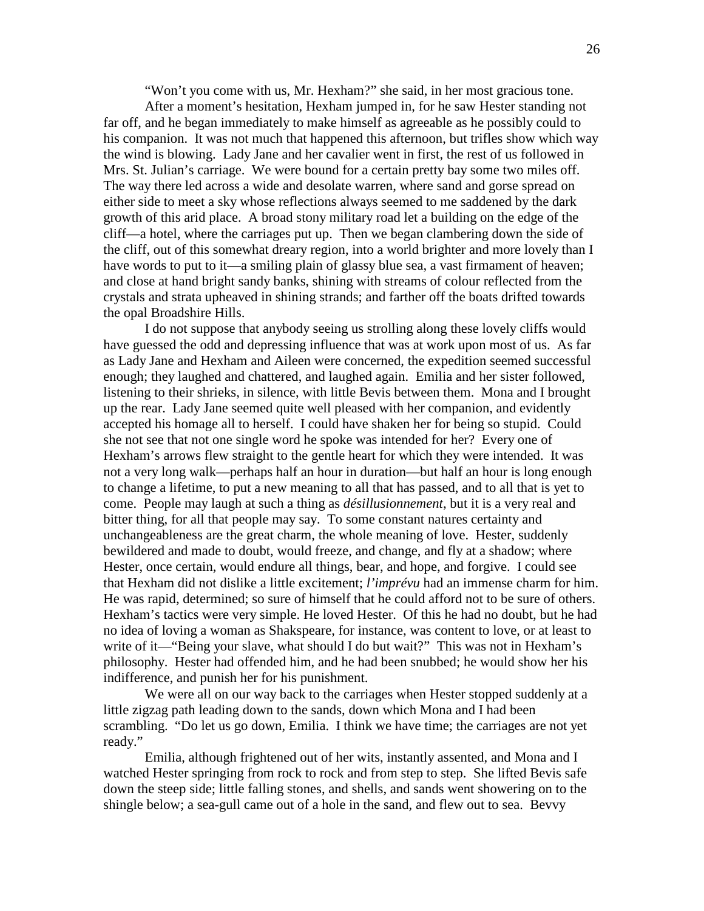"Won't you come with us, Mr. Hexham?" she said, in her most gracious tone.

After a moment's hesitation, Hexham jumped in, for he saw Hester standing not far off, and he began immediately to make himself as agreeable as he possibly could to his companion. It was not much that happened this afternoon, but trifles show which way the wind is blowing. Lady Jane and her cavalier went in first, the rest of us followed in Mrs. St. Julian's carriage. We were bound for a certain pretty bay some two miles off. The way there led across a wide and desolate warren, where sand and gorse spread on either side to meet a sky whose reflections always seemed to me saddened by the dark growth of this arid place. A broad stony military road let a building on the edge of the cliff—a hotel, where the carriages put up. Then we began clambering down the side of the cliff, out of this somewhat dreary region, into a world brighter and more lovely than I have words to put to it—a smiling plain of glassy blue sea, a vast firmament of heaven; and close at hand bright sandy banks, shining with streams of colour reflected from the crystals and strata upheaved in shining strands; and farther off the boats drifted towards the opal Broadshire Hills.

I do not suppose that anybody seeing us strolling along these lovely cliffs would have guessed the odd and depressing influence that was at work upon most of us. As far as Lady Jane and Hexham and Aileen were concerned, the expedition seemed successful enough; they laughed and chattered, and laughed again. Emilia and her sister followed, listening to their shrieks, in silence, with little Bevis between them. Mona and I brought up the rear. Lady Jane seemed quite well pleased with her companion, and evidently accepted his homage all to herself. I could have shaken her for being so stupid. Could she not see that not one single word he spoke was intended for her? Every one of Hexham's arrows flew straight to the gentle heart for which they were intended. It was not a very long walk—perhaps half an hour in duration—but half an hour is long enough to change a lifetime, to put a new meaning to all that has passed, and to all that is yet to come. People may laugh at such a thing as *désillusionnement*, but it is a very real and bitter thing, for all that people may say. To some constant natures certainty and unchangeableness are the great charm, the whole meaning of love. Hester, suddenly bewildered and made to doubt, would freeze, and change, and fly at a shadow; where Hester, once certain, would endure all things, bear, and hope, and forgive. I could see that Hexham did not dislike a little excitement; *l'imprévu* had an immense charm for him. He was rapid, determined; so sure of himself that he could afford not to be sure of others. Hexham's tactics were very simple. He loved Hester. Of this he had no doubt, but he had no idea of loving a woman as Shakspeare, for instance, was content to love, or at least to write of it—"Being your slave, what should I do but wait?" This was not in Hexham's philosophy. Hester had offended him, and he had been snubbed; he would show her his indifference, and punish her for his punishment.

We were all on our way back to the carriages when Hester stopped suddenly at a little zigzag path leading down to the sands, down which Mona and I had been scrambling. "Do let us go down, Emilia. I think we have time; the carriages are not yet ready."

Emilia, although frightened out of her wits, instantly assented, and Mona and I watched Hester springing from rock to rock and from step to step. She lifted Bevis safe down the steep side; little falling stones, and shells, and sands went showering on to the shingle below; a sea-gull came out of a hole in the sand, and flew out to sea. Bevvy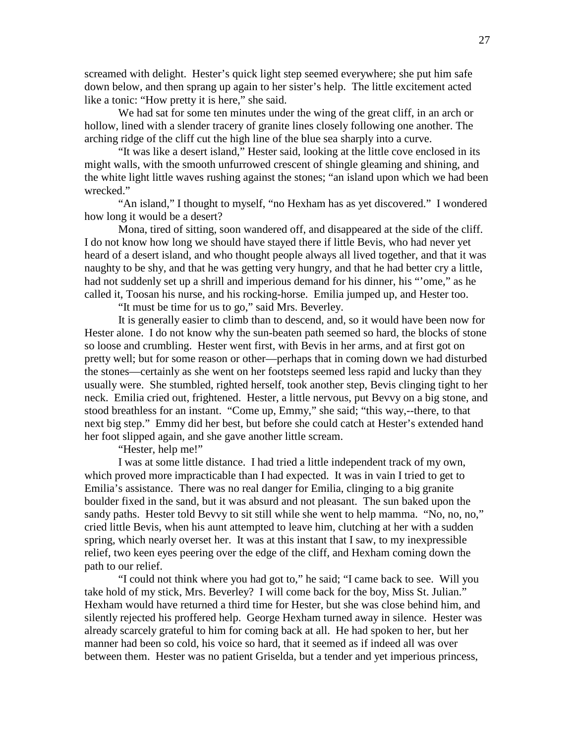screamed with delight. Hester's quick light step seemed everywhere; she put him safe down below, and then sprang up again to her sister's help. The little excitement acted like a tonic: "How pretty it is here," she said.

We had sat for some ten minutes under the wing of the great cliff, in an arch or hollow, lined with a slender tracery of granite lines closely following one another. The arching ridge of the cliff cut the high line of the blue sea sharply into a curve.

"It was like a desert island," Hester said, looking at the little cove enclosed in its might walls, with the smooth unfurrowed crescent of shingle gleaming and shining, and the white light little waves rushing against the stones; "an island upon which we had been wrecked."

"An island," I thought to myself, "no Hexham has as yet discovered." I wondered how long it would be a desert?

Mona, tired of sitting, soon wandered off, and disappeared at the side of the cliff. I do not know how long we should have stayed there if little Bevis, who had never yet heard of a desert island, and who thought people always all lived together, and that it was naughty to be shy, and that he was getting very hungry, and that he had better cry a little, had not suddenly set up a shrill and imperious demand for his dinner, his "'ome," as he called it, Toosan his nurse, and his rocking-horse. Emilia jumped up, and Hester too.

"It must be time for us to go," said Mrs. Beverley.

It is generally easier to climb than to descend, and, so it would have been now for Hester alone. I do not know why the sun-beaten path seemed so hard, the blocks of stone so loose and crumbling. Hester went first, with Bevis in her arms, and at first got on pretty well; but for some reason or other—perhaps that in coming down we had disturbed the stones—certainly as she went on her footsteps seemed less rapid and lucky than they usually were. She stumbled, righted herself, took another step, Bevis clinging tight to her neck. Emilia cried out, frightened. Hester, a little nervous, put Bevvy on a big stone, and stood breathless for an instant. "Come up, Emmy," she said; "this way,--there, to that next big step." Emmy did her best, but before she could catch at Hester's extended hand her foot slipped again, and she gave another little scream.

"Hester, help me!"

I was at some little distance. I had tried a little independent track of my own, which proved more impracticable than I had expected. It was in vain I tried to get to Emilia's assistance. There was no real danger for Emilia, clinging to a big granite boulder fixed in the sand, but it was absurd and not pleasant. The sun baked upon the sandy paths. Hester told Bevvy to sit still while she went to help mamma. "No, no, no," cried little Bevis, when his aunt attempted to leave him, clutching at her with a sudden spring, which nearly overset her. It was at this instant that I saw, to my inexpressible relief, two keen eyes peering over the edge of the cliff, and Hexham coming down the path to our relief.

"I could not think where you had got to," he said; "I came back to see. Will you take hold of my stick, Mrs. Beverley? I will come back for the boy, Miss St. Julian." Hexham would have returned a third time for Hester, but she was close behind him, and silently rejected his proffered help. George Hexham turned away in silence. Hester was already scarcely grateful to him for coming back at all. He had spoken to her, but her manner had been so cold, his voice so hard, that it seemed as if indeed all was over between them. Hester was no patient Griselda, but a tender and yet imperious princess,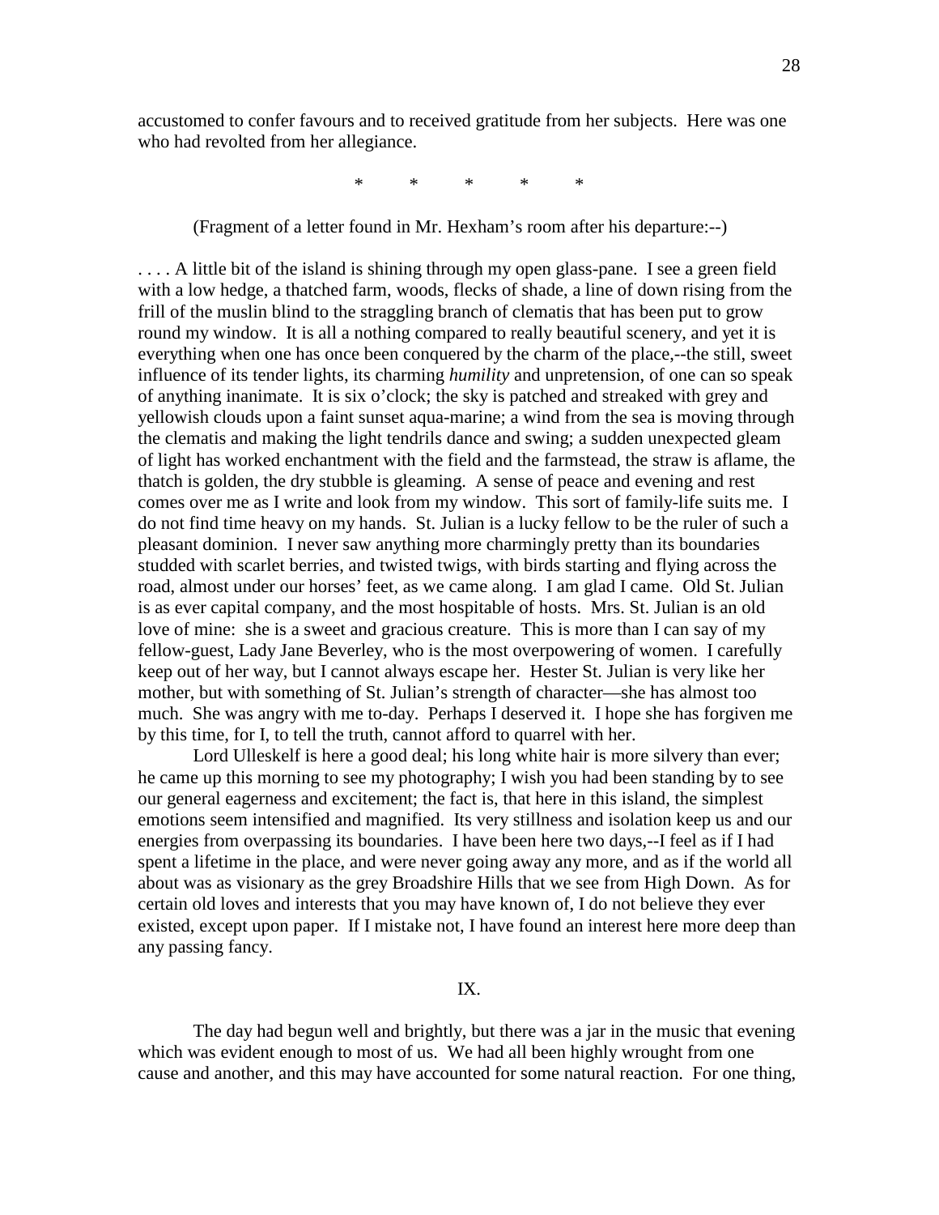accustomed to confer favours and to received gratitude from her subjects. Here was one who had revolted from her allegiance.

\* \* \* \* \*

(Fragment of a letter found in Mr. Hexham's room after his departure:--)

. . . . A little bit of the island is shining through my open glass-pane. I see a green field with a low hedge, a thatched farm, woods, flecks of shade, a line of down rising from the frill of the muslin blind to the straggling branch of clematis that has been put to grow round my window. It is all a nothing compared to really beautiful scenery, and yet it is everything when one has once been conquered by the charm of the place,--the still, sweet influence of its tender lights, its charming *humility* and unpretension, of one can so speak of anything inanimate. It is six o'clock; the sky is patched and streaked with grey and yellowish clouds upon a faint sunset aqua-marine; a wind from the sea is moving through the clematis and making the light tendrils dance and swing; a sudden unexpected gleam of light has worked enchantment with the field and the farmstead, the straw is aflame, the thatch is golden, the dry stubble is gleaming. A sense of peace and evening and rest comes over me as I write and look from my window. This sort of family-life suits me. I do not find time heavy on my hands. St. Julian is a lucky fellow to be the ruler of such a pleasant dominion. I never saw anything more charmingly pretty than its boundaries studded with scarlet berries, and twisted twigs, with birds starting and flying across the road, almost under our horses' feet, as we came along. I am glad I came. Old St. Julian is as ever capital company, and the most hospitable of hosts. Mrs. St. Julian is an old love of mine: she is a sweet and gracious creature. This is more than I can say of my fellow-guest, Lady Jane Beverley, who is the most overpowering of women. I carefully keep out of her way, but I cannot always escape her. Hester St. Julian is very like her mother, but with something of St. Julian's strength of character—she has almost too much. She was angry with me to-day. Perhaps I deserved it. I hope she has forgiven me by this time, for I, to tell the truth, cannot afford to quarrel with her.

Lord Ulleskelf is here a good deal; his long white hair is more silvery than ever; he came up this morning to see my photography; I wish you had been standing by to see our general eagerness and excitement; the fact is, that here in this island, the simplest emotions seem intensified and magnified. Its very stillness and isolation keep us and our energies from overpassing its boundaries. I have been here two days,--I feel as if I had spent a lifetime in the place, and were never going away any more, and as if the world all about was as visionary as the grey Broadshire Hills that we see from High Down. As for certain old loves and interests that you may have known of, I do not believe they ever existed, except upon paper. If I mistake not, I have found an interest here more deep than any passing fancy.

## IX.

The day had begun well and brightly, but there was a jar in the music that evening which was evident enough to most of us. We had all been highly wrought from one cause and another, and this may have accounted for some natural reaction. For one thing,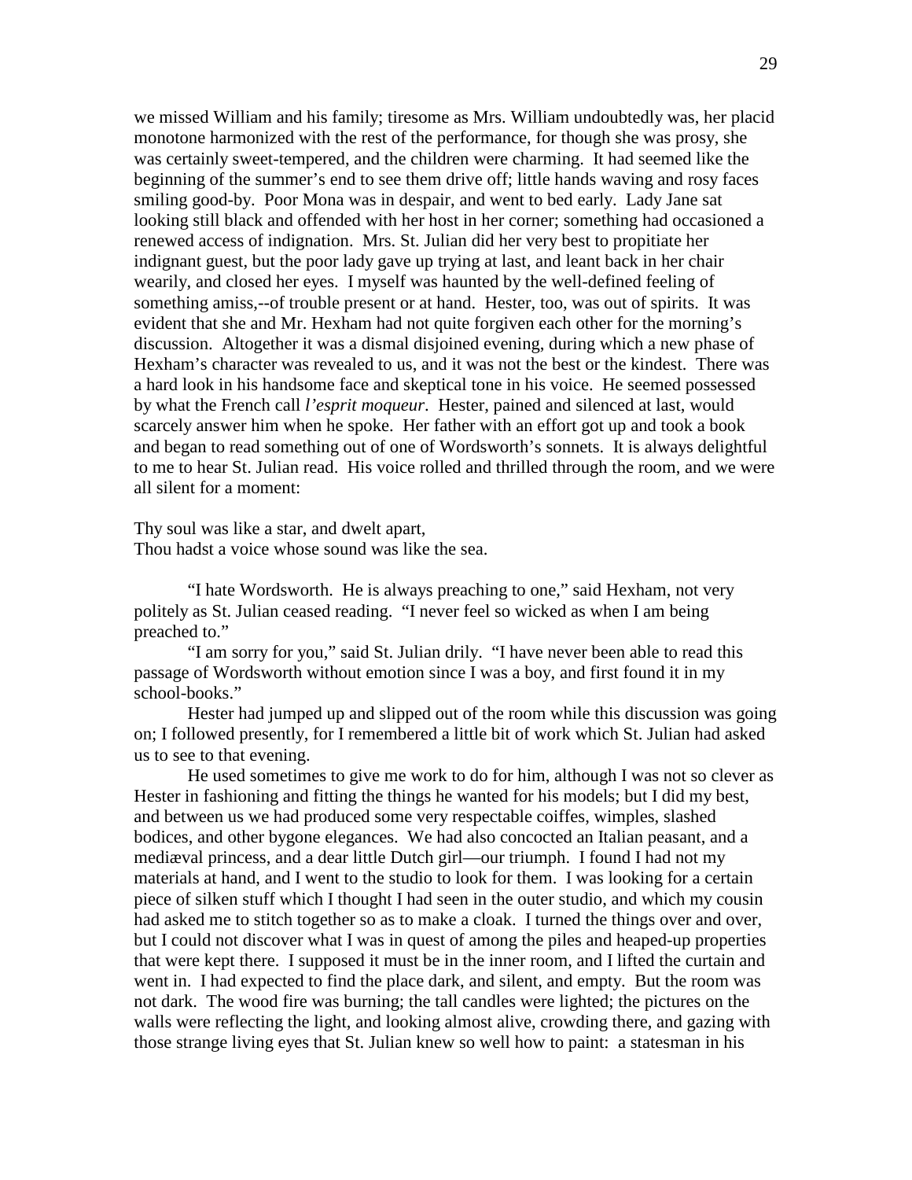we missed William and his family; tiresome as Mrs. William undoubtedly was, her placid monotone harmonized with the rest of the performance, for though she was prosy, she was certainly sweet-tempered, and the children were charming. It had seemed like the beginning of the summer's end to see them drive off; little hands waving and rosy faces smiling good-by. Poor Mona was in despair, and went to bed early. Lady Jane sat looking still black and offended with her host in her corner; something had occasioned a renewed access of indignation. Mrs. St. Julian did her very best to propitiate her indignant guest, but the poor lady gave up trying at last, and leant back in her chair wearily, and closed her eyes. I myself was haunted by the well-defined feeling of something amiss,--of trouble present or at hand. Hester, too, was out of spirits. It was evident that she and Mr. Hexham had not quite forgiven each other for the morning's discussion. Altogether it was a dismal disjoined evening, during which a new phase of Hexham's character was revealed to us, and it was not the best or the kindest. There was a hard look in his handsome face and skeptical tone in his voice. He seemed possessed by what the French call *l'esprit moqueur*. Hester, pained and silenced at last, would scarcely answer him when he spoke. Her father with an effort got up and took a book and began to read something out of one of Wordsworth's sonnets. It is always delightful to me to hear St. Julian read. His voice rolled and thrilled through the room, and we were all silent for a moment:

Thy soul was like a star, and dwelt apart,
Thou hadst a voice whose sound was like the sea.

"I hate Wordsworth. He is always preaching to one," said Hexham, not very politely as St. Julian ceased reading. "I never feel so wicked as when I am being preached to."

"I am sorry for you," said St. Julian drily. "I have never been able to read this passage of Wordsworth without emotion since I was a boy, and first found it in my school-books."

Hester had jumped up and slipped out of the room while this discussion was going on; I followed presently, for I remembered a little bit of work which St. Julian had asked us to see to that evening.

He used sometimes to give me work to do for him, although I was not so clever as Hester in fashioning and fitting the things he wanted for his models; but I did my best, and between us we had produced some very respectable coiffes, wimples, slashed bodices, and other bygone elegances. We had also concocted an Italian peasant, and a mediæval princess, and a dear little Dutch girl—our triumph. I found I had not my materials at hand, and I went to the studio to look for them. I was looking for a certain piece of silken stuff which I thought I had seen in the outer studio, and which my cousin had asked me to stitch together so as to make a cloak. I turned the things over and over, but I could not discover what I was in quest of among the piles and heaped-up properties that were kept there. I supposed it must be in the inner room, and I lifted the curtain and went in. I had expected to find the place dark, and silent, and empty. But the room was not dark. The wood fire was burning; the tall candles were lighted; the pictures on the walls were reflecting the light, and looking almost alive, crowding there, and gazing with those strange living eyes that St. Julian knew so well how to paint: a statesman in his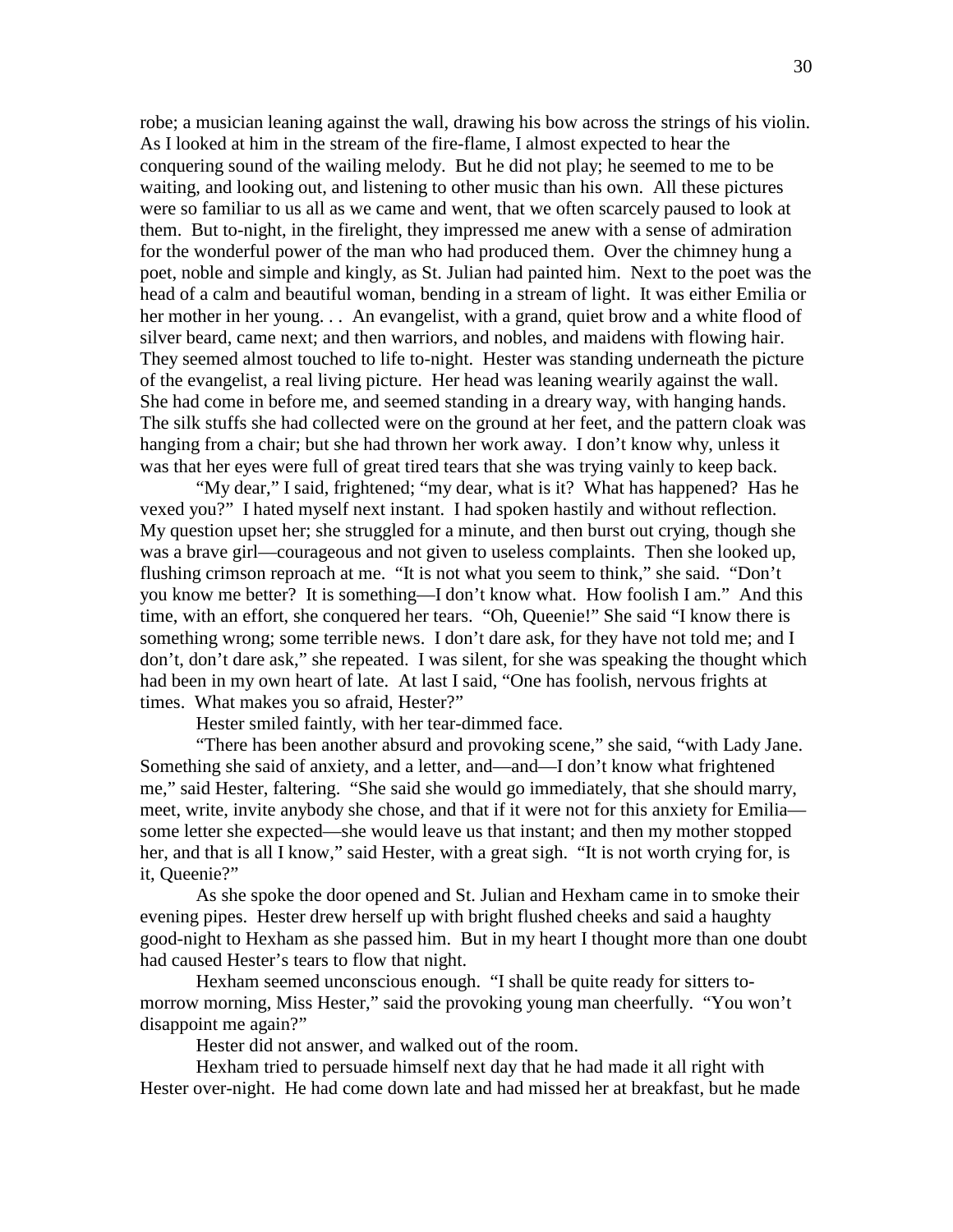robe; a musician leaning against the wall, drawing his bow across the strings of his violin. As I looked at him in the stream of the fire-flame, I almost expected to hear the conquering sound of the wailing melody. But he did not play; he seemed to me to be waiting, and looking out, and listening to other music than his own. All these pictures were so familiar to us all as we came and went, that we often scarcely paused to look at them. But to-night, in the firelight, they impressed me anew with a sense of admiration for the wonderful power of the man who had produced them. Over the chimney hung a poet, noble and simple and kingly, as St. Julian had painted him. Next to the poet was the head of a calm and beautiful woman, bending in a stream of light. It was either Emilia or her mother in her young. . . An evangelist, with a grand, quiet brow and a white flood of silver beard, came next; and then warriors, and nobles, and maidens with flowing hair. They seemed almost touched to life to-night. Hester was standing underneath the picture of the evangelist, a real living picture. Her head was leaning wearily against the wall. She had come in before me, and seemed standing in a dreary way, with hanging hands. The silk stuffs she had collected were on the ground at her feet, and the pattern cloak was hanging from a chair; but she had thrown her work away. I don't know why, unless it was that her eyes were full of great tired tears that she was trying vainly to keep back.

"My dear," I said, frightened; "my dear, what is it? What has happened? Has he vexed you?" I hated myself next instant. I had spoken hastily and without reflection. My question upset her; she struggled for a minute, and then burst out crying, though she was a brave girl—courageous and not given to useless complaints. Then she looked up, flushing crimson reproach at me. "It is not what you seem to think," she said. "Don't you know me better? It is something—I don't know what. How foolish I am." And this time, with an effort, she conquered her tears. "Oh, Queenie!" She said "I know there is something wrong; some terrible news. I don't dare ask, for they have not told me; and I don't, don't dare ask," she repeated. I was silent, for she was speaking the thought which had been in my own heart of late. At last I said, "One has foolish, nervous frights at times. What makes you so afraid, Hester?"

Hester smiled faintly, with her tear-dimmed face.

"There has been another absurd and provoking scene," she said, "with Lady Jane. Something she said of anxiety, and a letter, and—and—I don't know what frightened me," said Hester, faltering. "She said she would go immediately, that she should marry, meet, write, invite anybody she chose, and that if it were not for this anxiety for Emilia—some letter she expected—she would leave us that instant; and then my mother stopped her, and that is all I know," said Hester, with a great sigh. "It is not worth crying for, is it, Queenie?"

As she spoke the door opened and St. Julian and Hexham came in to smoke their evening pipes. Hester drew herself up with bright flushed cheeks and said a haughty good-night to Hexham as she passed him. But in my heart I thought more than one doubt had caused Hester's tears to flow that night.

Hexham seemed unconscious enough. "I shall be quite ready for sitters to-morrow morning, Miss Hester," said the provoking young man cheerfully. "You won't disappoint me again?"

Hester did not answer, and walked out of the room.

Hexham tried to persuade himself next day that he had made it all right with Hester over-night. He had come down late and had missed her at breakfast, but he made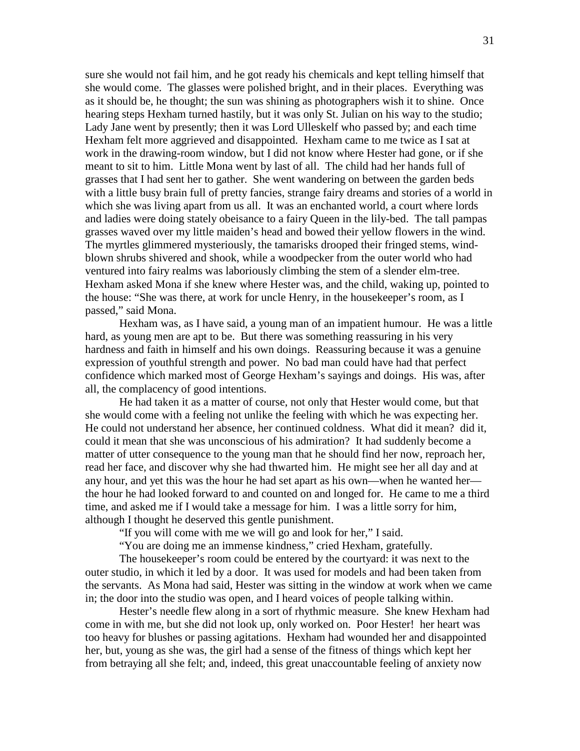sure she would not fail him, and he got ready his chemicals and kept telling himself that she would come. The glasses were polished bright, and in their places. Everything was as it should be, he thought; the sun was shining as photographers wish it to shine. Once hearing steps Hexham turned hastily, but it was only St. Julian on his way to the studio; Lady Jane went by presently; then it was Lord Ulleskelf who passed by; and each time Hexham felt more aggrieved and disappointed. Hexham came to me twice as I sat at work in the drawing-room window, but I did not know where Hester had gone, or if she meant to sit to him. Little Mona went by last of all. The child had her hands full of grasses that I had sent her to gather. She went wandering on between the garden beds with a little busy brain full of pretty fancies, strange fairy dreams and stories of a world in which she was living apart from us all. It was an enchanted world, a court where lords and ladies were doing stately obeisance to a fairy Queen in the lily-bed. The tall pampas grasses waved over my little maiden's head and bowed their yellow flowers in the wind. The myrtles glimmered mysteriously, the tamarisks drooped their fringed stems, wind-blown shrubs shivered and shook, while a woodpecker from the outer world who had ventured into fairy realms was laboriously climbing the stem of a slender elm-tree. Hexham asked Mona if she knew where Hester was, and the child, waking up, pointed to the house: "She was there, at work for uncle Henry, in the housekeeper's room, as I passed," said Mona.

Hexham was, as I have said, a young man of an impatient humour. He was a little hard, as young men are apt to be. But there was something reassuring in his very hardness and faith in himself and his own doings. Reassuring because it was a genuine expression of youthful strength and power. No bad man could have had that perfect confidence which marked most of George Hexham's sayings and doings. His was, after all, the complacency of good intentions.

He had taken it as a matter of course, not only that Hester would come, but that she would come with a feeling not unlike the feeling with which he was expecting her. He could not understand her absence, her continued coldness. What did it mean? did it, could it mean that she was unconscious of his admiration? It had suddenly become a matter of utter consequence to the young man that he should find her now, reproach her, read her face, and discover why she had thwarted him. He might see her all day and at any hour, and yet this was the hour he had set apart as his own—when he wanted her—the hour he had looked forward to and counted on and longed for. He came to me a third time, and asked me if I would take a message for him. I was a little sorry for him, although I thought he deserved this gentle punishment.

"If you will come with me we will go and look for her," I said.

"You are doing me an immense kindness," cried Hexham, gratefully.

The housekeeper's room could be entered by the courtyard: it was next to the outer studio, in which it led by a door. It was used for models and had been taken from the servants. As Mona had said, Hester was sitting in the window at work when we came in; the door into the studio was open, and I heard voices of people talking within.

Hester's needle flew along in a sort of rhythmic measure. She knew Hexham had come in with me, but she did not look up, only worked on. Poor Hester! her heart was too heavy for blushes or passing agitations. Hexham had wounded her and disappointed her, but, young as she was, the girl had a sense of the fitness of things which kept her from betraying all she felt; and, indeed, this great unaccountable feeling of anxiety now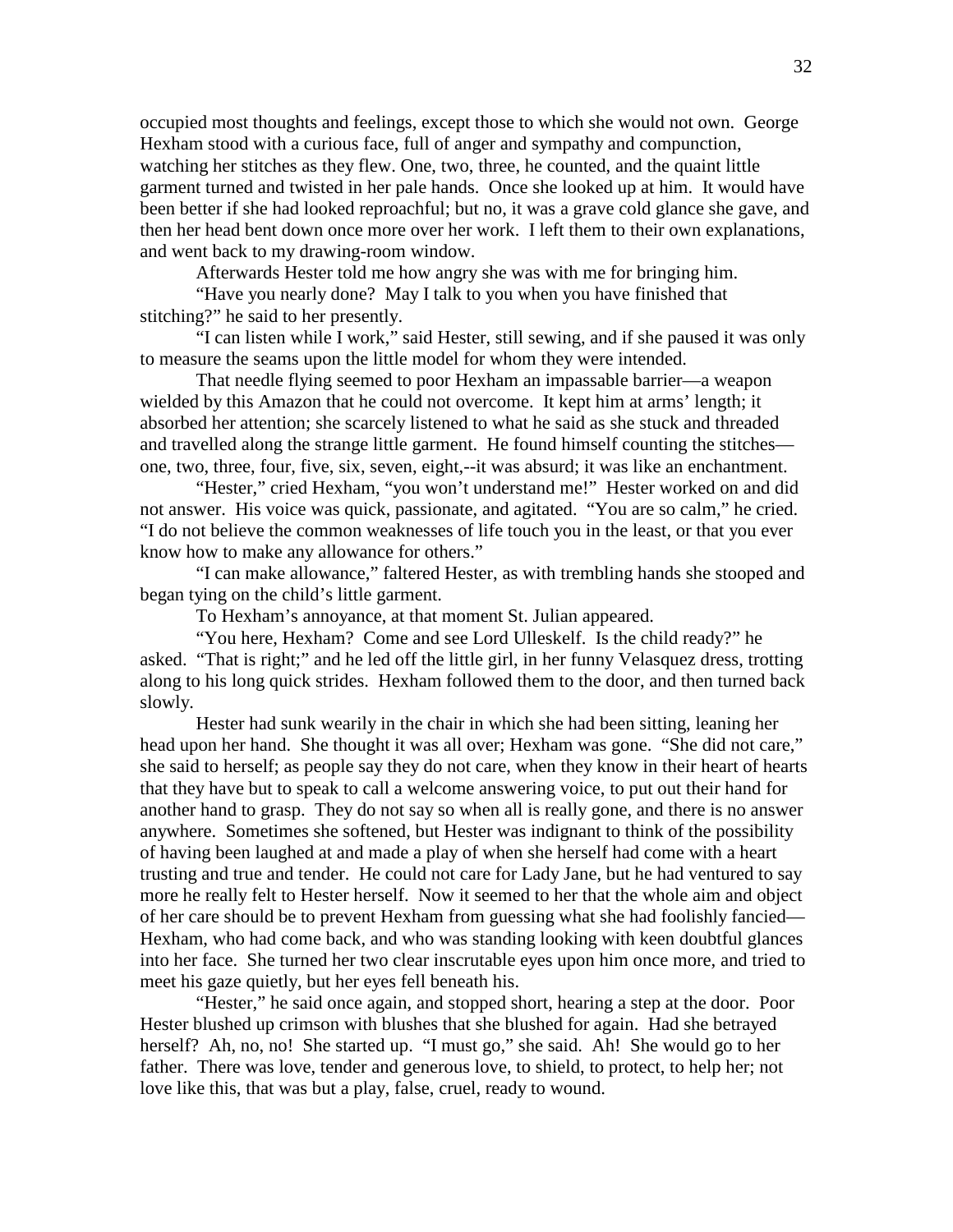occupied most thoughts and feelings, except those to which she would not own. George Hexham stood with a curious face, full of anger and sympathy and compunction, watching her stitches as they flew. One, two, three, he counted, and the quaint little garment turned and twisted in her pale hands. Once she looked up at him. It would have been better if she had looked reproachful; but no, it was a grave cold glance she gave, and then her head bent down once more over her work. I left them to their own explanations, and went back to my drawing-room window.

Afterwards Hester told me how angry she was with me for bringing him.

"Have you nearly done? May I talk to you when you have finished that stitching?" he said to her presently.

"I can listen while I work," said Hester, still sewing, and if she paused it was only to measure the seams upon the little model for whom they were intended.

That needle flying seemed to poor Hexham an impassable barrier—a weapon wielded by this Amazon that he could not overcome. It kept him at arms' length; it absorbed her attention; she scarcely listened to what he said as she stuck and threaded and travelled along the strange little garment. He found himself counting the stitches—one, two, three, four, five, six, seven, eight,--it was absurd; it was like an enchantment.

"Hester," cried Hexham, "you won't understand me!" Hester worked on and did not answer. His voice was quick, passionate, and agitated. "You are so calm," he cried. "I do not believe the common weaknesses of life touch you in the least, or that you ever know how to make any allowance for others."

"I can make allowance," faltered Hester, as with trembling hands she stooped and began tying on the child's little garment.

To Hexham's annoyance, at that moment St. Julian appeared.

"You here, Hexham? Come and see Lord Ulleskelf. Is the child ready?" he asked. "That is right;" and he led off the little girl, in her funny Velasquez dress, trotting along to his long quick strides. Hexham followed them to the door, and then turned back slowly.

Hester had sunk wearily in the chair in which she had been sitting, leaning her head upon her hand. She thought it was all over; Hexham was gone. "She did not care," she said to herself; as people say they do not care, when they know in their heart of hearts that they have but to speak to call a welcome answering voice, to put out their hand for another hand to grasp. They do not say so when all is really gone, and there is no answer anywhere. Sometimes she softened, but Hester was indignant to think of the possibility of having been laughed at and made a play of when she herself had come with a heart trusting and true and tender. He could not care for Lady Jane, but he had ventured to say more he really felt to Hester herself. Now it seemed to her that the whole aim and object of her care should be to prevent Hexham from guessing what she had foolishly fancied—Hexham, who had come back, and who was standing looking with keen doubtful glances into her face. She turned her two clear inscrutable eyes upon him once more, and tried to meet his gaze quietly, but her eyes fell beneath his.

"Hester," he said once again, and stopped short, hearing a step at the door. Poor Hester blushed up crimson with blushes that she blushed for again. Had she betrayed herself? Ah, no, no! She started up. "I must go," she said. Ah! She would go to her father. There was love, tender and generous love, to shield, to protect, to help her; not love like this, that was but a play, false, cruel, ready to wound.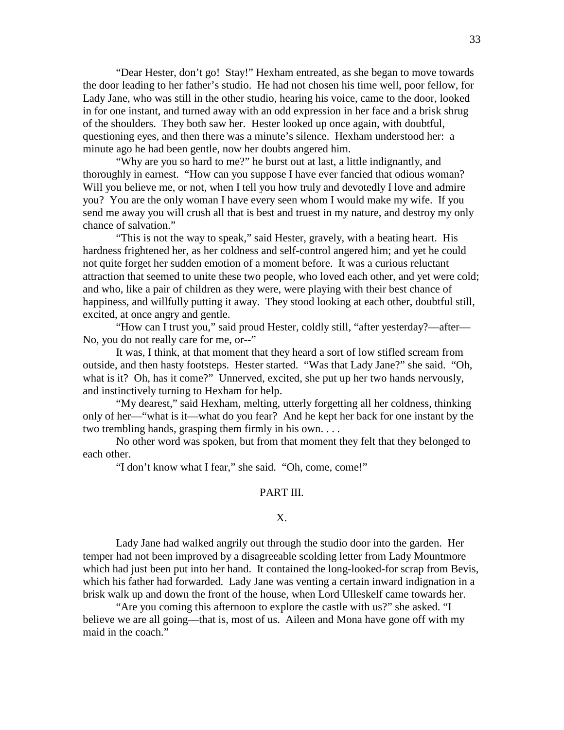"Dear Hester, don't go! Stay!" Hexham entreated, as she began to move towards the door leading to her father's studio. He had not chosen his time well, poor fellow, for Lady Jane, who was still in the other studio, hearing his voice, came to the door, looked in for one instant, and turned away with an odd expression in her face and a brisk shrug of the shoulders. They both saw her. Hester looked up once again, with doubtful, questioning eyes, and then there was a minute's silence. Hexham understood her: a minute ago he had been gentle, now her doubts angered him.

"Why are you so hard to me?" he burst out at last, a little indignantly, and thoroughly in earnest. "How can you suppose I have ever fancied that odious woman? Will you believe me, or not, when I tell you how truly and devotedly I love and admire you? You are the only woman I have every seen whom I would make my wife. If you send me away you will crush all that is best and truest in my nature, and destroy my only chance of salvation."

"This is not the way to speak," said Hester, gravely, with a beating heart. His hardness frightened her, as her coldness and self-control angered him; and yet he could not quite forget her sudden emotion of a moment before. It was a curious reluctant attraction that seemed to unite these two people, who loved each other, and yet were cold; and who, like a pair of children as they were, were playing with their best chance of happiness, and willfully putting it away. They stood looking at each other, doubtful still, excited, at once angry and gentle.

"How can I trust you," said proud Hester, coldly still, "after yesterday?—after— No, you do not really care for me, or--"

It was, I think, at that moment that they heard a sort of low stifled scream from outside, and then hasty footsteps. Hester started. "Was that Lady Jane?" she said. "Oh, what is it? Oh, has it come?" Unnerved, excited, she put up her two hands nervously, and instinctively turning to Hexham for help.

"My dearest," said Hexham, melting, utterly forgetting all her coldness, thinking only of her—"what is it—what do you fear? And he kept her back for one instant by the two trembling hands, grasping them firmly in his own. . . .

No other word was spoken, but from that moment they felt that they belonged to each other.

"I don't know what I fear," she said. "Oh, come, come!"

## PART III.

### X.

Lady Jane had walked angrily out through the studio door into the garden. Her temper had not been improved by a disagreeable scolding letter from Lady Mountmore which had just been put into her hand. It contained the long-looked-for scrap from Bevis, which his father had forwarded. Lady Jane was venting a certain inward indignation in a brisk walk up and down the front of the house, when Lord Ulleskelf came towards her.

"Are you coming this afternoon to explore the castle with us?" she asked. "I believe we are all going—that is, most of us. Aileen and Mona have gone off with my maid in the coach."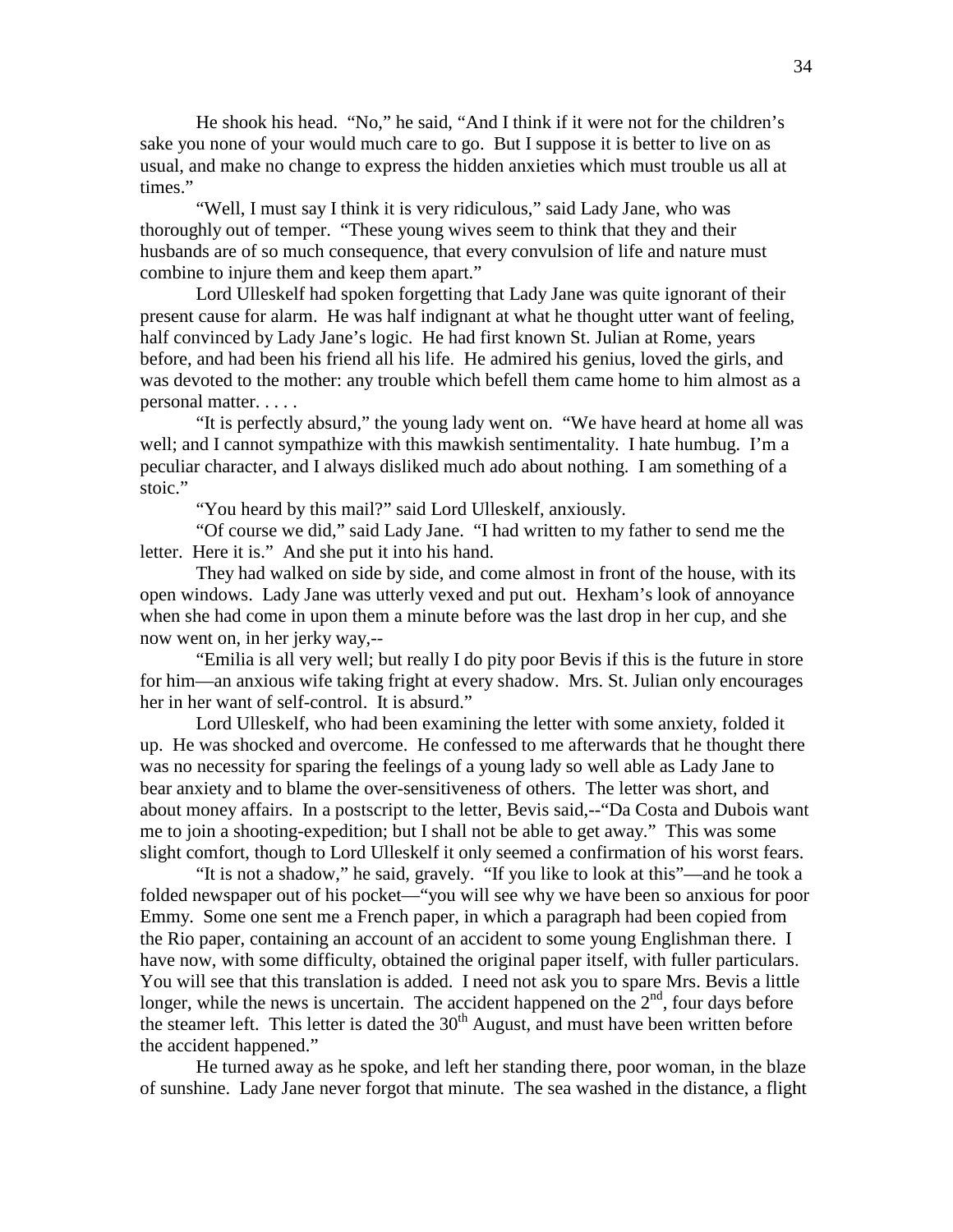He shook his head. "No," he said, "And I think if it were not for the children's sake you none of your would much care to go. But I suppose it is better to live on as usual, and make no change to express the hidden anxieties which must trouble us all at times."

"Well, I must say I think it is very ridiculous," said Lady Jane, who was thoroughly out of temper. "These young wives seem to think that they and their husbands are of so much consequence, that every convulsion of life and nature must combine to injure them and keep them apart."

Lord Ulleskelf had spoken forgetting that Lady Jane was quite ignorant of their present cause for alarm. He was half indignant at what he thought utter want of feeling, half convinced by Lady Jane's logic. He had first known St. Julian at Rome, years before, and had been his friend all his life. He admired his genius, loved the girls, and was devoted to the mother: any trouble which befell them came home to him almost as a personal matter. . . . .

"It is perfectly absurd," the young lady went on. "We have heard at home all was well; and I cannot sympathize with this mawkish sentimentality. I hate humbug. I'm a peculiar character, and I always disliked much ado about nothing. I am something of a stoic."

"You heard by this mail?" said Lord Ulleskelf, anxiously.

"Of course we did," said Lady Jane. "I had written to my father to send me the letter. Here it is." And she put it into his hand.

They had walked on side by side, and come almost in front of the house, with its open windows. Lady Jane was utterly vexed and put out. Hexham's look of annoyance when she had come in upon them a minute before was the last drop in her cup, and she now went on, in her jerky way,--

"Emilia is all very well; but really I do pity poor Bevis if this is the future in store for him—an anxious wife taking fright at every shadow. Mrs. St. Julian only encourages her in her want of self-control. It is absurd."

Lord Ulleskelf, who had been examining the letter with some anxiety, folded it up. He was shocked and overcome. He confessed to me afterwards that he thought there was no necessity for sparing the feelings of a young lady so well able as Lady Jane to bear anxiety and to blame the over-sensitiveness of others. The letter was short, and about money affairs. In a postscript to the letter, Bevis said,--"Da Costa and Dubois want me to join a shooting-expedition; but I shall not be able to get away." This was some slight comfort, though to Lord Ulleskelf it only seemed a confirmation of his worst fears.

"It is not a shadow," he said, gravely. "If you like to look at this"—and he took a folded newspaper out of his pocket—"you will see why we have been so anxious for poor Emmy. Some one sent me a French paper, in which a paragraph had been copied from the Rio paper, containing an account of an accident to some young Englishman there. I have now, with some difficulty, obtained the original paper itself, with fuller particulars. You will see that this translation is added. I need not ask you to spare Mrs. Bevis a little longer, while the news is uncertain. The accident happened on the 2nd, four days before the steamer left. This letter is dated the 30th August, and must have been written before the accident happened."

He turned away as he spoke, and left her standing there, poor woman, in the blaze of sunshine. Lady Jane never forgot that minute. The sea washed in the distance, a flight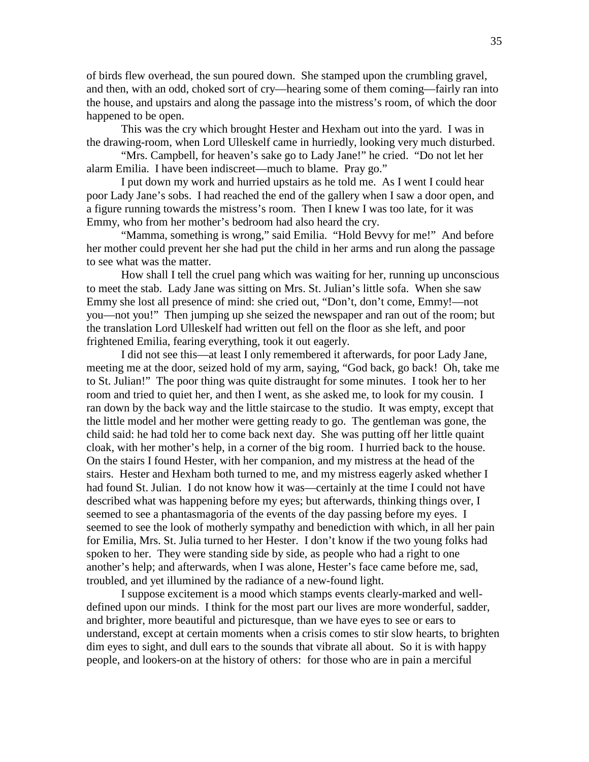of birds flew overhead, the sun poured down. She stamped upon the crumbling gravel, and then, with an odd, choked sort of cry—hearing some of them coming—fairly ran into the house, and upstairs and along the passage into the mistress's room, of which the door happened to be open.

This was the cry which brought Hester and Hexham out into the yard. I was in the drawing-room, when Lord Ulleskelf came in hurriedly, looking very much disturbed.

"Mrs. Campbell, for heaven's sake go to Lady Jane!" he cried. "Do not let her alarm Emilia. I have been indiscreet—much to blame. Pray go."

I put down my work and hurried upstairs as he told me. As I went I could hear poor Lady Jane's sobs. I had reached the end of the gallery when I saw a door open, and a figure running towards the mistress's room. Then I knew I was too late, for it was Emmy, who from her mother's bedroom had also heard the cry.

"Mamma, something is wrong," said Emilia. "Hold Bevvy for me!" And before her mother could prevent her she had put the child in her arms and run along the passage to see what was the matter.

How shall I tell the cruel pang which was waiting for her, running up unconscious to meet the stab. Lady Jane was sitting on Mrs. St. Julian's little sofa. When she saw Emmy she lost all presence of mind: she cried out, "Don't, don't come, Emmy!—not you—not you!" Then jumping up she seized the newspaper and ran out of the room; but the translation Lord Ulleskelf had written out fell on the floor as she left, and poor frightened Emilia, fearing everything, took it out eagerly.

I did not see this—at least I only remembered it afterwards, for poor Lady Jane, meeting me at the door, seized hold of my arm, saying, "God back, go back! Oh, take me to St. Julian!" The poor thing was quite distraught for some minutes. I took her to her room and tried to quiet her, and then I went, as she asked me, to look for my cousin. I ran down by the back way and the little staircase to the studio. It was empty, except that the little model and her mother were getting ready to go. The gentleman was gone, the child said: he had told her to come back next day. She was putting off her little quaint cloak, with her mother's help, in a corner of the big room. I hurried back to the house. On the stairs I found Hester, with her companion, and my mistress at the head of the stairs. Hester and Hexham both turned to me, and my mistress eagerly asked whether I had found St. Julian. I do not know how it was—certainly at the time I could not have described what was happening before my eyes; but afterwards, thinking things over, I seemed to see a phantasmagoria of the events of the day passing before my eyes. I seemed to see the look of motherly sympathy and benediction with which, in all her pain for Emilia, Mrs. St. Julia turned to her Hester. I don't know if the two young folks had spoken to her. They were standing side by side, as people who had a right to one another's help; and afterwards, when I was alone, Hester's face came before me, sad, troubled, and yet illumined by the radiance of a new-found light.

I suppose excitement is a mood which stamps events clearly-marked and well-defined upon our minds. I think for the most part our lives are more wonderful, sadder, and brighter, more beautiful and picturesque, than we have eyes to see or ears to understand, except at certain moments when a crisis comes to stir slow hearts, to brighten dim eyes to sight, and dull ears to the sounds that vibrate all about. So it is with happy people, and lookers-on at the history of others: for those who are in pain a merciful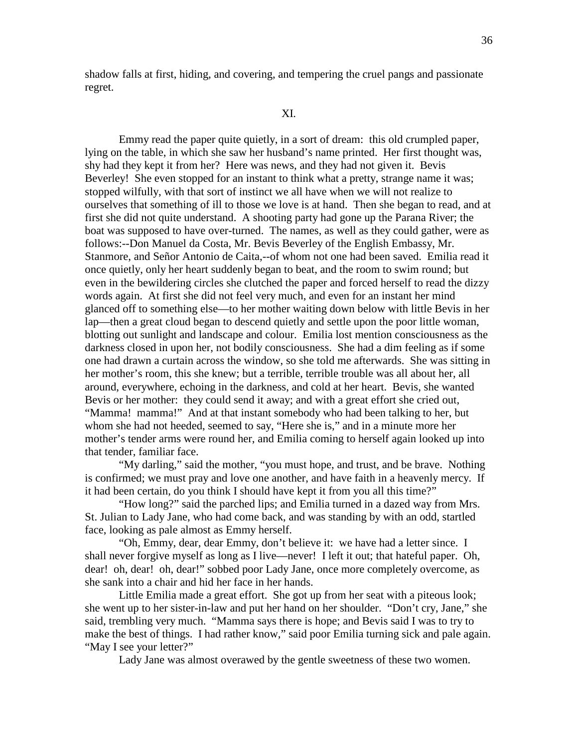shadow falls at first, hiding, and covering, and tempering the cruel pangs and passionate regret.

## XI.

Emmy read the paper quite quietly, in a sort of dream: this old crumpled paper, lying on the table, in which she saw her husband's name printed. Her first thought was, shy had they kept it from her? Here was news, and they had not given it. Bevis Beverley! She even stopped for an instant to think what a pretty, strange name it was; stopped wilfully, with that sort of instinct we all have when we will not realize to ourselves that something of ill to those we love is at hand. Then she began to read, and at first she did not quite understand. A shooting party had gone up the Parana River; the boat was supposed to have over-turned. The names, as well as they could gather, were as follows:--Don Manuel da Costa, Mr. Bevis Beverley of the English Embassy, Mr. Stanmore, and Señor Antonio de Caita,--of whom not one had been saved. Emilia read it once quietly, only her heart suddenly began to beat, and the room to swim round; but even in the bewildering circles she clutched the paper and forced herself to read the dizzy words again. At first she did not feel very much, and even for an instant her mind glanced off to something else—to her mother waiting down below with little Bevis in her lap—then a great cloud began to descend quietly and settle upon the poor little woman, blotting out sunlight and landscape and colour. Emilia lost mention consciousness as the darkness closed in upon her, not bodily consciousness. She had a dim feeling as if some one had drawn a curtain across the window, so she told me afterwards. She was sitting in her mother's room, this she knew; but a terrible, terrible trouble was all about her, all around, everywhere, echoing in the darkness, and cold at her heart. Bevis, she wanted Bevis or her mother: they could send it away; and with a great effort she cried out, "Mamma! mamma!" And at that instant somebody who had been talking to her, but whom she had not heeded, seemed to say, "Here she is," and in a minute more her mother's tender arms were round her, and Emilia coming to herself again looked up into that tender, familiar face.

"My darling," said the mother, "you must hope, and trust, and be brave. Nothing is confirmed; we must pray and love one another, and have faith in a heavenly mercy. If it had been certain, do you think I should have kept it from you all this time?"

"How long?" said the parched lips; and Emilia turned in a dazed way from Mrs. St. Julian to Lady Jane, who had come back, and was standing by with an odd, startled face, looking as pale almost as Emmy herself.

"Oh, Emmy, dear, dear Emmy, don't believe it: we have had a letter since. I shall never forgive myself as long as I live—never! I left it out; that hateful paper. Oh, dear! oh, dear! oh, dear!" sobbed poor Lady Jane, once more completely overcome, as she sank into a chair and hid her face in her hands.

Little Emilia made a great effort. She got up from her seat with a piteous look; she went up to her sister-in-law and put her hand on her shoulder. "Don't cry, Jane," she said, trembling very much. "Mamma says there is hope; and Bevis said I was to try to make the best of things. I had rather know," said poor Emilia turning sick and pale again. "May I see your letter?"

Lady Jane was almost overawed by the gentle sweetness of these two women.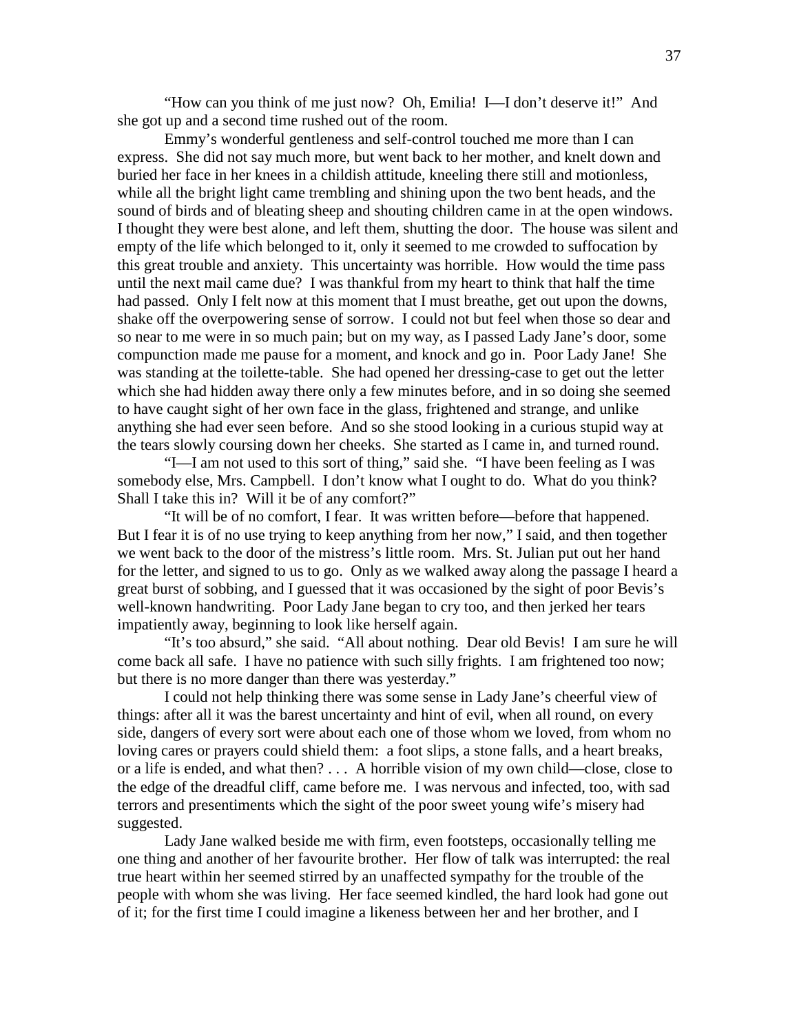"How can you think of me just now? Oh, Emilia! I—I don't deserve it!" And she got up and a second time rushed out of the room.

Emmy's wonderful gentleness and self-control touched me more than I can express. She did not say much more, but went back to her mother, and knelt down and buried her face in her knees in a childish attitude, kneeling there still and motionless, while all the bright light came trembling and shining upon the two bent heads, and the sound of birds and of bleating sheep and shouting children came in at the open windows. I thought they were best alone, and left them, shutting the door. The house was silent and empty of the life which belonged to it, only it seemed to me crowded to suffocation by this great trouble and anxiety. This uncertainty was horrible. How would the time pass until the next mail came due? I was thankful from my heart to think that half the time had passed. Only I felt now at this moment that I must breathe, get out upon the downs, shake off the overpowering sense of sorrow. I could not but feel when those so dear and so near to me were in so much pain; but on my way, as I passed Lady Jane's door, some compunction made me pause for a moment, and knock and go in. Poor Lady Jane! She was standing at the toilette-table. She had opened her dressing-case to get out the letter which she had hidden away there only a few minutes before, and in so doing she seemed to have caught sight of her own face in the glass, frightened and strange, and unlike anything she had ever seen before. And so she stood looking in a curious stupid way at the tears slowly coursing down her cheeks. She started as I came in, and turned round.

"I—I am not used to this sort of thing," said she. "I have been feeling as I was somebody else, Mrs. Campbell. I don't know what I ought to do. What do you think? Shall I take this in? Will it be of any comfort?"

"It will be of no comfort, I fear. It was written before—before that happened. But I fear it is of no use trying to keep anything from her now," I said, and then together we went back to the door of the mistress's little room. Mrs. St. Julian put out her hand for the letter, and signed to us to go. Only as we walked away along the passage I heard a great burst of sobbing, and I guessed that it was occasioned by the sight of poor Bevis's well-known handwriting. Poor Lady Jane began to cry too, and then jerked her tears impatiently away, beginning to look like herself again.

"It's too absurd," she said. "All about nothing. Dear old Bevis! I am sure he will come back all safe. I have no patience with such silly frights. I am frightened too now; but there is no more danger than there was yesterday."

I could not help thinking there was some sense in Lady Jane's cheerful view of things: after all it was the barest uncertainty and hint of evil, when all round, on every side, dangers of every sort were about each one of those whom we loved, from whom no loving cares or prayers could shield them: a foot slips, a stone falls, and a heart breaks, or a life is ended, and what then? . . . A horrible vision of my own child—close, close to the edge of the dreadful cliff, came before me. I was nervous and infected, too, with sad terrors and presentiments which the sight of the poor sweet young wife's misery had suggested.

Lady Jane walked beside me with firm, even footsteps, occasionally telling me one thing and another of her favourite brother. Her flow of talk was interrupted: the real true heart within her seemed stirred by an unaffected sympathy for the trouble of the people with whom she was living. Her face seemed kindled, the hard look had gone out of it; for the first time I could imagine a likeness between her and her brother, and I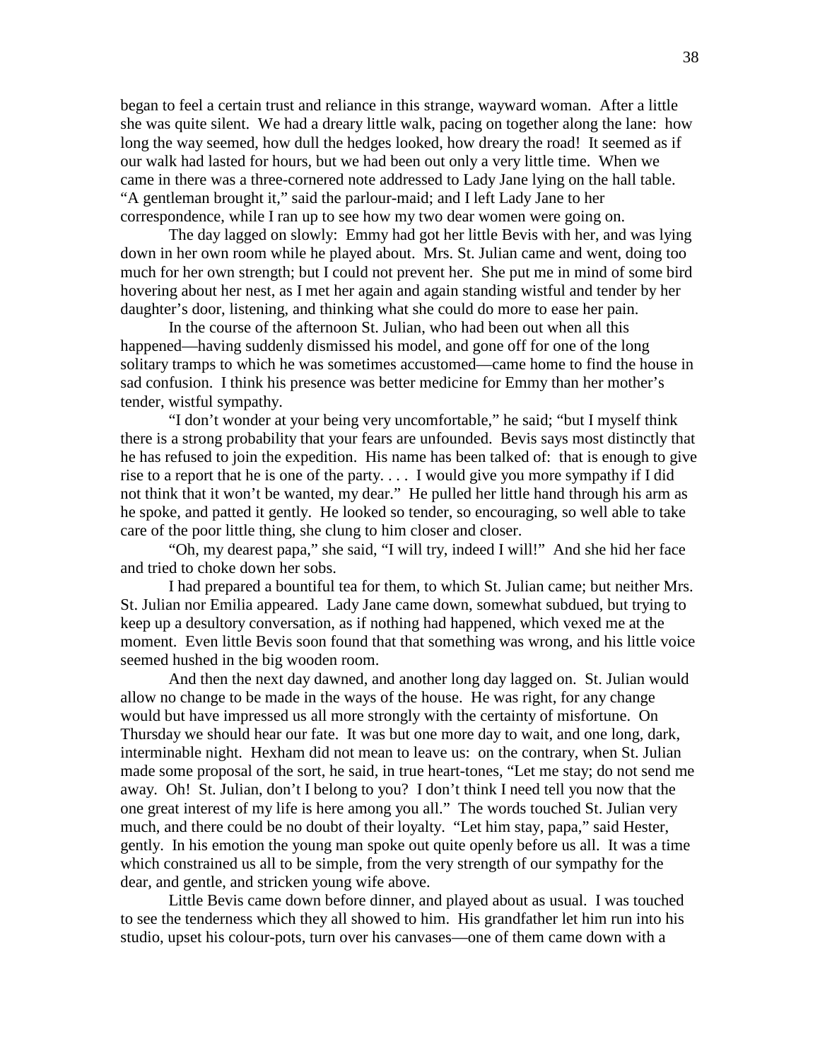began to feel a certain trust and reliance in this strange, wayward woman. After a little she was quite silent. We had a dreary little walk, pacing on together along the lane: how long the way seemed, how dull the hedges looked, how dreary the road! It seemed as if our walk had lasted for hours, but we had been out only a very little time. When we came in there was a three-cornered note addressed to Lady Jane lying on the hall table. "A gentleman brought it," said the parlour-maid; and I left Lady Jane to her correspondence, while I ran up to see how my two dear women were going on.

The day lagged on slowly: Emmy had got her little Bevis with her, and was lying down in her own room while he played about. Mrs. St. Julian came and went, doing too much for her own strength; but I could not prevent her. She put me in mind of some bird hovering about her nest, as I met her again and again standing wistful and tender by her daughter's door, listening, and thinking what she could do more to ease her pain.

In the course of the afternoon St. Julian, who had been out when all this happened—having suddenly dismissed his model, and gone off for one of the long solitary tramps to which he was sometimes accustomed—came home to find the house in sad confusion. I think his presence was better medicine for Emmy than her mother's tender, wistful sympathy.

"I don't wonder at your being very uncomfortable," he said; "but I myself think there is a strong probability that your fears are unfounded. Bevis says most distinctly that he has refused to join the expedition. His name has been talked of: that is enough to give rise to a report that he is one of the party. . . . I would give you more sympathy if I did not think that it won't be wanted, my dear." He pulled her little hand through his arm as he spoke, and patted it gently. He looked so tender, so encouraging, so well able to take care of the poor little thing, she clung to him closer and closer.

"Oh, my dearest papa," she said, "I will try, indeed I will!" And she hid her face and tried to choke down her sobs.

I had prepared a bountiful tea for them, to which St. Julian came; but neither Mrs. St. Julian nor Emilia appeared. Lady Jane came down, somewhat subdued, but trying to keep up a desultory conversation, as if nothing had happened, which vexed me at the moment. Even little Bevis soon found that that something was wrong, and his little voice seemed hushed in the big wooden room.

And then the next day dawned, and another long day lagged on. St. Julian would allow no change to be made in the ways of the house. He was right, for any change would but have impressed us all more strongly with the certainty of misfortune. On Thursday we should hear our fate. It was but one more day to wait, and one long, dark, interminable night. Hexham did not mean to leave us: on the contrary, when St. Julian made some proposal of the sort, he said, in true heart-tones, "Let me stay; do not send me away. Oh! St. Julian, don't I belong to you? I don't think I need tell you now that the one great interest of my life is here among you all." The words touched St. Julian very much, and there could be no doubt of their loyalty. "Let him stay, papa," said Hester, gently. In his emotion the young man spoke out quite openly before us all. It was a time which constrained us all to be simple, from the very strength of our sympathy for the dear, and gentle, and stricken young wife above.

Little Bevis came down before dinner, and played about as usual. I was touched to see the tenderness which they all showed to him. His grandfather let him run into his studio, upset his colour-pots, turn over his canvases—one of them came down with a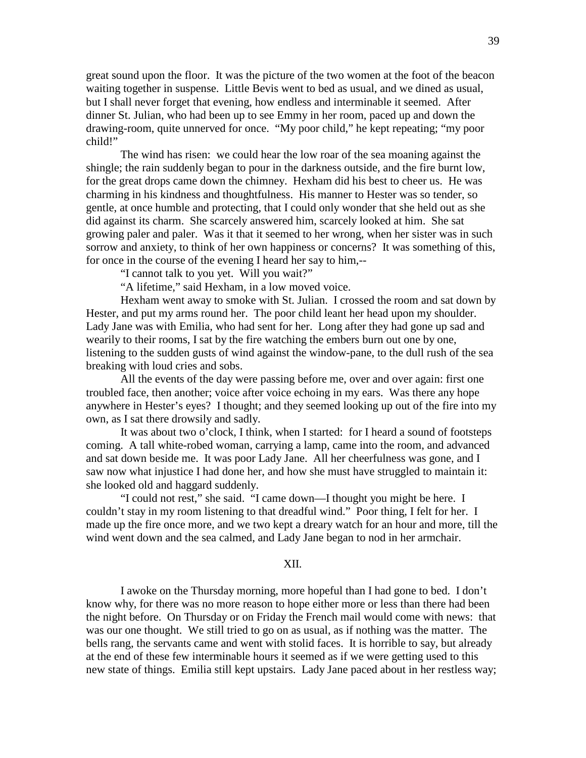great sound upon the floor. It was the picture of the two women at the foot of the beacon waiting together in suspense. Little Bevis went to bed as usual, and we dined as usual, but I shall never forget that evening, how endless and interminable it seemed. After dinner St. Julian, who had been up to see Emmy in her room, paced up and down the drawing-room, quite unnerved for once. "My poor child," he kept repeating; "my poor child!"

The wind has risen: we could hear the low roar of the sea moaning against the shingle; the rain suddenly began to pour in the darkness outside, and the fire burnt low, for the great drops came down the chimney. Hexham did his best to cheer us. He was charming in his kindness and thoughtfulness. His manner to Hester was so tender, so gentle, at once humble and protecting, that I could only wonder that she held out as she did against its charm. She scarcely answered him, scarcely looked at him. She sat growing paler and paler. Was it that it seemed to her wrong, when her sister was in such sorrow and anxiety, to think of her own happiness or concerns? It was something of this, for once in the course of the evening I heard her say to him,--

"I cannot talk to you yet. Will you wait?"

"A lifetime," said Hexham, in a low moved voice.

Hexham went away to smoke with St. Julian. I crossed the room and sat down by Hester, and put my arms round her. The poor child leant her head upon my shoulder. Lady Jane was with Emilia, who had sent for her. Long after they had gone up sad and wearily to their rooms, I sat by the fire watching the embers burn out one by one, listening to the sudden gusts of wind against the window-pane, to the dull rush of the sea breaking with loud cries and sobs.

All the events of the day were passing before me, over and over again: first one troubled face, then another; voice after voice echoing in my ears. Was there any hope anywhere in Hester's eyes? I thought; and they seemed looking up out of the fire into my own, as I sat there drowsily and sadly.

It was about two o'clock, I think, when I started: for I heard a sound of footsteps coming. A tall white-robed woman, carrying a lamp, came into the room, and advanced and sat down beside me. It was poor Lady Jane. All her cheerfulness was gone, and I saw now what injustice I had done her, and how she must have struggled to maintain it: she looked old and haggard suddenly.

"I could not rest," she said. "I came down—I thought you might be here. I couldn't stay in my room listening to that dreadful wind." Poor thing, I felt for her. I made up the fire once more, and we two kept a dreary watch for an hour and more, till the wind went down and the sea calmed, and Lady Jane began to nod in her armchair.

## XII.

I awoke on the Thursday morning, more hopeful than I had gone to bed. I don't know why, for there was no more reason to hope either more or less than there had been the night before. On Thursday or on Friday the French mail would come with news: that was our one thought. We still tried to go on as usual, as if nothing was the matter. The bells rang, the servants came and went with stolid faces. It is horrible to say, but already at the end of these few interminable hours it seemed as if we were getting used to this new state of things. Emilia still kept upstairs. Lady Jane paced about in her restless way;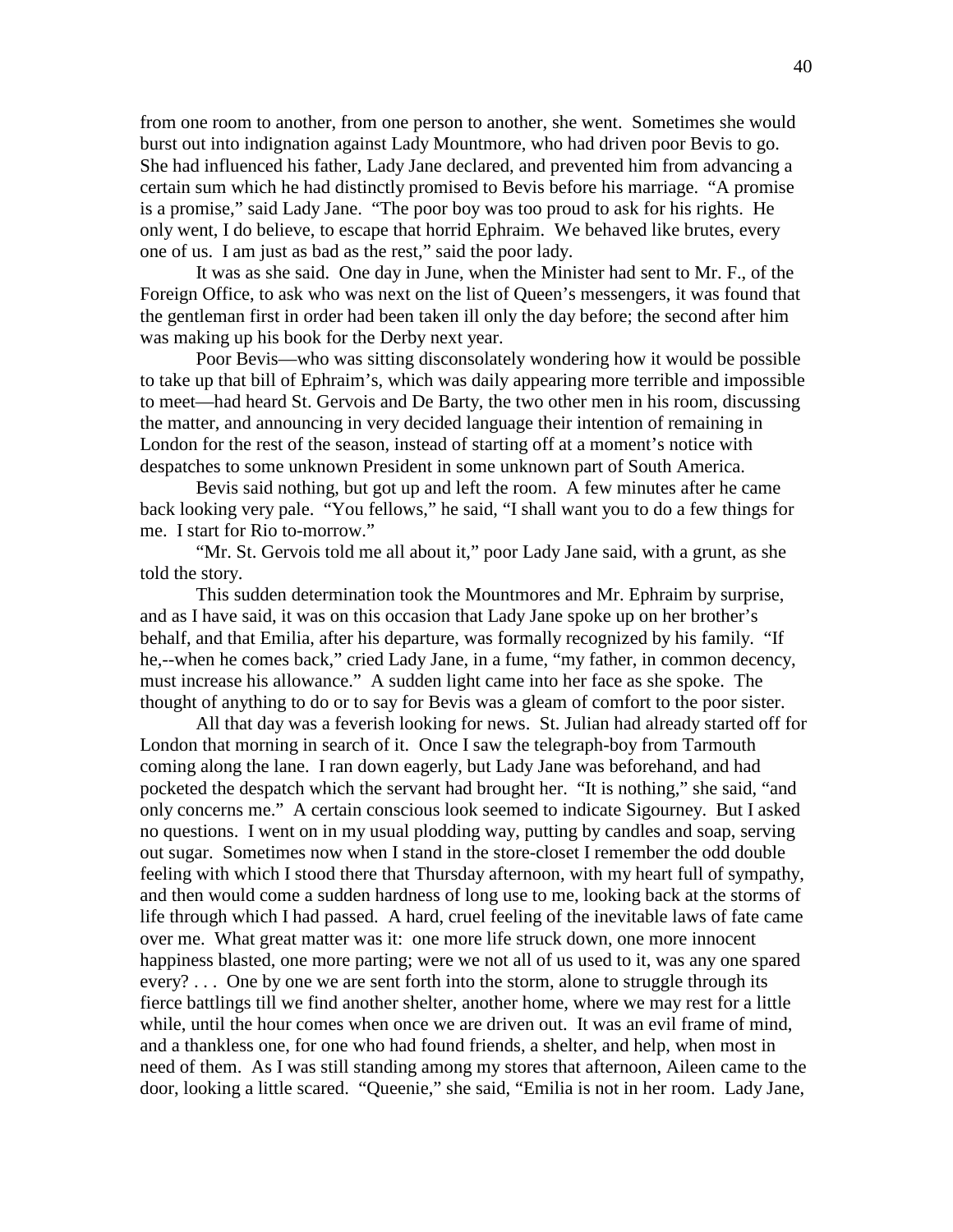from one room to another, from one person to another, she went. Sometimes she would burst out into indignation against Lady Mountmore, who had driven poor Bevis to go. She had influenced his father, Lady Jane declared, and prevented him from advancing a certain sum which he had distinctly promised to Bevis before his marriage. "A promise is a promise," said Lady Jane. "The poor boy was too proud to ask for his rights. He only went, I do believe, to escape that horrid Ephraim. We behaved like brutes, every one of us. I am just as bad as the rest," said the poor lady.

It was as she said. One day in June, when the Minister had sent to Mr. F., of the Foreign Office, to ask who was next on the list of Queen's messengers, it was found that the gentleman first in order had been taken ill only the day before; the second after him was making up his book for the Derby next year.

Poor Bevis—who was sitting disconsolately wondering how it would be possible to take up that bill of Ephraim's, which was daily appearing more terrible and impossible to meet—had heard St. Gervois and De Barty, the two other men in his room, discussing the matter, and announcing in very decided language their intention of remaining in London for the rest of the season, instead of starting off at a moment's notice with despatches to some unknown President in some unknown part of South America.

Bevis said nothing, but got up and left the room. A few minutes after he came back looking very pale. "You fellows," he said, "I shall want you to do a few things for me. I start for Rio to-morrow."

"Mr. St. Gervois told me all about it," poor Lady Jane said, with a grunt, as she told the story.

This sudden determination took the Mountmores and Mr. Ephraim by surprise, and as I have said, it was on this occasion that Lady Jane spoke up on her brother's behalf, and that Emilia, after his departure, was formally recognized by his family. "If he,--when he comes back," cried Lady Jane, in a fume, "my father, in common decency, must increase his allowance." A sudden light came into her face as she spoke. The thought of anything to do or to say for Bevis was a gleam of comfort to the poor sister.

All that day was a feverish looking for news. St. Julian had already started off for London that morning in search of it. Once I saw the telegraph-boy from Tarmouth coming along the lane. I ran down eagerly, but Lady Jane was beforehand, and had pocketed the despatch which the servant had brought her. "It is nothing," she said, "and only concerns me." A certain conscious look seemed to indicate Sigourney. But I asked no questions. I went on in my usual plodding way, putting by candles and soap, serving out sugar. Sometimes now when I stand in the store-closet I remember the odd double feeling with which I stood there that Thursday afternoon, with my heart full of sympathy, and then would come a sudden hardness of long use to me, looking back at the storms of life through which I had passed. A hard, cruel feeling of the inevitable laws of fate came over me. What great matter was it: one more life struck down, one more innocent happiness blasted, one more parting; were we not all of us used to it, was any one spared every? . . . One by one we are sent forth into the storm, alone to struggle through its fierce battlings till we find another shelter, another home, where we may rest for a little while, until the hour comes when once we are driven out. It was an evil frame of mind, and a thankless one, for one who had found friends, a shelter, and help, when most in need of them. As I was still standing among my stores that afternoon, Aileen came to the door, looking a little scared. "Queenie," she said, "Emilia is not in her room. Lady Jane,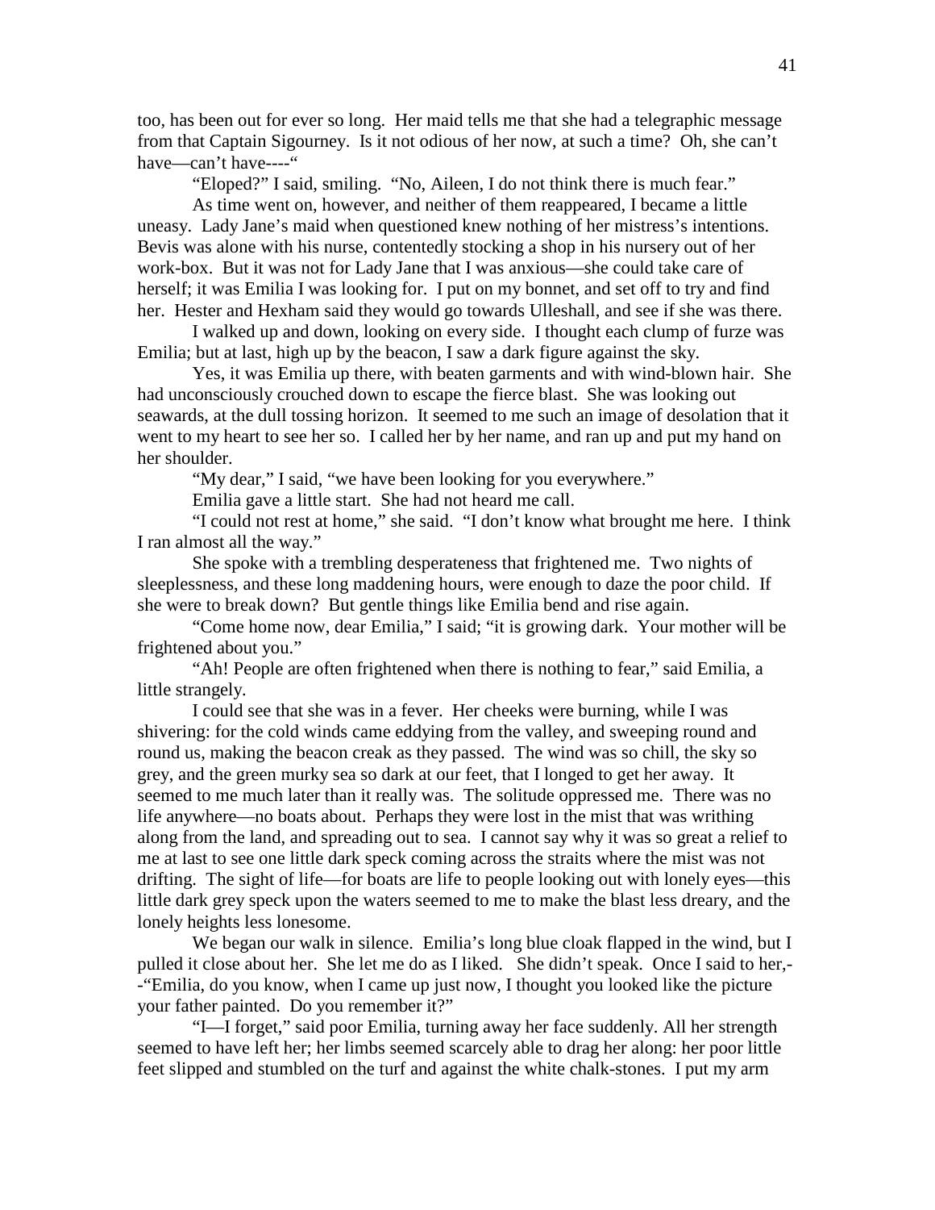too, has been out for ever so long. Her maid tells me that she had a telegraphic message from that Captain Sigourney. Is it not odious of her now, at such a time? Oh, she can't have—can't have----"

"Eloped?" I said, smiling. "No, Aileen, I do not think there is much fear."

As time went on, however, and neither of them reappeared, I became a little uneasy. Lady Jane's maid when questioned knew nothing of her mistress's intentions. Bevis was alone with his nurse, contentedly stocking a shop in his nursery out of her work-box. But it was not for Lady Jane that I was anxious—she could take care of herself; it was Emilia I was looking for. I put on my bonnet, and set off to try and find her. Hester and Hexham said they would go towards Ulleshall, and see if she was there.

I walked up and down, looking on every side. I thought each clump of furze was Emilia; but at last, high up by the beacon, I saw a dark figure against the sky.

Yes, it was Emilia up there, with beaten garments and with wind-blown hair. She had unconsciously crouched down to escape the fierce blast. She was looking out seawards, at the dull tossing horizon. It seemed to me such an image of desolation that it went to my heart to see her so. I called her by her name, and ran up and put my hand on her shoulder.

"My dear," I said, "we have been looking for you everywhere."

Emilia gave a little start. She had not heard me call.

"I could not rest at home," she said. "I don't know what brought me here. I think I ran almost all the way."

She spoke with a trembling desperateness that frightened me. Two nights of sleeplessness, and these long maddening hours, were enough to daze the poor child. If she were to break down? But gentle things like Emilia bend and rise again.

"Come home now, dear Emilia," I said; "it is growing dark. Your mother will be frightened about you."

"Ah! People are often frightened when there is nothing to fear," said Emilia, a little strangely.

I could see that she was in a fever. Her cheeks were burning, while I was shivering: for the cold winds came eddying from the valley, and sweeping round and round us, making the beacon creak as they passed. The wind was so chill, the sky so grey, and the green murky sea so dark at our feet, that I longed to get her away. It seemed to me much later than it really was. The solitude oppressed me. There was no life anywhere—no boats about. Perhaps they were lost in the mist that was writhing along from the land, and spreading out to sea. I cannot say why it was so great a relief to me at last to see one little dark speck coming across the straits where the mist was not drifting. The sight of life—for boats are life to people looking out with lonely eyes—this little dark grey speck upon the waters seemed to me to make the blast less dreary, and the lonely heights less lonesome.

We began our walk in silence. Emilia's long blue cloak flapped in the wind, but I pulled it close about her. She let me do as I liked. She didn't speak. Once I said to her,--"Emilia, do you know, when I came up just now, I thought you looked like the picture your father painted. Do you remember it?"

"I—I forget," said poor Emilia, turning away her face suddenly. All her strength seemed to have left her; her limbs seemed scarcely able to drag her along: her poor little feet slipped and stumbled on the turf and against the white chalk-stones. I put my arm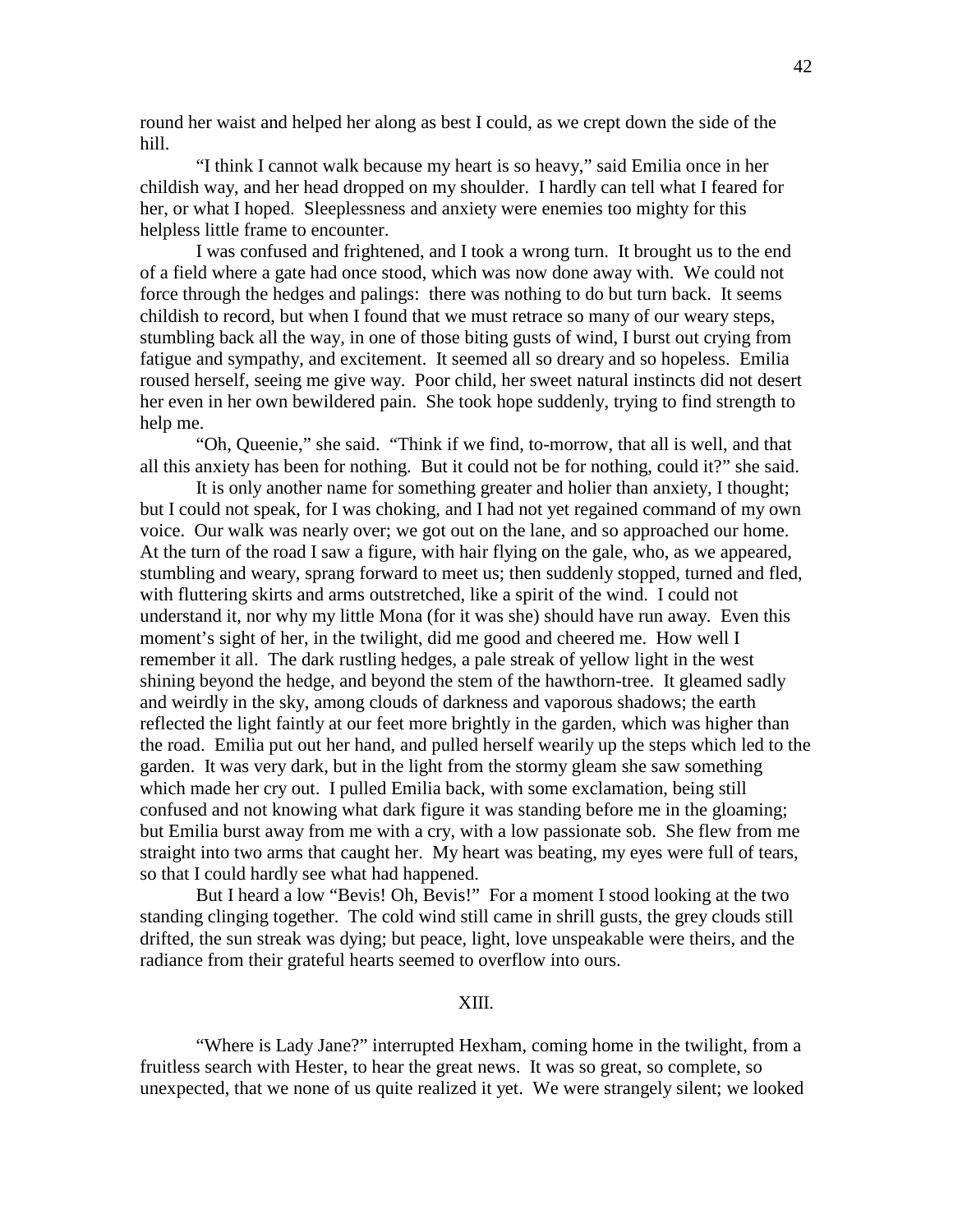round her waist and helped her along as best I could, as we crept down the side of the hill.

"I think I cannot walk because my heart is so heavy," said Emilia once in her childish way, and her head dropped on my shoulder. I hardly can tell what I feared for her, or what I hoped. Sleeplessness and anxiety were enemies too mighty for this helpless little frame to encounter.

I was confused and frightened, and I took a wrong turn. It brought us to the end of a field where a gate had once stood, which was now done away with. We could not force through the hedges and palings: there was nothing to do but turn back. It seems childish to record, but when I found that we must retrace so many of our weary steps, stumbling back all the way, in one of those biting gusts of wind, I burst out crying from fatigue and sympathy, and excitement. It seemed all so dreary and so hopeless. Emilia roused herself, seeing me give way. Poor child, her sweet natural instincts did not desert her even in her own bewildered pain. She took hope suddenly, trying to find strength to help me.

"Oh, Queenie," she said. "Think if we find, to-morrow, that all is well, and that all this anxiety has been for nothing. But it could not be for nothing, could it?" she said.

It is only another name for something greater and holier than anxiety, I thought; but I could not speak, for I was choking, and I had not yet regained command of my own voice. Our walk was nearly over; we got out on the lane, and so approached our home. At the turn of the road I saw a figure, with hair flying on the gale, who, as we appeared, stumbling and weary, sprang forward to meet us; then suddenly stopped, turned and fled, with fluttering skirts and arms outstretched, like a spirit of the wind. I could not understand it, nor why my little Mona (for it was she) should have run away. Even this moment's sight of her, in the twilight, did me good and cheered me. How well I remember it all. The dark rustling hedges, a pale streak of yellow light in the west shining beyond the hedge, and beyond the stem of the hawthorn-tree. It gleamed sadly and weirdly in the sky, among clouds of darkness and vaporous shadows; the earth reflected the light faintly at our feet more brightly in the garden, which was higher than the road. Emilia put out her hand, and pulled herself wearily up the steps which led to the garden. It was very dark, but in the light from the stormy gleam she saw something which made her cry out. I pulled Emilia back, with some exclamation, being still confused and not knowing what dark figure it was standing before me in the gloaming; but Emilia burst away from me with a cry, with a low passionate sob. She flew from me straight into two arms that caught her. My heart was beating, my eyes were full of tears, so that I could hardly see what had happened.

But I heard a low "Bevis! Oh, Bevis!" For a moment I stood looking at the two standing clinging together. The cold wind still came in shrill gusts, the grey clouds still drifted, the sun streak was dying; but peace, light, love unspeakable were theirs, and the radiance from their grateful hearts seemed to overflow into ours.

## XIII.

"Where is Lady Jane?" interrupted Hexham, coming home in the twilight, from a fruitless search with Hester, to hear the great news. It was so great, so complete, so unexpected, that we none of us quite realized it yet. We were strangely silent; we looked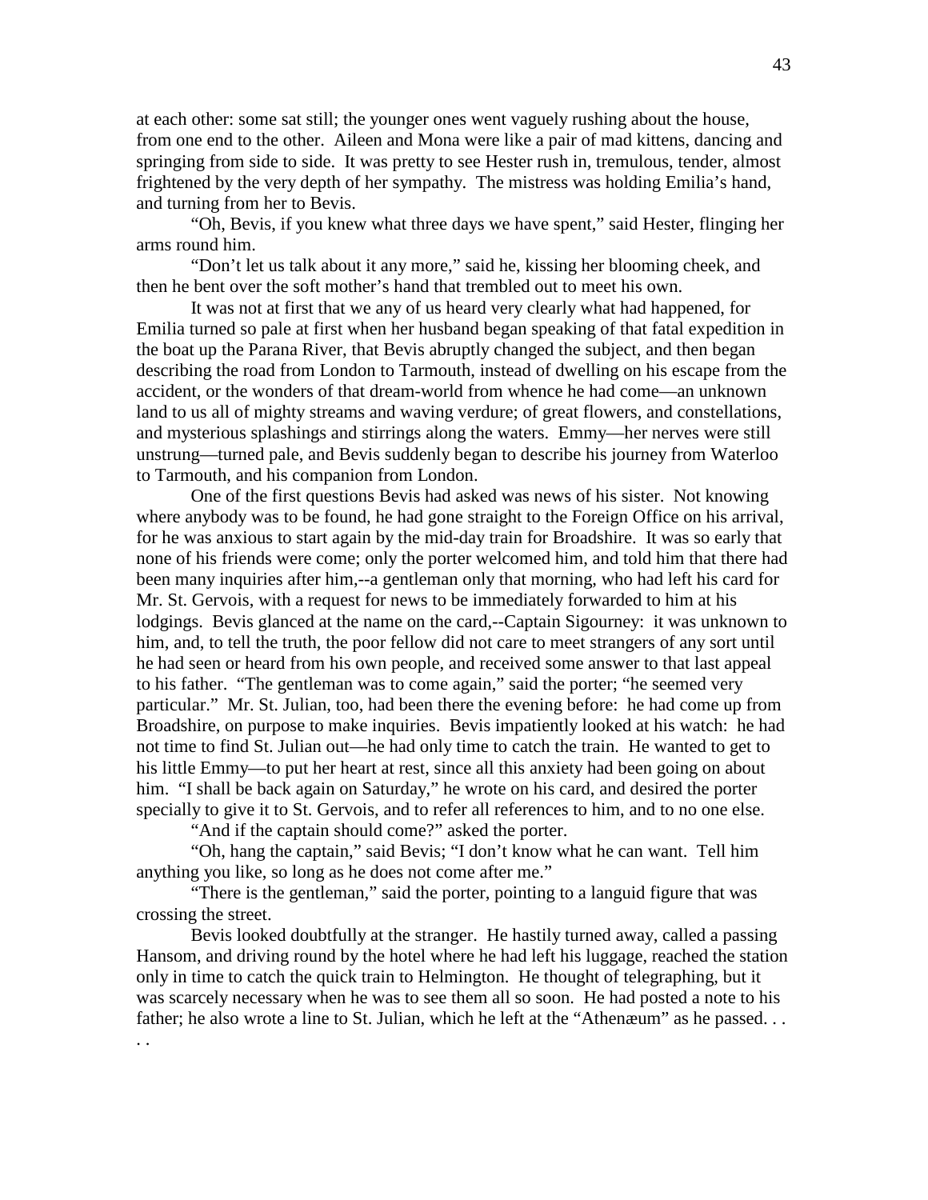at each other: some sat still; the younger ones went vaguely rushing about the house, from one end to the other. Aileen and Mona were like a pair of mad kittens, dancing and springing from side to side. It was pretty to see Hester rush in, tremulous, tender, almost frightened by the very depth of her sympathy. The mistress was holding Emilia's hand, and turning from her to Bevis.

"Oh, Bevis, if you knew what three days we have spent," said Hester, flinging her arms round him.

"Don't let us talk about it any more," said he, kissing her blooming cheek, and then he bent over the soft mother's hand that trembled out to meet his own.

It was not at first that we any of us heard very clearly what had happened, for Emilia turned so pale at first when her husband began speaking of that fatal expedition in the boat up the Parana River, that Bevis abruptly changed the subject, and then began describing the road from London to Tarmouth, instead of dwelling on his escape from the accident, or the wonders of that dream-world from whence he had come—an unknown land to us all of mighty streams and waving verdure; of great flowers, and constellations, and mysterious splashings and stirrings along the waters. Emmy—her nerves were still unstrung—turned pale, and Bevis suddenly began to describe his journey from Waterloo to Tarmouth, and his companion from London.

One of the first questions Bevis had asked was news of his sister. Not knowing where anybody was to be found, he had gone straight to the Foreign Office on his arrival, for he was anxious to start again by the mid-day train for Broadshire. It was so early that none of his friends were come; only the porter welcomed him, and told him that there had been many inquiries after him,--a gentleman only that morning, who had left his card for Mr. St. Gervois, with a request for news to be immediately forwarded to him at his lodgings. Bevis glanced at the name on the card,--Captain Sigourney: it was unknown to him, and, to tell the truth, the poor fellow did not care to meet strangers of any sort until he had seen or heard from his own people, and received some answer to that last appeal to his father. "The gentleman was to come again," said the porter; "he seemed very particular." Mr. St. Julian, too, had been there the evening before: he had come up from Broadshire, on purpose to make inquiries. Bevis impatiently looked at his watch: he had not time to find St. Julian out—he had only time to catch the train. He wanted to get to his little Emmy—to put her heart at rest, since all this anxiety had been going on about him. "I shall be back again on Saturday," he wrote on his card, and desired the porter specially to give it to St. Gervois, and to refer all references to him, and to no one else.

"And if the captain should come?" asked the porter.

"Oh, hang the captain," said Bevis; "I don't know what he can want. Tell him anything you like, so long as he does not come after me."

"There is the gentleman," said the porter, pointing to a languid figure that was crossing the street.

Bevis looked doubtfully at the stranger. He hastily turned away, called a passing Hansom, and driving round by the hotel where he had left his luggage, reached the station only in time to catch the quick train to Helmington. He thought of telegraphing, but it was scarcely necessary when he was to see them all so soon. He had posted a note to his father; he also wrote a line to St. Julian, which he left at the "Athenæum" as he passed. . . . .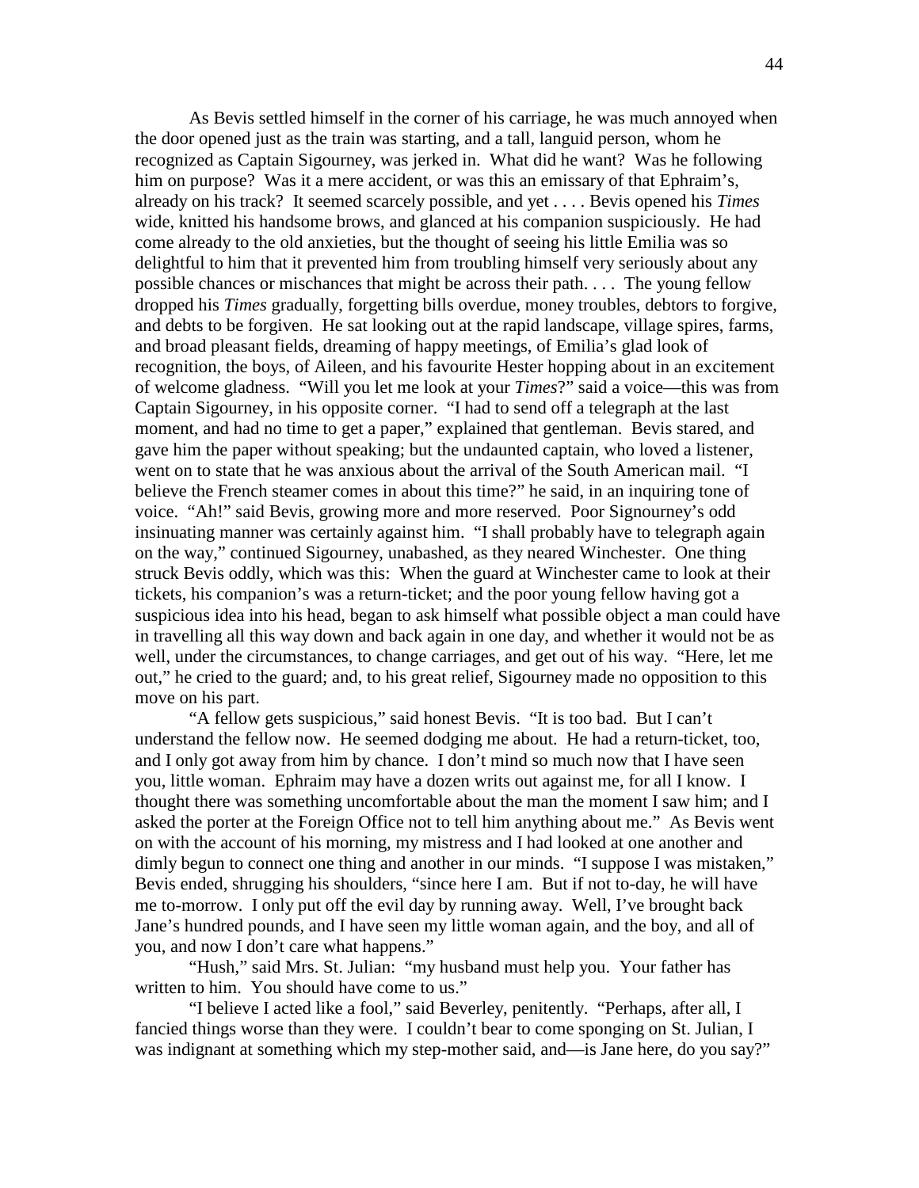As Bevis settled himself in the corner of his carriage, he was much annoyed when the door opened just as the train was starting, and a tall, languid person, whom he recognized as Captain Sigourney, was jerked in. What did he want? Was he following him on purpose? Was it a mere accident, or was this an emissary of that Ephraim's, already on his track? It seemed scarcely possible, and yet . . . . Bevis opened his *Times* wide, knitted his handsome brows, and glanced at his companion suspiciously. He had come already to the old anxieties, but the thought of seeing his little Emilia was so delightful to him that it prevented him from troubling himself very seriously about any possible chances or mischances that might be across their path. . . . The young fellow dropped his *Times* gradually, forgetting bills overdue, money troubles, debtors to forgive, and debts to be forgiven. He sat looking out at the rapid landscape, village spires, farms, and broad pleasant fields, dreaming of happy meetings, of Emilia's glad look of recognition, the boys, of Aileen, and his favourite Hester hopping about in an excitement of welcome gladness. "Will you let me look at your *Times*?" said a voice—this was from Captain Sigourney, in his opposite corner. "I had to send off a telegraph at the last moment, and had no time to get a paper," explained that gentleman. Bevis stared, and gave him the paper without speaking; but the undaunted captain, who loved a listener, went on to state that he was anxious about the arrival of the South American mail. "I believe the French steamer comes in about this time?" he said, in an inquiring tone of voice. "Ah!" said Bevis, growing more and more reserved. Poor Signourney's odd insinuating manner was certainly against him. "I shall probably have to telegraph again on the way," continued Sigourney, unabashed, as they neared Winchester. One thing struck Bevis oddly, which was this: When the guard at Winchester came to look at their tickets, his companion's was a return-ticket; and the poor young fellow having got a suspicious idea into his head, began to ask himself what possible object a man could have in travelling all this way down and back again in one day, and whether it would not be as well, under the circumstances, to change carriages, and get out of his way. "Here, let me out," he cried to the guard; and, to his great relief, Sigourney made no opposition to this move on his part.

"A fellow gets suspicious," said honest Bevis. "It is too bad. But I can't understand the fellow now. He seemed dodging me about. He had a return-ticket, too, and I only got away from him by chance. I don't mind so much now that I have seen you, little woman. Ephraim may have a dozen writs out against me, for all I know. I thought there was something uncomfortable about the man the moment I saw him; and I asked the porter at the Foreign Office not to tell him anything about me." As Bevis went on with the account of his morning, my mistress and I had looked at one another and dimly begun to connect one thing and another in our minds. "I suppose I was mistaken," Bevis ended, shrugging his shoulders, "since here I am. But if not to-day, he will have me to-morrow. I only put off the evil day by running away. Well, I've brought back Jane's hundred pounds, and I have seen my little woman again, and the boy, and all of you, and now I don't care what happens."

"Hush," said Mrs. St. Julian: "my husband must help you. Your father has written to him. You should have come to us."

"I believe I acted like a fool," said Beverley, penitently. "Perhaps, after all, I fancied things worse than they were. I couldn't bear to come sponging on St. Julian, I was indignant at something which my step-mother said, and—is Jane here, do you say?"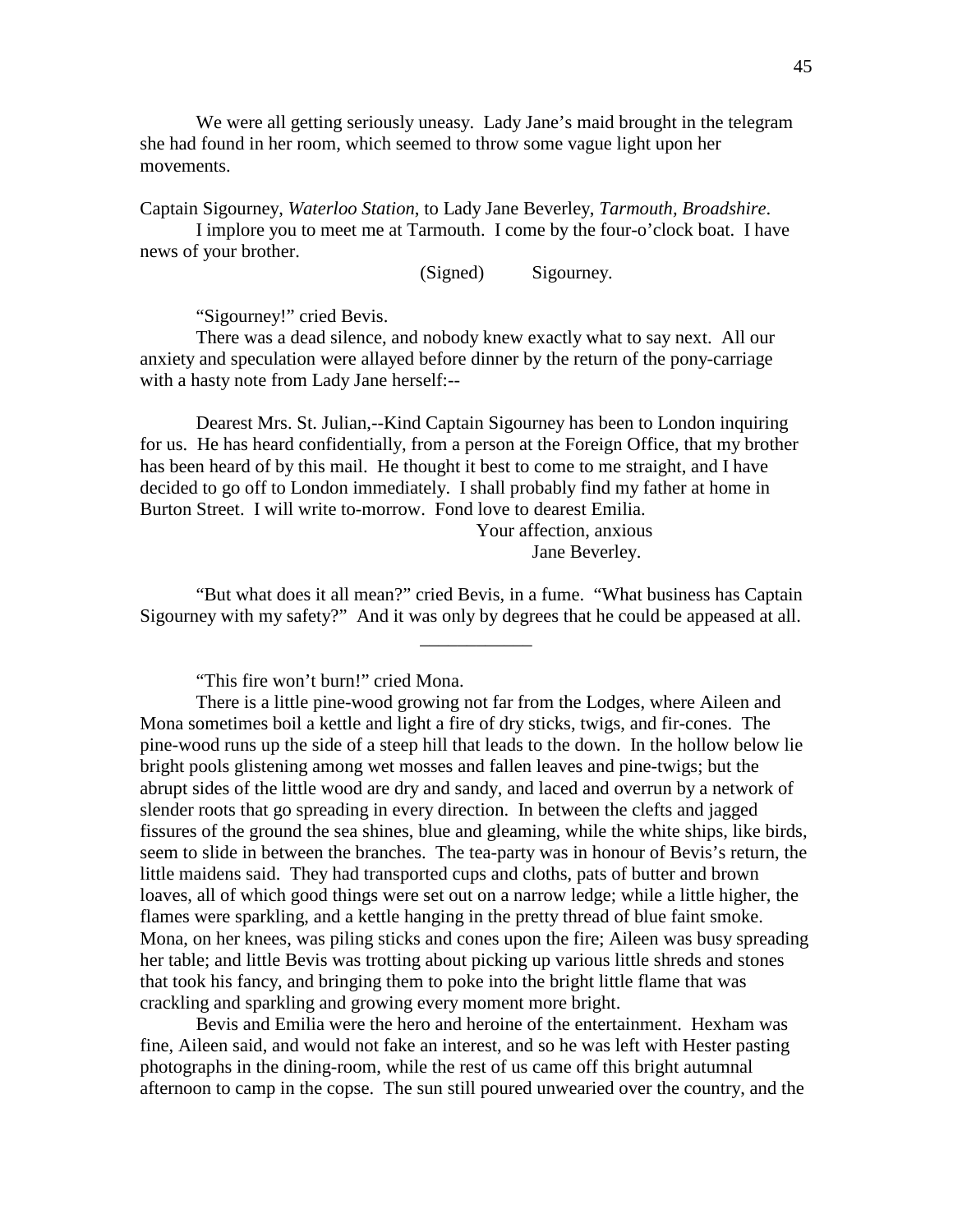We were all getting seriously uneasy. Lady Jane's maid brought in the telegram she had found in her room, which seemed to throw some vague light upon her movements.

Captain Sigourney, *Waterloo Station*, to Lady Jane Beverley, *Tarmouth, Broadshire*.

I implore you to meet me at Tarmouth. I come by the four-o'clock boat. I have news of your brother.

(Signed) Sigourney.

"Sigourney!" cried Bevis.

There was a dead silence, and nobody knew exactly what to say next. All our anxiety and speculation were allayed before dinner by the return of the pony-carriage with a hasty note from Lady Jane herself:--

Dearest Mrs. St. Julian,--Kind Captain Sigourney has been to London inquiring for us. He has heard confidentially, from a person at the Foreign Office, that my brother has been heard of by this mail. He thought it best to come to me straight, and I have decided to go off to London immediately. I shall probably find my father at home in Burton Street. I will write to-morrow. Fond love to dearest Emilia.

Your affection, anxious
Jane Beverley.

"But what does it all mean?" cried Bevis, in a fume. "What business has Captain Sigourney with my safety?" And it was only by degrees that he could be appeased at all.

---

"This fire won't burn!" cried Mona.

There is a little pine-wood growing not far from the Lodges, where Aileen and Mona sometimes boil a kettle and light a fire of dry sticks, twigs, and fir-cones. The pine-wood runs up the side of a steep hill that leads to the down. In the hollow below lie bright pools glistening among wet mosses and fallen leaves and pine-twigs; but the abrupt sides of the little wood are dry and sandy, and laced and overrun by a network of slender roots that go spreading in every direction. In between the clefts and jagged fissures of the ground the sea shines, blue and gleaming, while the white ships, like birds, seem to slide in between the branches. The tea-party was in honour of Bevis's return, the little maidens said. They had transported cups and cloths, pats of butter and brown loaves, all of which good things were set out on a narrow ledge; while a little higher, the flames were sparkling, and a kettle hanging in the pretty thread of blue faint smoke. Mona, on her knees, was piling sticks and cones upon the fire; Aileen was busy spreading her table; and little Bevis was trotting about picking up various little shreds and stones that took his fancy, and bringing them to poke into the bright little flame that was crackling and sparkling and growing every moment more bright.

Bevis and Emilia were the hero and heroine of the entertainment. Hexham was fine, Aileen said, and would not fake an interest, and so he was left with Hester pasting photographs in the dining-room, while the rest of us came off this bright autumnal afternoon to camp in the copse. The sun still poured unwearied over the country, and the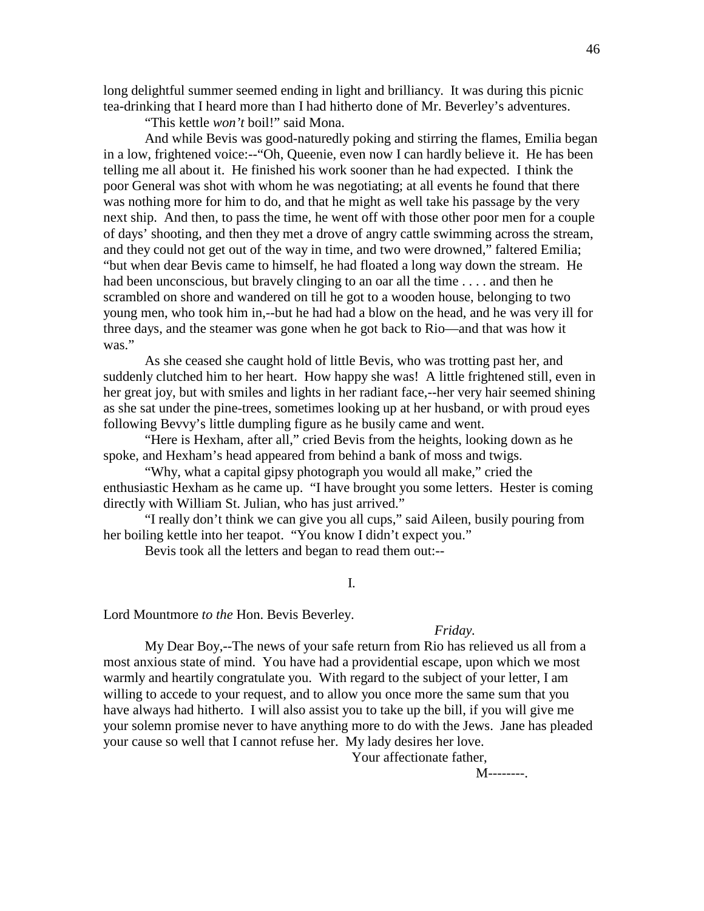long delightful summer seemed ending in light and brilliancy. It was during this picnic tea-drinking that I heard more than I had hitherto done of Mr. Beverley's adventures.

"This kettle *won't* boil!" said Mona.

And while Bevis was good-naturedly poking and stirring the flames, Emilia began in a low, frightened voice:--"Oh, Queenie, even now I can hardly believe it. He has been telling me all about it. He finished his work sooner than he had expected. I think the poor General was shot with whom he was negotiating; at all events he found that there was nothing more for him to do, and that he might as well take his passage by the very next ship. And then, to pass the time, he went off with those other poor men for a couple of days' shooting, and then they met a drove of angry cattle swimming across the stream, and they could not get out of the way in time, and two were drowned," faltered Emilia; "but when dear Bevis came to himself, he had floated a long way down the stream. He had been unconscious, but bravely clinging to an oar all the time . . . . and then he scrambled on shore and wandered on till he got to a wooden house, belonging to two young men, who took him in,--but he had had a blow on the head, and he was very ill for three days, and the steamer was gone when he got back to Rio—and that was how it was."

As she ceased she caught hold of little Bevis, who was trotting past her, and suddenly clutched him to her heart. How happy she was! A little frightened still, even in her great joy, but with smiles and lights in her radiant face,--her very hair seemed shining as she sat under the pine-trees, sometimes looking up at her husband, or with proud eyes following Bevvy's little dumpling figure as he busily came and went.

"Here is Hexham, after all," cried Bevis from the heights, looking down as he spoke, and Hexham's head appeared from behind a bank of moss and twigs.

"Why, what a capital gipsy photograph you would all make," cried the enthusiastic Hexham as he came up. "I have brought you some letters. Hester is coming directly with William St. Julian, who has just arrived."

"I really don't think we can give you all cups," said Aileen, busily pouring from her boiling kettle into her teapot. "You know I didn't expect you."

Bevis took all the letters and began to read them out:--

I.

Lord Mountmore *to the* Hon. Bevis Beverley.

*Friday.*

My Dear Boy,--The news of your safe return from Rio has relieved us all from a most anxious state of mind. You have had a providential escape, upon which we most warmly and heartily congratulate you. With regard to the subject of your letter, I am willing to accede to your request, and to allow you once more the same sum that you have always had hitherto. I will also assist you to take up the bill, if you will give me your solemn promise never to have anything more to do with the Jews. Jane has pleaded your cause so well that I cannot refuse her. My lady desires her love.

Your affectionate father,

M--------.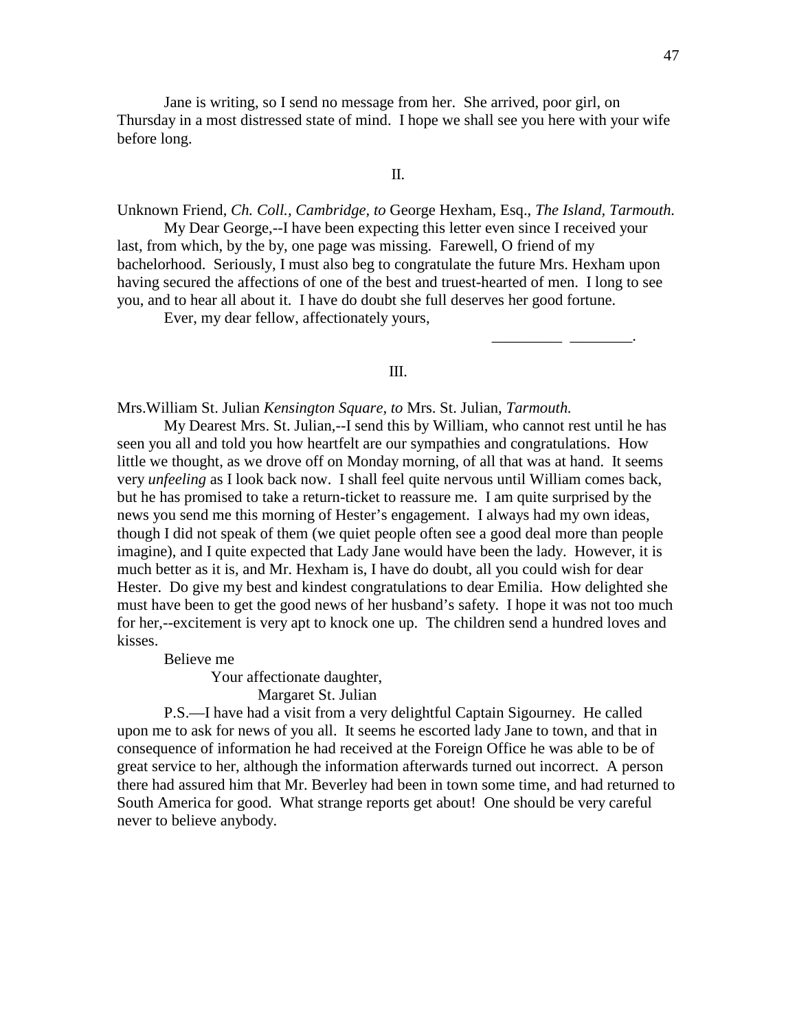Jane is writing, so I send no message from her. She arrived, poor girl, on Thursday in a most distressed state of mind. I hope we shall see you here with your wife before long.

II.

Unknown Friend, *Ch. Coll., Cambridge, to* George Hexham, Esq., *The Island, Tarmouth.*

My Dear George,--I have been expecting this letter even since I received your last, from which, by the by, one page was missing. Farewell, O friend of my bachelorhood. Seriously, I must also beg to congratulate the future Mrs. Hexham upon having secured the affections of one of the best and truest-hearted of men. I long to see you, and to hear all about it. I have do doubt she full deserves her good fortune.

Ever, my dear fellow, affectionately yours,

_________ ________.

III.

Mrs.William St. Julian *Kensington Square, to* Mrs. St. Julian, *Tarmouth.*

My Dearest Mrs. St. Julian,--I send this by William, who cannot rest until he has seen you all and told you how heartfelt are our sympathies and congratulations. How little we thought, as we drove off on Monday morning, of all that was at hand. It seems very *unfeeling* as I look back now. I shall feel quite nervous until William comes back, but he has promised to take a return-ticket to reassure me. I am quite surprised by the news you send me this morning of Hester's engagement. I always had my own ideas, though I did not speak of them (we quiet people often see a good deal more than people imagine), and I quite expected that Lady Jane would have been the lady. However, it is much better as it is, and Mr. Hexham is, I have do doubt, all you could wish for dear Hester. Do give my best and kindest congratulations to dear Emilia. How delighted she must have been to get the good news of her husband's safety. I hope it was not too much for her,--excitement is very apt to knock one up. The children send a hundred loves and kisses.

Believe me

Your affectionate daughter,

Margaret St. Julian

P.S.—I have had a visit from a very delightful Captain Sigourney. He called upon me to ask for news of you all. It seems he escorted lady Jane to town, and that in consequence of information he had received at the Foreign Office he was able to be of great service to her, although the information afterwards turned out incorrect. A person there had assured him that Mr. Beverley had been in town some time, and had returned to South America for good. What strange reports get about! One should be very careful never to believe anybody.